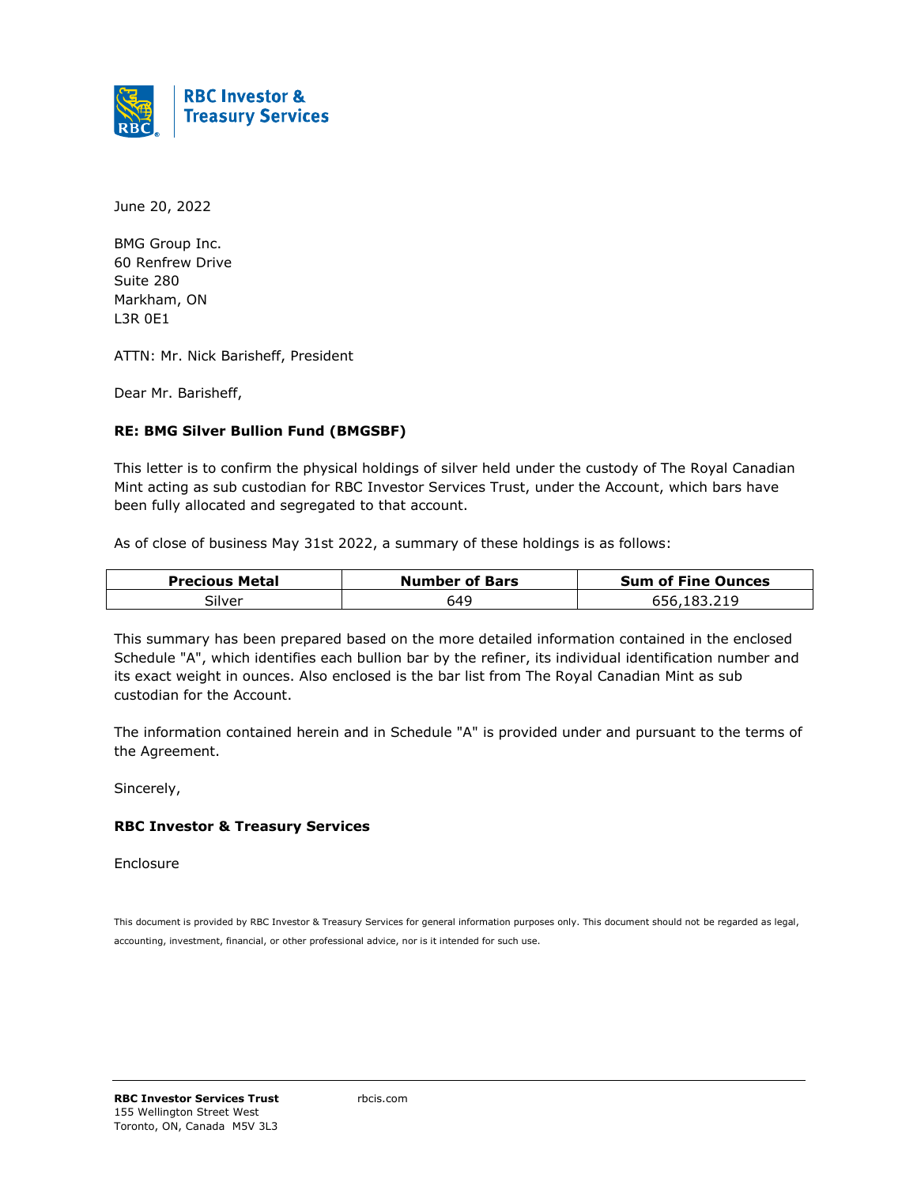**RBC Investor & Treasury Services**

June 20, 2022

BMG Group Inc.
60 Renfrew Drive
Suite 280
Markham, ON
L3R 0E1

ATTN: Mr. Nick Barisheff, President

Dear Mr. Barisheff,

**RE: BMG Silver Bullion Fund (BMGSBF)**

This letter is to confirm the physical holdings of silver held under the custody of The Royal Canadian Mint acting as sub custodian for RBC Investor Services Trust, under the Account, which bars have been fully allocated and segregated to that account.

As of close of business May 31st 2022, a summary of these holdings is as follows:

| Precious Metal | Number of Bars | Sum of Fine Ounces |
|---|---|---|
| Silver | 649 | 656,183.219 |

This summary has been prepared based on the more detailed information contained in the enclosed Schedule "A", which identifies each bullion bar by the refiner, its individual identification number and its exact weight in ounces. Also enclosed is the bar list from The Royal Canadian Mint as sub custodian for the Account.

The information contained herein and in Schedule "A" is provided under and pursuant to the terms of the Agreement.

Sincerely,

**RBC Investor & Treasury Services**

Enclosure

This document is provided by RBC Investor & Treasury Services for general information purposes only. This document should not be regarded as legal, accounting, investment, financial, or other professional advice, nor is it intended for such use.

**RBC Investor Services Trust**
155 Wellington Street West
Toronto, ON, Canada M5V 3L3

rbcis.com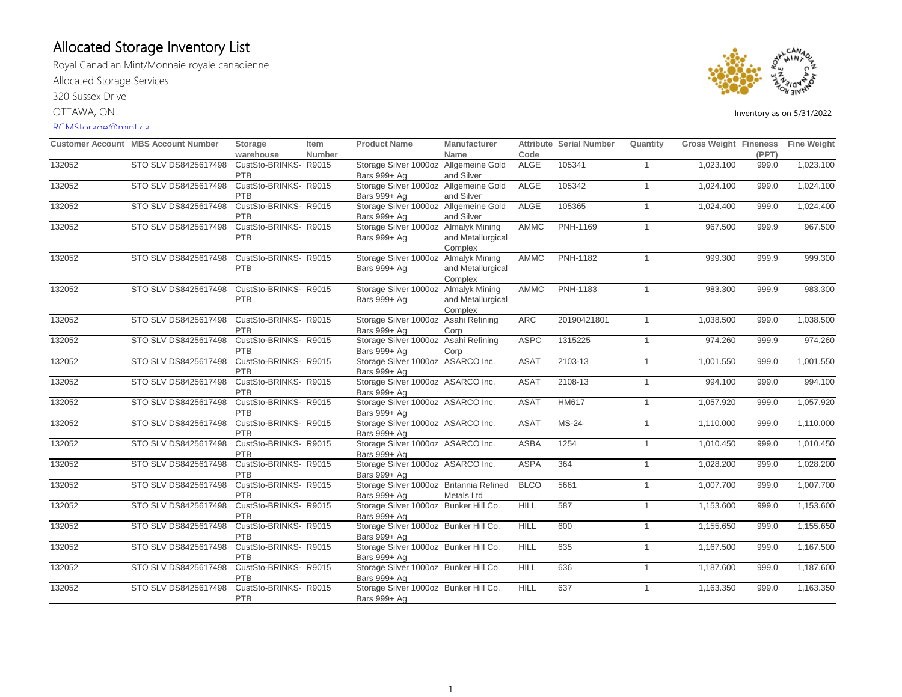# Allocated Storage Inventory List

Royal Canadian Mint/Monnaie royale canadienne

Allocated Storage Services

320 Sussex Drive

OTTAWA, ON

RCMStorage@mint.ca

Inventory as on 5/31/2022

| Customer Account | MBS Account Number | Storage warehouse | Item Number | Product Name | Manufacturer Name | Attribute Code | Serial Number | Quantity | Gross Weight | Fineness (PPT) | Fine Weight |
|---|---|---|---|---|---|---|---|---|---|---|---|
| 132052 | STO SLV DS8425617498 | CustSto-BRINKS-PTB | R9015 | Storage Silver 1000oz Bars 999+ Ag | Allgemeine Gold and Silver | ALGE | 105341 | 1 | 1,023.100 | 999.0 | 1,023.100 |
| 132052 | STO SLV DS8425617498 | CustSto-BRINKS-PTB | R9015 | Storage Silver 1000oz Bars 999+ Ag | Allgemeine Gold and Silver | ALGE | 105342 | 1 | 1,024.100 | 999.0 | 1,024.100 |
| 132052 | STO SLV DS8425617498 | CustSto-BRINKS-PTB | R9015 | Storage Silver 1000oz Bars 999+ Ag | Allgemeine Gold and Silver | ALGE | 105365 | 1 | 1,024.400 | 999.0 | 1,024.400 |
| 132052 | STO SLV DS8425617498 | CustSto-BRINKS-PTB | R9015 | Storage Silver 1000oz Bars 999+ Ag | Almalyk Mining and Metallurgical Complex | AMMC | PNH-1169 | 1 | 967.500 | 999.9 | 967.500 |
| 132052 | STO SLV DS8425617498 | CustSto-BRINKS-PTB | R9015 | Storage Silver 1000oz Bars 999+ Ag | Almalyk Mining and Metallurgical Complex | AMMC | PNH-1182 | 1 | 999.300 | 999.9 | 999.300 |
| 132052 | STO SLV DS8425617498 | CustSto-BRINKS-PTB | R9015 | Storage Silver 1000oz Bars 999+ Ag | Almalyk Mining and Metallurgical Complex | AMMC | PNH-1183 | 1 | 983.300 | 999.9 | 983.300 |
| 132052 | STO SLV DS8425617498 | CustSto-BRINKS-PTB | R9015 | Storage Silver 1000oz Bars 999+ Ag | Asahi Refining Corp | ARC | 20190421801 | 1 | 1,038.500 | 999.0 | 1,038.500 |
| 132052 | STO SLV DS8425617498 | CustSto-BRINKS-PTB | R9015 | Storage Silver 1000oz Bars 999+ Ag | Asahi Refining Corp | ASPC | 1315225 | 1 | 974.260 | 999.9 | 974.260 |
| 132052 | STO SLV DS8425617498 | CustSto-BRINKS-PTB | R9015 | Storage Silver 1000oz Bars 999+ Ag | ASARCO Inc. | ASAT | 2103-13 | 1 | 1,001.550 | 999.0 | 1,001.550 |
| 132052 | STO SLV DS8425617498 | CustSto-BRINKS-PTB | R9015 | Storage Silver 1000oz Bars 999+ Ag | ASARCO Inc. | ASAT | 2108-13 | 1 | 994.100 | 999.0 | 994.100 |
| 132052 | STO SLV DS8425617498 | CustSto-BRINKS-PTB | R9015 | Storage Silver 1000oz Bars 999+ Ag | ASARCO Inc. | ASAT | HM617 | 1 | 1,057.920 | 999.0 | 1,057.920 |
| 132052 | STO SLV DS8425617498 | CustSto-BRINKS-PTB | R9015 | Storage Silver 1000oz Bars 999+ Ag | ASARCO Inc. | ASAT | MS-24 | 1 | 1,110.000 | 999.0 | 1,110.000 |
| 132052 | STO SLV DS8425617498 | CustSto-BRINKS-PTB | R9015 | Storage Silver 1000oz Bars 999+ Ag | ASARCO Inc. | ASBA | 1254 | 1 | 1,010.450 | 999.0 | 1,010.450 |
| 132052 | STO SLV DS8425617498 | CustSto-BRINKS-PTB | R9015 | Storage Silver 1000oz Bars 999+ Ag | ASARCO Inc. | ASPA | 364 | 1 | 1,028.200 | 999.0 | 1,028.200 |
| 132052 | STO SLV DS8425617498 | CustSto-BRINKS-PTB | R9015 | Storage Silver 1000oz Bars 999+ Ag | Britannia Refined Metals Ltd | BLCO | 5661 | 1 | 1,007.700 | 999.0 | 1,007.700 |
| 132052 | STO SLV DS8425617498 | CustSto-BRINKS-PTB | R9015 | Storage Silver 1000oz Bars 999+ Ag | Bunker Hill Co. | HILL | 587 | 1 | 1,153.600 | 999.0 | 1,153.600 |
| 132052 | STO SLV DS8425617498 | CustSto-BRINKS-PTB | R9015 | Storage Silver 1000oz Bars 999+ Ag | Bunker Hill Co. | HILL | 600 | 1 | 1,155.650 | 999.0 | 1,155.650 |
| 132052 | STO SLV DS8425617498 | CustSto-BRINKS-PTB | R9015 | Storage Silver 1000oz Bars 999+ Ag | Bunker Hill Co. | HILL | 635 | 1 | 1,167.500 | 999.0 | 1,167.500 |
| 132052 | STO SLV DS8425617498 | CustSto-BRINKS-PTB | R9015 | Storage Silver 1000oz Bars 999+ Ag | Bunker Hill Co. | HILL | 636 | 1 | 1,187.600 | 999.0 | 1,187.600 |
| 132052 | STO SLV DS8425617498 | CustSto-BRINKS-PTB | R9015 | Storage Silver 1000oz Bars 999+ Ag | Bunker Hill Co. | HILL | 637 | 1 | 1,163.350 | 999.0 | 1,163.350 |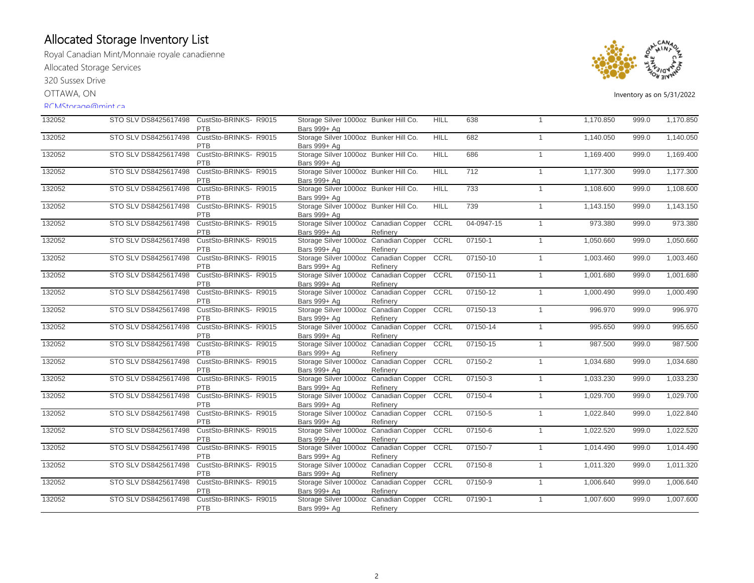# Allocated Storage Inventory List

Royal Canadian Mint/Monnaie royale canadienne

Allocated Storage Services

320 Sussex Drive

OTTAWA, ON

RCMStorage@mint.ca

Inventory as on 5/31/2022

| | | | | | | | | | | |
|---|---|---|---|---|---|---|---|---|---|---|
| 132052 | STO SLV DS8425617498 | CustSto-BRINKS- PTB | R9015 | Storage Silver 1000oz Bars 999+ Ag | Bunker Hill Co. | HILL | 638 | 1 | 1,170.850 | 999.0 | 1,170.850 |
| 132052 | STO SLV DS8425617498 | CustSto-BRINKS- PTB | R9015 | Storage Silver 1000oz Bars 999+ Ag | Bunker Hill Co. | HILL | 682 | 1 | 1,140.050 | 999.0 | 1,140.050 |
| 132052 | STO SLV DS8425617498 | CustSto-BRINKS- PTB | R9015 | Storage Silver 1000oz Bars 999+ Ag | Bunker Hill Co. | HILL | 686 | 1 | 1,169.400 | 999.0 | 1,169.400 |
| 132052 | STO SLV DS8425617498 | CustSto-BRINKS- PTB | R9015 | Storage Silver 1000oz Bars 999+ Ag | Bunker Hill Co. | HILL | 712 | 1 | 1,177.300 | 999.0 | 1,177.300 |
| 132052 | STO SLV DS8425617498 | CustSto-BRINKS- PTB | R9015 | Storage Silver 1000oz Bars 999+ Ag | Bunker Hill Co. | HILL | 733 | 1 | 1,108.600 | 999.0 | 1,108.600 |
| 132052 | STO SLV DS8425617498 | CustSto-BRINKS- PTB | R9015 | Storage Silver 1000oz Bars 999+ Ag | Bunker Hill Co. | HILL | 739 | 1 | 1,143.150 | 999.0 | 1,143.150 |
| 132052 | STO SLV DS8425617498 | CustSto-BRINKS- PTB | R9015 | Storage Silver 1000oz Bars 999+ Ag | Canadian Copper Refinery | CCRL | 04-0947-15 | 1 | 973.380 | 999.0 | 973.380 |
| 132052 | STO SLV DS8425617498 | CustSto-BRINKS- PTB | R9015 | Storage Silver 1000oz Bars 999+ Ag | Canadian Copper Refinery | CCRL | 07150-1 | 1 | 1,050.660 | 999.0 | 1,050.660 |
| 132052 | STO SLV DS8425617498 | CustSto-BRINKS- PTB | R9015 | Storage Silver 1000oz Bars 999+ Ag | Canadian Copper Refinery | CCRL | 07150-10 | 1 | 1,003.460 | 999.0 | 1,003.460 |
| 132052 | STO SLV DS8425617498 | CustSto-BRINKS- PTB | R9015 | Storage Silver 1000oz Bars 999+ Ag | Canadian Copper Refinery | CCRL | 07150-11 | 1 | 1,001.680 | 999.0 | 1,001.680 |
| 132052 | STO SLV DS8425617498 | CustSto-BRINKS- PTB | R9015 | Storage Silver 1000oz Bars 999+ Ag | Canadian Copper Refinery | CCRL | 07150-12 | 1 | 1,000.490 | 999.0 | 1,000.490 |
| 132052 | STO SLV DS8425617498 | CustSto-BRINKS- PTB | R9015 | Storage Silver 1000oz Bars 999+ Ag | Canadian Copper Refinery | CCRL | 07150-13 | 1 | 996.970 | 999.0 | 996.970 |
| 132052 | STO SLV DS8425617498 | CustSto-BRINKS- PTB | R9015 | Storage Silver 1000oz Bars 999+ Ag | Canadian Copper Refinery | CCRL | 07150-14 | 1 | 995.650 | 999.0 | 995.650 |
| 132052 | STO SLV DS8425617498 | CustSto-BRINKS- PTB | R9015 | Storage Silver 1000oz Bars 999+ Ag | Canadian Copper Refinery | CCRL | 07150-15 | 1 | 987.500 | 999.0 | 987.500 |
| 132052 | STO SLV DS8425617498 | CustSto-BRINKS- PTB | R9015 | Storage Silver 1000oz Bars 999+ Ag | Canadian Copper Refinery | CCRL | 07150-2 | 1 | 1,034.680 | 999.0 | 1,034.680 |
| 132052 | STO SLV DS8425617498 | CustSto-BRINKS- PTB | R9015 | Storage Silver 1000oz Bars 999+ Ag | Canadian Copper Refinery | CCRL | 07150-3 | 1 | 1,033.230 | 999.0 | 1,033.230 |
| 132052 | STO SLV DS8425617498 | CustSto-BRINKS- PTB | R9015 | Storage Silver 1000oz Bars 999+ Ag | Canadian Copper Refinery | CCRL | 07150-4 | 1 | 1,029.700 | 999.0 | 1,029.700 |
| 132052 | STO SLV DS8425617498 | CustSto-BRINKS- PTB | R9015 | Storage Silver 1000oz Bars 999+ Ag | Canadian Copper Refinery | CCRL | 07150-5 | 1 | 1,022.840 | 999.0 | 1,022.840 |
| 132052 | STO SLV DS8425617498 | CustSto-BRINKS- PTB | R9015 | Storage Silver 1000oz Bars 999+ Ag | Canadian Copper Refinery | CCRL | 07150-6 | 1 | 1,022.520 | 999.0 | 1,022.520 |
| 132052 | STO SLV DS8425617498 | CustSto-BRINKS- PTB | R9015 | Storage Silver 1000oz Bars 999+ Ag | Canadian Copper Refinery | CCRL | 07150-7 | 1 | 1,014.490 | 999.0 | 1,014.490 |
| 132052 | STO SLV DS8425617498 | CustSto-BRINKS- PTB | R9015 | Storage Silver 1000oz Bars 999+ Ag | Canadian Copper Refinery | CCRL | 07150-8 | 1 | 1,011.320 | 999.0 | 1,011.320 |
| 132052 | STO SLV DS8425617498 | CustSto-BRINKS- PTB | R9015 | Storage Silver 1000oz Bars 999+ Ag | Canadian Copper Refinery | CCRL | 07150-9 | 1 | 1,006.640 | 999.0 | 1,006.640 |
| 132052 | STO SLV DS8425617498 | CustSto-BRINKS- PTB | R9015 | Storage Silver 1000oz Bars 999+ Ag | Canadian Copper Refinery | CCRL | 07190-1 | 1 | 1,007.600 | 999.0 | 1,007.600 |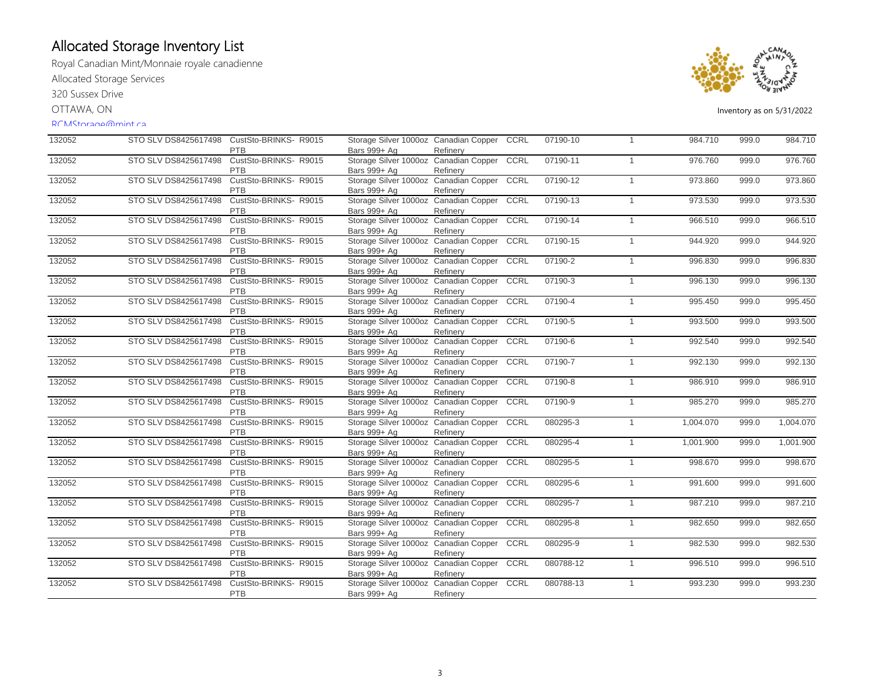# Allocated Storage Inventory List

Royal Canadian Mint/Monnaie royale canadienne

Allocated Storage Services

320 Sussex Drive

OTTAWA, ON

RCMStorage@mint.ca

Inventory as on 5/31/2022

| | | | | | | | | | | |
|---|---|---|---|---|---|---|---|---|---|---|
| 132052 | STO SLV DS8425617498 | CustSto-BRINKS- PTB | R9015 | Storage Silver 1000oz Bars 999+ Ag | Canadian Copper Refinery | CCRL | 07190-10 | 1 | 984.710 | 999.0 | 984.710 |
| 132052 | STO SLV DS8425617498 | CustSto-BRINKS- PTB | R9015 | Storage Silver 1000oz Bars 999+ Ag | Canadian Copper Refinery | CCRL | 07190-11 | 1 | 976.760 | 999.0 | 976.760 |
| 132052 | STO SLV DS8425617498 | CustSto-BRINKS- PTB | R9015 | Storage Silver 1000oz Bars 999+ Ag | Canadian Copper Refinery | CCRL | 07190-12 | 1 | 973.860 | 999.0 | 973.860 |
| 132052 | STO SLV DS8425617498 | CustSto-BRINKS- PTB | R9015 | Storage Silver 1000oz Bars 999+ Ag | Canadian Copper Refinery | CCRL | 07190-13 | 1 | 973.530 | 999.0 | 973.530 |
| 132052 | STO SLV DS8425617498 | CustSto-BRINKS- PTB | R9015 | Storage Silver 1000oz Bars 999+ Ag | Canadian Copper Refinery | CCRL | 07190-14 | 1 | 966.510 | 999.0 | 966.510 |
| 132052 | STO SLV DS8425617498 | CustSto-BRINKS- PTB | R9015 | Storage Silver 1000oz Bars 999+ Ag | Canadian Copper Refinery | CCRL | 07190-15 | 1 | 944.920 | 999.0 | 944.920 |
| 132052 | STO SLV DS8425617498 | CustSto-BRINKS- PTB | R9015 | Storage Silver 1000oz Bars 999+ Ag | Canadian Copper Refinery | CCRL | 07190-2 | 1 | 996.830 | 999.0 | 996.830 |
| 132052 | STO SLV DS8425617498 | CustSto-BRINKS- PTB | R9015 | Storage Silver 1000oz Bars 999+ Ag | Canadian Copper Refinery | CCRL | 07190-3 | 1 | 996.130 | 999.0 | 996.130 |
| 132052 | STO SLV DS8425617498 | CustSto-BRINKS- PTB | R9015 | Storage Silver 1000oz Bars 999+ Ag | Canadian Copper Refinery | CCRL | 07190-4 | 1 | 995.450 | 999.0 | 995.450 |
| 132052 | STO SLV DS8425617498 | CustSto-BRINKS- PTB | R9015 | Storage Silver 1000oz Bars 999+ Ag | Canadian Copper Refinery | CCRL | 07190-5 | 1 | 993.500 | 999.0 | 993.500 |
| 132052 | STO SLV DS8425617498 | CustSto-BRINKS- PTB | R9015 | Storage Silver 1000oz Bars 999+ Ag | Canadian Copper Refinery | CCRL | 07190-6 | 1 | 992.540 | 999.0 | 992.540 |
| 132052 | STO SLV DS8425617498 | CustSto-BRINKS- PTB | R9015 | Storage Silver 1000oz Bars 999+ Ag | Canadian Copper Refinery | CCRL | 07190-7 | 1 | 992.130 | 999.0 | 992.130 |
| 132052 | STO SLV DS8425617498 | CustSto-BRINKS- PTB | R9015 | Storage Silver 1000oz Bars 999+ Ag | Canadian Copper Refinery | CCRL | 07190-8 | 1 | 986.910 | 999.0 | 986.910 |
| 132052 | STO SLV DS8425617498 | CustSto-BRINKS- PTB | R9015 | Storage Silver 1000oz Bars 999+ Ag | Canadian Copper Refinery | CCRL | 07190-9 | 1 | 985.270 | 999.0 | 985.270 |
| 132052 | STO SLV DS8425617498 | CustSto-BRINKS- PTB | R9015 | Storage Silver 1000oz Bars 999+ Ag | Canadian Copper Refinery | CCRL | 080295-3 | 1 | 1,004.070 | 999.0 | 1,004.070 |
| 132052 | STO SLV DS8425617498 | CustSto-BRINKS- PTB | R9015 | Storage Silver 1000oz Bars 999+ Ag | Canadian Copper Refinery | CCRL | 080295-4 | 1 | 1,001.900 | 999.0 | 1,001.900 |
| 132052 | STO SLV DS8425617498 | CustSto-BRINKS- PTB | R9015 | Storage Silver 1000oz Bars 999+ Ag | Canadian Copper Refinery | CCRL | 080295-5 | 1 | 998.670 | 999.0 | 998.670 |
| 132052 | STO SLV DS8425617498 | CustSto-BRINKS- PTB | R9015 | Storage Silver 1000oz Bars 999+ Ag | Canadian Copper Refinery | CCRL | 080295-6 | 1 | 991.600 | 999.0 | 991.600 |
| 132052 | STO SLV DS8425617498 | CustSto-BRINKS- PTB | R9015 | Storage Silver 1000oz Bars 999+ Ag | Canadian Copper Refinery | CCRL | 080295-7 | 1 | 987.210 | 999.0 | 987.210 |
| 132052 | STO SLV DS8425617498 | CustSto-BRINKS- PTB | R9015 | Storage Silver 1000oz Bars 999+ Ag | Canadian Copper Refinery | CCRL | 080295-8 | 1 | 982.650 | 999.0 | 982.650 |
| 132052 | STO SLV DS8425617498 | CustSto-BRINKS- PTB | R9015 | Storage Silver 1000oz Bars 999+ Ag | Canadian Copper Refinery | CCRL | 080295-9 | 1 | 982.530 | 999.0 | 982.530 |
| 132052 | STO SLV DS8425617498 | CustSto-BRINKS- PTB | R9015 | Storage Silver 1000oz Bars 999+ Ag | Canadian Copper Refinery | CCRL | 080788-12 | 1 | 996.510 | 999.0 | 996.510 |
| 132052 | STO SLV DS8425617498 | CustSto-BRINKS- PTB | R9015 | Storage Silver 1000oz Bars 999+ Ag | Canadian Copper Refinery | CCRL | 080788-13 | 1 | 993.230 | 999.0 | 993.230 |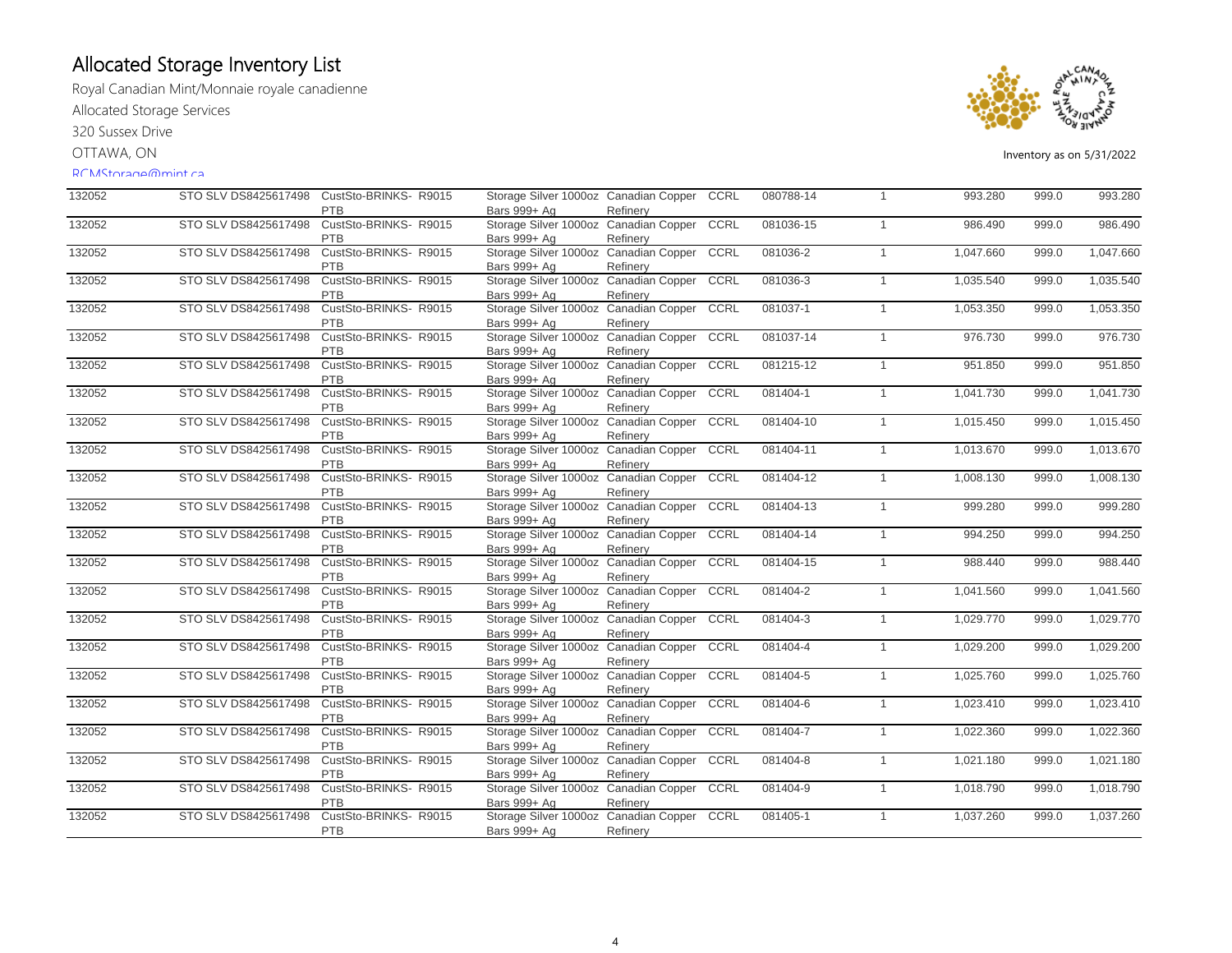# Allocated Storage Inventory List

Royal Canadian Mint/Monnaie royale canadienne

Allocated Storage Services

320 Sussex Drive

OTTAWA, ON

RCMStorage@mint.ca

Inventory as on 5/31/2022

| | | | | | | | | | | |
|---|---|---|---|---|---|---|---|---|---|---|
| 132052 | STO SLV DS8425617498 | CustSto-BRINKS-PTB | R9015 | Storage Silver 1000oz Bars 999+ Ag | Canadian Copper Refinery | CCRL | 080788-14 | 1 | 993.280 | 999.0 | 993.280 |
| 132052 | STO SLV DS8425617498 | CustSto-BRINKS-PTB | R9015 | Storage Silver 1000oz Bars 999+ Ag | Canadian Copper Refinery | CCRL | 081036-15 | 1 | 986.490 | 999.0 | 986.490 |
| 132052 | STO SLV DS8425617498 | CustSto-BRINKS-PTB | R9015 | Storage Silver 1000oz Bars 999+ Ag | Canadian Copper Refinery | CCRL | 081036-2 | 1 | 1,047.660 | 999.0 | 1,047.660 |
| 132052 | STO SLV DS8425617498 | CustSto-BRINKS-PTB | R9015 | Storage Silver 1000oz Bars 999+ Ag | Canadian Copper Refinery | CCRL | 081036-3 | 1 | 1,035.540 | 999.0 | 1,035.540 |
| 132052 | STO SLV DS8425617498 | CustSto-BRINKS-PTB | R9015 | Storage Silver 1000oz Bars 999+ Ag | Canadian Copper Refinery | CCRL | 081037-1 | 1 | 1,053.350 | 999.0 | 1,053.350 |
| 132052 | STO SLV DS8425617498 | CustSto-BRINKS-PTB | R9015 | Storage Silver 1000oz Bars 999+ Ag | Canadian Copper Refinery | CCRL | 081037-14 | 1 | 976.730 | 999.0 | 976.730 |
| 132052 | STO SLV DS8425617498 | CustSto-BRINKS-PTB | R9015 | Storage Silver 1000oz Bars 999+ Ag | Canadian Copper Refinery | CCRL | 081215-12 | 1 | 951.850 | 999.0 | 951.850 |
| 132052 | STO SLV DS8425617498 | CustSto-BRINKS-PTB | R9015 | Storage Silver 1000oz Bars 999+ Ag | Canadian Copper Refinery | CCRL | 081404-1 | 1 | 1,041.730 | 999.0 | 1,041.730 |
| 132052 | STO SLV DS8425617498 | CustSto-BRINKS-PTB | R9015 | Storage Silver 1000oz Bars 999+ Ag | Canadian Copper Refinery | CCRL | 081404-10 | 1 | 1,015.450 | 999.0 | 1,015.450 |
| 132052 | STO SLV DS8425617498 | CustSto-BRINKS-PTB | R9015 | Storage Silver 1000oz Bars 999+ Ag | Canadian Copper Refinery | CCRL | 081404-11 | 1 | 1,013.670 | 999.0 | 1,013.670 |
| 132052 | STO SLV DS8425617498 | CustSto-BRINKS-PTB | R9015 | Storage Silver 1000oz Bars 999+ Ag | Canadian Copper Refinery | CCRL | 081404-12 | 1 | 1,008.130 | 999.0 | 1,008.130 |
| 132052 | STO SLV DS8425617498 | CustSto-BRINKS-PTB | R9015 | Storage Silver 1000oz Bars 999+ Ag | Canadian Copper Refinery | CCRL | 081404-13 | 1 | 999.280 | 999.0 | 999.280 |
| 132052 | STO SLV DS8425617498 | CustSto-BRINKS-PTB | R9015 | Storage Silver 1000oz Bars 999+ Ag | Canadian Copper Refinery | CCRL | 081404-14 | 1 | 994.250 | 999.0 | 994.250 |
| 132052 | STO SLV DS8425617498 | CustSto-BRINKS-PTB | R9015 | Storage Silver 1000oz Bars 999+ Ag | Canadian Copper Refinery | CCRL | 081404-15 | 1 | 988.440 | 999.0 | 988.440 |
| 132052 | STO SLV DS8425617498 | CustSto-BRINKS-PTB | R9015 | Storage Silver 1000oz Bars 999+ Ag | Canadian Copper Refinery | CCRL | 081404-2 | 1 | 1,041.560 | 999.0 | 1,041.560 |
| 132052 | STO SLV DS8425617498 | CustSto-BRINKS-PTB | R9015 | Storage Silver 1000oz Bars 999+ Ag | Canadian Copper Refinery | CCRL | 081404-3 | 1 | 1,029.770 | 999.0 | 1,029.770 |
| 132052 | STO SLV DS8425617498 | CustSto-BRINKS-PTB | R9015 | Storage Silver 1000oz Bars 999+ Ag | Canadian Copper Refinery | CCRL | 081404-4 | 1 | 1,029.200 | 999.0 | 1,029.200 |
| 132052 | STO SLV DS8425617498 | CustSto-BRINKS-PTB | R9015 | Storage Silver 1000oz Bars 999+ Ag | Canadian Copper Refinery | CCRL | 081404-5 | 1 | 1,025.760 | 999.0 | 1,025.760 |
| 132052 | STO SLV DS8425617498 | CustSto-BRINKS-PTB | R9015 | Storage Silver 1000oz Bars 999+ Ag | Canadian Copper Refinery | CCRL | 081404-6 | 1 | 1,023.410 | 999.0 | 1,023.410 |
| 132052 | STO SLV DS8425617498 | CustSto-BRINKS-PTB | R9015 | Storage Silver 1000oz Bars 999+ Ag | Canadian Copper Refinery | CCRL | 081404-7 | 1 | 1,022.360 | 999.0 | 1,022.360 |
| 132052 | STO SLV DS8425617498 | CustSto-BRINKS-PTB | R9015 | Storage Silver 1000oz Bars 999+ Ag | Canadian Copper Refinery | CCRL | 081404-8 | 1 | 1,021.180 | 999.0 | 1,021.180 |
| 132052 | STO SLV DS8425617498 | CustSto-BRINKS-PTB | R9015 | Storage Silver 1000oz Bars 999+ Ag | Canadian Copper Refinery | CCRL | 081404-9 | 1 | 1,018.790 | 999.0 | 1,018.790 |
| 132052 | STO SLV DS8425617498 | CustSto-BRINKS-PTB | R9015 | Storage Silver 1000oz Bars 999+ Ag | Canadian Copper Refinery | CCRL | 081405-1 | 1 | 1,037.260 | 999.0 | 1,037.260 |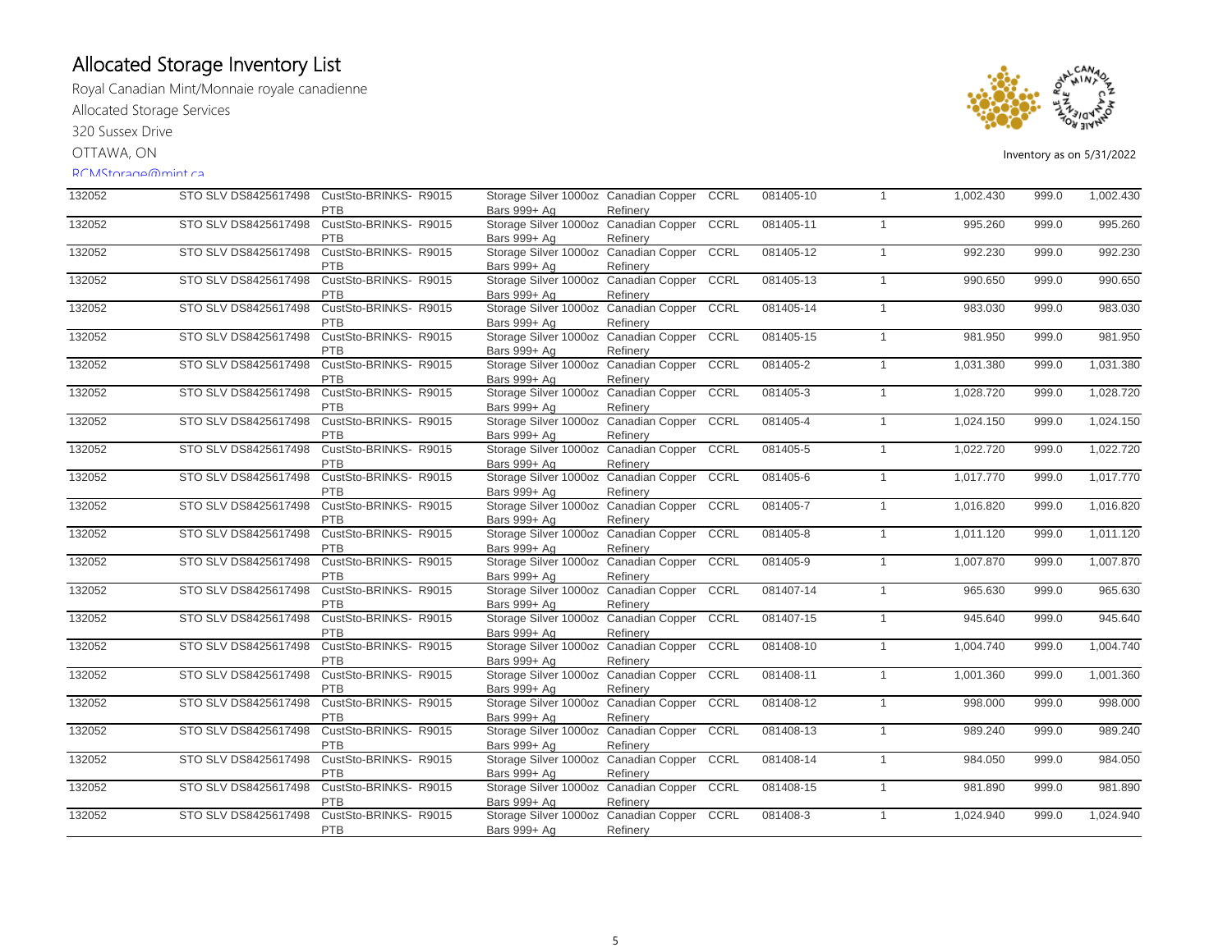# Allocated Storage Inventory List

Royal Canadian Mint/Monnaie royale canadienne

Allocated Storage Services

320 Sussex Drive

OTTAWA, ON

RCMStorage@mint.ca

Inventory as on 5/31/2022

| | | | | | | | | | | |
|---|---|---|---|---|---|---|---|---|---|---|
| 132052 | STO SLV DS8425617498 | CustSto-BRINKS- R9015 PTB | Storage Silver 1000oz Bars 999+ Ag | Canadian Copper Refinery | CCRL | 081405-10 | 1 | 1,002.430 | 999.0 | 1,002.430 |
| 132052 | STO SLV DS8425617498 | CustSto-BRINKS- R9015 PTB | Storage Silver 1000oz Bars 999+ Ag | Canadian Copper Refinery | CCRL | 081405-11 | 1 | 995.260 | 999.0 | 995.260 |
| 132052 | STO SLV DS8425617498 | CustSto-BRINKS- R9015 PTB | Storage Silver 1000oz Bars 999+ Ag | Canadian Copper Refinery | CCRL | 081405-12 | 1 | 992.230 | 999.0 | 992.230 |
| 132052 | STO SLV DS8425617498 | CustSto-BRINKS- R9015 PTB | Storage Silver 1000oz Bars 999+ Ag | Canadian Copper Refinery | CCRL | 081405-13 | 1 | 990.650 | 999.0 | 990.650 |
| 132052 | STO SLV DS8425617498 | CustSto-BRINKS- R9015 PTB | Storage Silver 1000oz Bars 999+ Ag | Canadian Copper Refinery | CCRL | 081405-14 | 1 | 983.030 | 999.0 | 983.030 |
| 132052 | STO SLV DS8425617498 | CustSto-BRINKS- R9015 PTB | Storage Silver 1000oz Bars 999+ Ag | Canadian Copper Refinery | CCRL | 081405-15 | 1 | 981.950 | 999.0 | 981.950 |
| 132052 | STO SLV DS8425617498 | CustSto-BRINKS- R9015 PTB | Storage Silver 1000oz Bars 999+ Ag | Canadian Copper Refinery | CCRL | 081405-2 | 1 | 1,031.380 | 999.0 | 1,031.380 |
| 132052 | STO SLV DS8425617498 | CustSto-BRINKS- R9015 PTB | Storage Silver 1000oz Bars 999+ Ag | Canadian Copper Refinery | CCRL | 081405-3 | 1 | 1,028.720 | 999.0 | 1,028.720 |
| 132052 | STO SLV DS8425617498 | CustSto-BRINKS- R9015 PTB | Storage Silver 1000oz Bars 999+ Ag | Canadian Copper Refinery | CCRL | 081405-4 | 1 | 1,024.150 | 999.0 | 1,024.150 |
| 132052 | STO SLV DS8425617498 | CustSto-BRINKS- R9015 PTB | Storage Silver 1000oz Bars 999+ Ag | Canadian Copper Refinery | CCRL | 081405-5 | 1 | 1,022.720 | 999.0 | 1,022.720 |
| 132052 | STO SLV DS8425617498 | CustSto-BRINKS- R9015 PTB | Storage Silver 1000oz Bars 999+ Ag | Canadian Copper Refinery | CCRL | 081405-6 | 1 | 1,017.770 | 999.0 | 1,017.770 |
| 132052 | STO SLV DS8425617498 | CustSto-BRINKS- R9015 PTB | Storage Silver 1000oz Bars 999+ Ag | Canadian Copper Refinery | CCRL | 081405-7 | 1 | 1,016.820 | 999.0 | 1,016.820 |
| 132052 | STO SLV DS8425617498 | CustSto-BRINKS- R9015 PTB | Storage Silver 1000oz Bars 999+ Ag | Canadian Copper Refinery | CCRL | 081405-8 | 1 | 1,011.120 | 999.0 | 1,011.120 |
| 132052 | STO SLV DS8425617498 | CustSto-BRINKS- R9015 PTB | Storage Silver 1000oz Bars 999+ Ag | Canadian Copper Refinery | CCRL | 081405-9 | 1 | 1,007.870 | 999.0 | 1,007.870 |
| 132052 | STO SLV DS8425617498 | CustSto-BRINKS- R9015 PTB | Storage Silver 1000oz Bars 999+ Ag | Canadian Copper Refinery | CCRL | 081407-14 | 1 | 965.630 | 999.0 | 965.630 |
| 132052 | STO SLV DS8425617498 | CustSto-BRINKS- R9015 PTB | Storage Silver 1000oz Bars 999+ Ag | Canadian Copper Refinery | CCRL | 081407-15 | 1 | 945.640 | 999.0 | 945.640 |
| 132052 | STO SLV DS8425617498 | CustSto-BRINKS- R9015 PTB | Storage Silver 1000oz Bars 999+ Ag | Canadian Copper Refinery | CCRL | 081408-10 | 1 | 1,004.740 | 999.0 | 1,004.740 |
| 132052 | STO SLV DS8425617498 | CustSto-BRINKS- R9015 PTB | Storage Silver 1000oz Bars 999+ Ag | Canadian Copper Refinery | CCRL | 081408-11 | 1 | 1,001.360 | 999.0 | 1,001.360 |
| 132052 | STO SLV DS8425617498 | CustSto-BRINKS- R9015 PTB | Storage Silver 1000oz Bars 999+ Ag | Canadian Copper Refinery | CCRL | 081408-12 | 1 | 998.000 | 999.0 | 998.000 |
| 132052 | STO SLV DS8425617498 | CustSto-BRINKS- R9015 PTB | Storage Silver 1000oz Bars 999+ Ag | Canadian Copper Refinery | CCRL | 081408-13 | 1 | 989.240 | 999.0 | 989.240 |
| 132052 | STO SLV DS8425617498 | CustSto-BRINKS- R9015 PTB | Storage Silver 1000oz Bars 999+ Ag | Canadian Copper Refinery | CCRL | 081408-14 | 1 | 984.050 | 999.0 | 984.050 |
| 132052 | STO SLV DS8425617498 | CustSto-BRINKS- R9015 PTB | Storage Silver 1000oz Bars 999+ Ag | Canadian Copper Refinery | CCRL | 081408-15 | 1 | 981.890 | 999.0 | 981.890 |
| 132052 | STO SLV DS8425617498 | CustSto-BRINKS- R9015 PTB | Storage Silver 1000oz Bars 999+ Ag | Canadian Copper Refinery | CCRL | 081408-3 | 1 | 1,024.940 | 999.0 | 1,024.940 |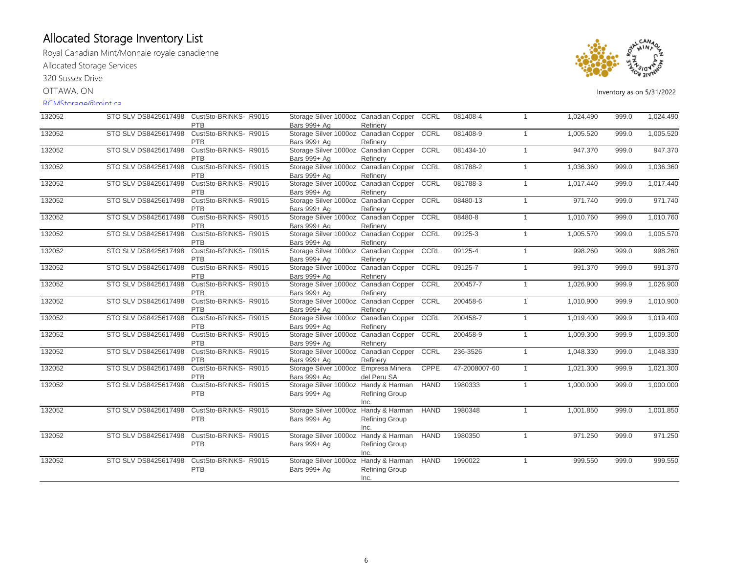# Allocated Storage Inventory List

Royal Canadian Mint/Monnaie royale canadienne

Allocated Storage Services

320 Sussex Drive

OTTAWA, ON

RCMStorage@mint.ca

Inventory as on 5/31/2022

| | | | | | | | | | | |
|---|---|---|---|---|---|---|---|---|---|---|
| 132052 | STO SLV DS8425617498 | CustSto-BRINKS- PTB | R9015 | Storage Silver 1000oz Bars 999+ Ag | Canadian Copper Refinery | CCRL | 081408-4 | 1 | 1,024.490 | 999.0 | 1,024.490 |
| 132052 | STO SLV DS8425617498 | CustSto-BRINKS- PTB | R9015 | Storage Silver 1000oz Bars 999+ Ag | Canadian Copper Refinery | CCRL | 081408-9 | 1 | 1,005.520 | 999.0 | 1,005.520 |
| 132052 | STO SLV DS8425617498 | CustSto-BRINKS- PTB | R9015 | Storage Silver 1000oz Bars 999+ Ag | Canadian Copper Refinery | CCRL | 081434-10 | 1 | 947.370 | 999.0 | 947.370 |
| 132052 | STO SLV DS8425617498 | CustSto-BRINKS- PTB | R9015 | Storage Silver 1000oz Bars 999+ Ag | Canadian Copper Refinery | CCRL | 081788-2 | 1 | 1,036.360 | 999.0 | 1,036.360 |
| 132052 | STO SLV DS8425617498 | CustSto-BRINKS- PTB | R9015 | Storage Silver 1000oz Bars 999+ Ag | Canadian Copper Refinery | CCRL | 081788-3 | 1 | 1,017.440 | 999.0 | 1,017.440 |
| 132052 | STO SLV DS8425617498 | CustSto-BRINKS- PTB | R9015 | Storage Silver 1000oz Bars 999+ Ag | Canadian Copper Refinery | CCRL | 08480-13 | 1 | 971.740 | 999.0 | 971.740 |
| 132052 | STO SLV DS8425617498 | CustSto-BRINKS- PTB | R9015 | Storage Silver 1000oz Bars 999+ Ag | Canadian Copper Refinery | CCRL | 08480-8 | 1 | 1,010.760 | 999.0 | 1,010.760 |
| 132052 | STO SLV DS8425617498 | CustSto-BRINKS- PTB | R9015 | Storage Silver 1000oz Bars 999+ Ag | Canadian Copper Refinery | CCRL | 09125-3 | 1 | 1,005.570 | 999.0 | 1,005.570 |
| 132052 | STO SLV DS8425617498 | CustSto-BRINKS- PTB | R9015 | Storage Silver 1000oz Bars 999+ Ag | Canadian Copper Refinery | CCRL | 09125-4 | 1 | 998.260 | 999.0 | 998.260 |
| 132052 | STO SLV DS8425617498 | CustSto-BRINKS- PTB | R9015 | Storage Silver 1000oz Bars 999+ Ag | Canadian Copper Refinery | CCRL | 09125-7 | 1 | 991.370 | 999.0 | 991.370 |
| 132052 | STO SLV DS8425617498 | CustSto-BRINKS- PTB | R9015 | Storage Silver 1000oz Bars 999+ Ag | Canadian Copper Refinery | CCRL | 200457-7 | 1 | 1,026.900 | 999.9 | 1,026.900 |
| 132052 | STO SLV DS8425617498 | CustSto-BRINKS- PTB | R9015 | Storage Silver 1000oz Bars 999+ Ag | Canadian Copper Refinery | CCRL | 200458-6 | 1 | 1,010.900 | 999.9 | 1,010.900 |
| 132052 | STO SLV DS8425617498 | CustSto-BRINKS- PTB | R9015 | Storage Silver 1000oz Bars 999+ Ag | Canadian Copper Refinery | CCRL | 200458-7 | 1 | 1,019.400 | 999.9 | 1,019.400 |
| 132052 | STO SLV DS8425617498 | CustSto-BRINKS- PTB | R9015 | Storage Silver 1000oz Bars 999+ Ag | Canadian Copper Refinery | CCRL | 200458-9 | 1 | 1,009.300 | 999.9 | 1,009.300 |
| 132052 | STO SLV DS8425617498 | CustSto-BRINKS- PTB | R9015 | Storage Silver 1000oz Bars 999+ Ag | Canadian Copper Refinery | CCRL | 236-3526 | 1 | 1,048.330 | 999.0 | 1,048.330 |
| 132052 | STO SLV DS8425617498 | CustSto-BRINKS- PTB | R9015 | Storage Silver 1000oz Bars 999+ Ag | Empresa Minera del Peru SA | CPPE | 47-2008007-60 | 1 | 1,021.300 | 999.9 | 1,021.300 |
| 132052 | STO SLV DS8425617498 | CustSto-BRINKS- PTB | R9015 | Storage Silver 1000oz Bars 999+ Ag | Handy & Harman Refining Group Inc. | HAND | 1980333 | 1 | 1,000.000 | 999.0 | 1,000.000 |
| 132052 | STO SLV DS8425617498 | CustSto-BRINKS- PTB | R9015 | Storage Silver 1000oz Bars 999+ Ag | Handy & Harman Refining Group Inc. | HAND | 1980348 | 1 | 1,001.850 | 999.0 | 1,001.850 |
| 132052 | STO SLV DS8425617498 | CustSto-BRINKS- PTB | R9015 | Storage Silver 1000oz Bars 999+ Ag | Handy & Harman Refining Group Inc. | HAND | 1980350 | 1 | 971.250 | 999.0 | 971.250 |
| 132052 | STO SLV DS8425617498 | CustSto-BRINKS- PTB | R9015 | Storage Silver 1000oz Bars 999+ Ag | Handy & Harman Refining Group Inc. | HAND | 1990022 | 1 | 999.550 | 999.0 | 999.550 |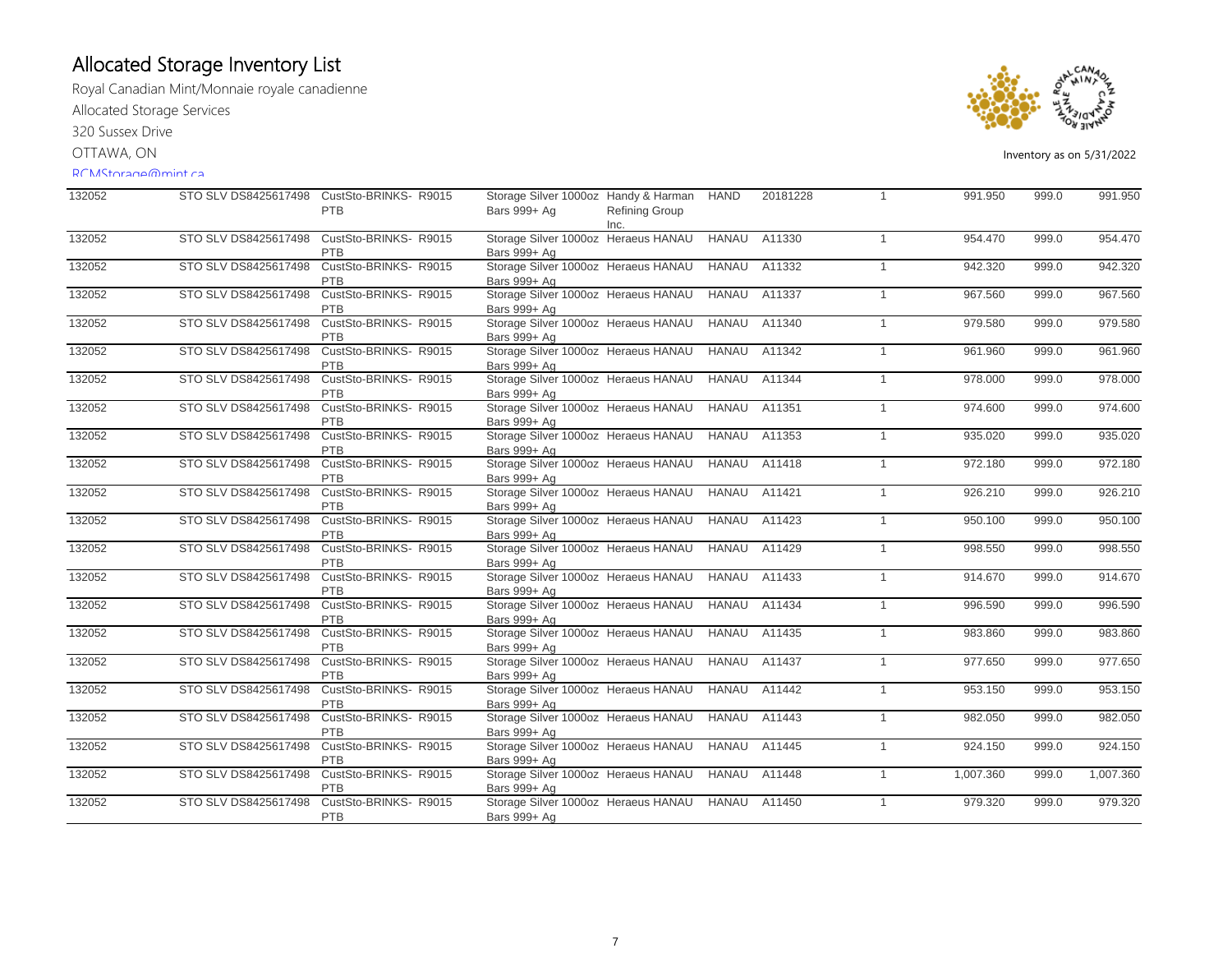# Allocated Storage Inventory List

Royal Canadian Mint/Monnaie royale canadienne

Allocated Storage Services

320 Sussex Drive

OTTAWA, ON

RCMStorage@mint.ca

Inventory as on 5/31/2022

| | | | | | | | | | | | | |
|---|---|---|---|---|---|---|---|---|---|---|---|---|
| 132052 | STO SLV DS8425617498 | CustSto-BRINKS-PTB | R9015 | Storage Silver 1000oz Bars 999+ Ag | Handy & Harman Refining Group Inc. | HAND | 20181228 | 1 | 991.950 | 999.0 | 991.950 |
| 132052 | STO SLV DS8425617498 | CustSto-BRINKS-PTB | R9015 | Storage Silver 1000oz Bars 999+ Ag | Heraeus HANAU | HANAU | A11330 | 1 | 954.470 | 999.0 | 954.470 |
| 132052 | STO SLV DS8425617498 | CustSto-BRINKS-PTB | R9015 | Storage Silver 1000oz Bars 999+ Ag | Heraeus HANAU | HANAU | A11332 | 1 | 942.320 | 999.0 | 942.320 |
| 132052 | STO SLV DS8425617498 | CustSto-BRINKS-PTB | R9015 | Storage Silver 1000oz Bars 999+ Ag | Heraeus HANAU | HANAU | A11337 | 1 | 967.560 | 999.0 | 967.560 |
| 132052 | STO SLV DS8425617498 | CustSto-BRINKS-PTB | R9015 | Storage Silver 1000oz Bars 999+ Ag | Heraeus HANAU | HANAU | A11340 | 1 | 979.580 | 999.0 | 979.580 |
| 132052 | STO SLV DS8425617498 | CustSto-BRINKS-PTB | R9015 | Storage Silver 1000oz Bars 999+ Ag | Heraeus HANAU | HANAU | A11342 | 1 | 961.960 | 999.0 | 961.960 |
| 132052 | STO SLV DS8425617498 | CustSto-BRINKS-PTB | R9015 | Storage Silver 1000oz Bars 999+ Ag | Heraeus HANAU | HANAU | A11344 | 1 | 978.000 | 999.0 | 978.000 |
| 132052 | STO SLV DS8425617498 | CustSto-BRINKS-PTB | R9015 | Storage Silver 1000oz Bars 999+ Ag | Heraeus HANAU | HANAU | A11351 | 1 | 974.600 | 999.0 | 974.600 |
| 132052 | STO SLV DS8425617498 | CustSto-BRINKS-PTB | R9015 | Storage Silver 1000oz Bars 999+ Ag | Heraeus HANAU | HANAU | A11353 | 1 | 935.020 | 999.0 | 935.020 |
| 132052 | STO SLV DS8425617498 | CustSto-BRINKS-PTB | R9015 | Storage Silver 1000oz Bars 999+ Ag | Heraeus HANAU | HANAU | A11418 | 1 | 972.180 | 999.0 | 972.180 |
| 132052 | STO SLV DS8425617498 | CustSto-BRINKS-PTB | R9015 | Storage Silver 1000oz Bars 999+ Ag | Heraeus HANAU | HANAU | A11421 | 1 | 926.210 | 999.0 | 926.210 |
| 132052 | STO SLV DS8425617498 | CustSto-BRINKS-PTB | R9015 | Storage Silver 1000oz Bars 999+ Ag | Heraeus HANAU | HANAU | A11423 | 1 | 950.100 | 999.0 | 950.100 |
| 132052 | STO SLV DS8425617498 | CustSto-BRINKS-PTB | R9015 | Storage Silver 1000oz Bars 999+ Ag | Heraeus HANAU | HANAU | A11429 | 1 | 998.550 | 999.0 | 998.550 |
| 132052 | STO SLV DS8425617498 | CustSto-BRINKS-PTB | R9015 | Storage Silver 1000oz Bars 999+ Ag | Heraeus HANAU | HANAU | A11433 | 1 | 914.670 | 999.0 | 914.670 |
| 132052 | STO SLV DS8425617498 | CustSto-BRINKS-PTB | R9015 | Storage Silver 1000oz Bars 999+ Ag | Heraeus HANAU | HANAU | A11434 | 1 | 996.590 | 999.0 | 996.590 |
| 132052 | STO SLV DS8425617498 | CustSto-BRINKS-PTB | R9015 | Storage Silver 1000oz Bars 999+ Ag | Heraeus HANAU | HANAU | A11435 | 1 | 983.860 | 999.0 | 983.860 |
| 132052 | STO SLV DS8425617498 | CustSto-BRINKS-PTB | R9015 | Storage Silver 1000oz Bars 999+ Ag | Heraeus HANAU | HANAU | A11437 | 1 | 977.650 | 999.0 | 977.650 |
| 132052 | STO SLV DS8425617498 | CustSto-BRINKS-PTB | R9015 | Storage Silver 1000oz Bars 999+ Ag | Heraeus HANAU | HANAU | A11442 | 1 | 953.150 | 999.0 | 953.150 |
| 132052 | STO SLV DS8425617498 | CustSto-BRINKS-PTB | R9015 | Storage Silver 1000oz Bars 999+ Ag | Heraeus HANAU | HANAU | A11443 | 1 | 982.050 | 999.0 | 982.050 |
| 132052 | STO SLV DS8425617498 | CustSto-BRINKS-PTB | R9015 | Storage Silver 1000oz Bars 999+ Ag | Heraeus HANAU | HANAU | A11445 | 1 | 924.150 | 999.0 | 924.150 |
| 132052 | STO SLV DS8425617498 | CustSto-BRINKS-PTB | R9015 | Storage Silver 1000oz Bars 999+ Ag | Heraeus HANAU | HANAU | A11448 | 1 | 1,007.360 | 999.0 | 1,007.360 |
| 132052 | STO SLV DS8425617498 | CustSto-BRINKS-PTB | R9015 | Storage Silver 1000oz Bars 999+ Ag | Heraeus HANAU | HANAU | A11450 | 1 | 979.320 | 999.0 | 979.320 |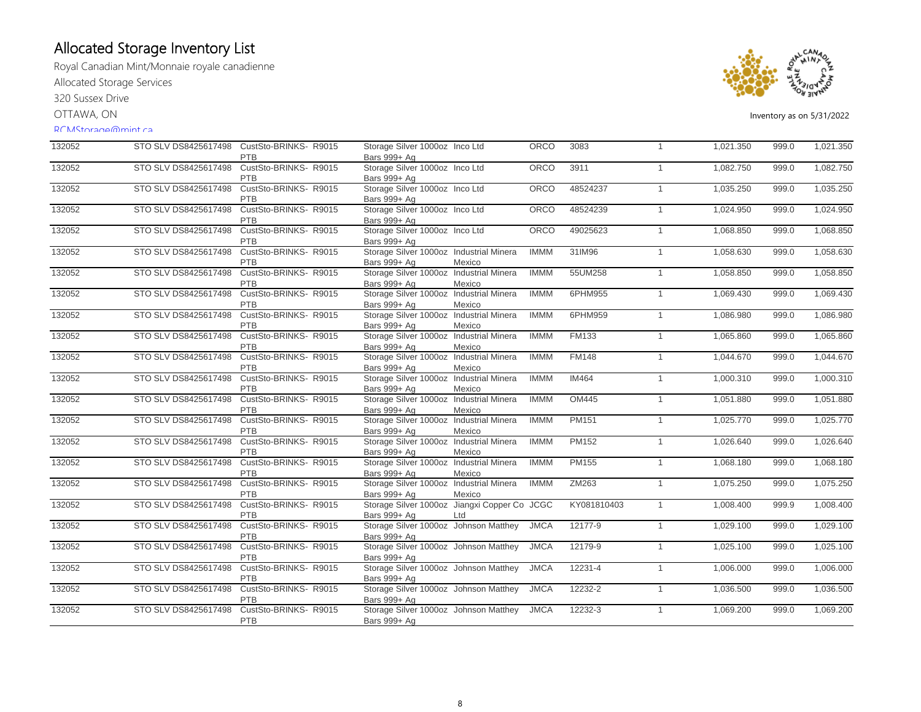# Allocated Storage Inventory List

Royal Canadian Mint/Monnaie royale canadienne

Allocated Storage Services

320 Sussex Drive

OTTAWA, ON

RCMStorage@mint.ca

Inventory as on 5/31/2022

| | | | | | | | | | | |
|---|---|---|---|---|---|---|---|---|---|---|
| 132052 | STO SLV DS8425617498 | CustSto-BRINKS- PTB | R9015 | Storage Silver 1000oz Bars 999+ Ag | Inco Ltd | ORCO | 3083 | 1 | 1,021.350 | 999.0 | 1,021.350 |
| 132052 | STO SLV DS8425617498 | CustSto-BRINKS- PTB | R9015 | Storage Silver 1000oz Bars 999+ Ag | Inco Ltd | ORCO | 3911 | 1 | 1,082.750 | 999.0 | 1,082.750 |
| 132052 | STO SLV DS8425617498 | CustSto-BRINKS- PTB | R9015 | Storage Silver 1000oz Bars 999+ Ag | Inco Ltd | ORCO | 48524237 | 1 | 1,035.250 | 999.0 | 1,035.250 |
| 132052 | STO SLV DS8425617498 | CustSto-BRINKS- PTB | R9015 | Storage Silver 1000oz Bars 999+ Ag | Inco Ltd | ORCO | 48524239 | 1 | 1,024.950 | 999.0 | 1,024.950 |
| 132052 | STO SLV DS8425617498 | CustSto-BRINKS- PTB | R9015 | Storage Silver 1000oz Bars 999+ Ag | Inco Ltd | ORCO | 49025623 | 1 | 1,068.850 | 999.0 | 1,068.850 |
| 132052 | STO SLV DS8425617498 | CustSto-BRINKS- PTB | R9015 | Storage Silver 1000oz Bars 999+ Ag | Industrial Minera Mexico | IMMM | 31IM96 | 1 | 1,058.630 | 999.0 | 1,058.630 |
| 132052 | STO SLV DS8425617498 | CustSto-BRINKS- PTB | R9015 | Storage Silver 1000oz Bars 999+ Ag | Industrial Minera Mexico | IMMM | 55UM258 | 1 | 1,058.850 | 999.0 | 1,058.850 |
| 132052 | STO SLV DS8425617498 | CustSto-BRINKS- PTB | R9015 | Storage Silver 1000oz Bars 999+ Ag | Industrial Minera Mexico | IMMM | 6PHM955 | 1 | 1,069.430 | 999.0 | 1,069.430 |
| 132052 | STO SLV DS8425617498 | CustSto-BRINKS- PTB | R9015 | Storage Silver 1000oz Bars 999+ Ag | Industrial Minera Mexico | IMMM | 6PHM959 | 1 | 1,086.980 | 999.0 | 1,086.980 |
| 132052 | STO SLV DS8425617498 | CustSto-BRINKS- PTB | R9015 | Storage Silver 1000oz Bars 999+ Ag | Industrial Minera Mexico | IMMM | FM133 | 1 | 1,065.860 | 999.0 | 1,065.860 |
| 132052 | STO SLV DS8425617498 | CustSto-BRINKS- PTB | R9015 | Storage Silver 1000oz Bars 999+ Ag | Industrial Minera Mexico | IMMM | FM148 | 1 | 1,044.670 | 999.0 | 1,044.670 |
| 132052 | STO SLV DS8425617498 | CustSto-BRINKS- PTB | R9015 | Storage Silver 1000oz Bars 999+ Ag | Industrial Minera Mexico | IMMM | IM464 | 1 | 1,000.310 | 999.0 | 1,000.310 |
| 132052 | STO SLV DS8425617498 | CustSto-BRINKS- PTB | R9015 | Storage Silver 1000oz Bars 999+ Ag | Industrial Minera Mexico | IMMM | OM445 | 1 | 1,051.880 | 999.0 | 1,051.880 |
| 132052 | STO SLV DS8425617498 | CustSto-BRINKS- PTB | R9015 | Storage Silver 1000oz Bars 999+ Ag | Industrial Minera Mexico | IMMM | PM151 | 1 | 1,025.770 | 999.0 | 1,025.770 |
| 132052 | STO SLV DS8425617498 | CustSto-BRINKS- PTB | R9015 | Storage Silver 1000oz Bars 999+ Ag | Industrial Minera Mexico | IMMM | PM152 | 1 | 1,026.640 | 999.0 | 1,026.640 |
| 132052 | STO SLV DS8425617498 | CustSto-BRINKS- PTB | R9015 | Storage Silver 1000oz Bars 999+ Ag | Industrial Minera Mexico | IMMM | PM155 | 1 | 1,068.180 | 999.0 | 1,068.180 |
| 132052 | STO SLV DS8425617498 | CustSto-BRINKS- PTB | R9015 | Storage Silver 1000oz Bars 999+ Ag | Industrial Minera Mexico | IMMM | ZM263 | 1 | 1,075.250 | 999.0 | 1,075.250 |
| 132052 | STO SLV DS8425617498 | CustSto-BRINKS- PTB | R9015 | Storage Silver 1000oz Bars 999+ Ag | Jiangxi Copper Co Ltd | JCGC | KY081810403 | 1 | 1,008.400 | 999.9 | 1,008.400 |
| 132052 | STO SLV DS8425617498 | CustSto-BRINKS- PTB | R9015 | Storage Silver 1000oz Bars 999+ Ag | Johnson Matthey | JMCA | 12177-9 | 1 | 1,029.100 | 999.0 | 1,029.100 |
| 132052 | STO SLV DS8425617498 | CustSto-BRINKS- PTB | R9015 | Storage Silver 1000oz Bars 999+ Ag | Johnson Matthey | JMCA | 12179-9 | 1 | 1,025.100 | 999.0 | 1,025.100 |
| 132052 | STO SLV DS8425617498 | CustSto-BRINKS- PTB | R9015 | Storage Silver 1000oz Bars 999+ Ag | Johnson Matthey | JMCA | 12231-4 | 1 | 1,006.000 | 999.0 | 1,006.000 |
| 132052 | STO SLV DS8425617498 | CustSto-BRINKS- PTB | R9015 | Storage Silver 1000oz Bars 999+ Ag | Johnson Matthey | JMCA | 12232-2 | 1 | 1,036.500 | 999.0 | 1,036.500 |
| 132052 | STO SLV DS8425617498 | CustSto-BRINKS- PTB | R9015 | Storage Silver 1000oz Bars 999+ Ag | Johnson Matthey | JMCA | 12232-3 | 1 | 1,069.200 | 999.0 | 1,069.200 |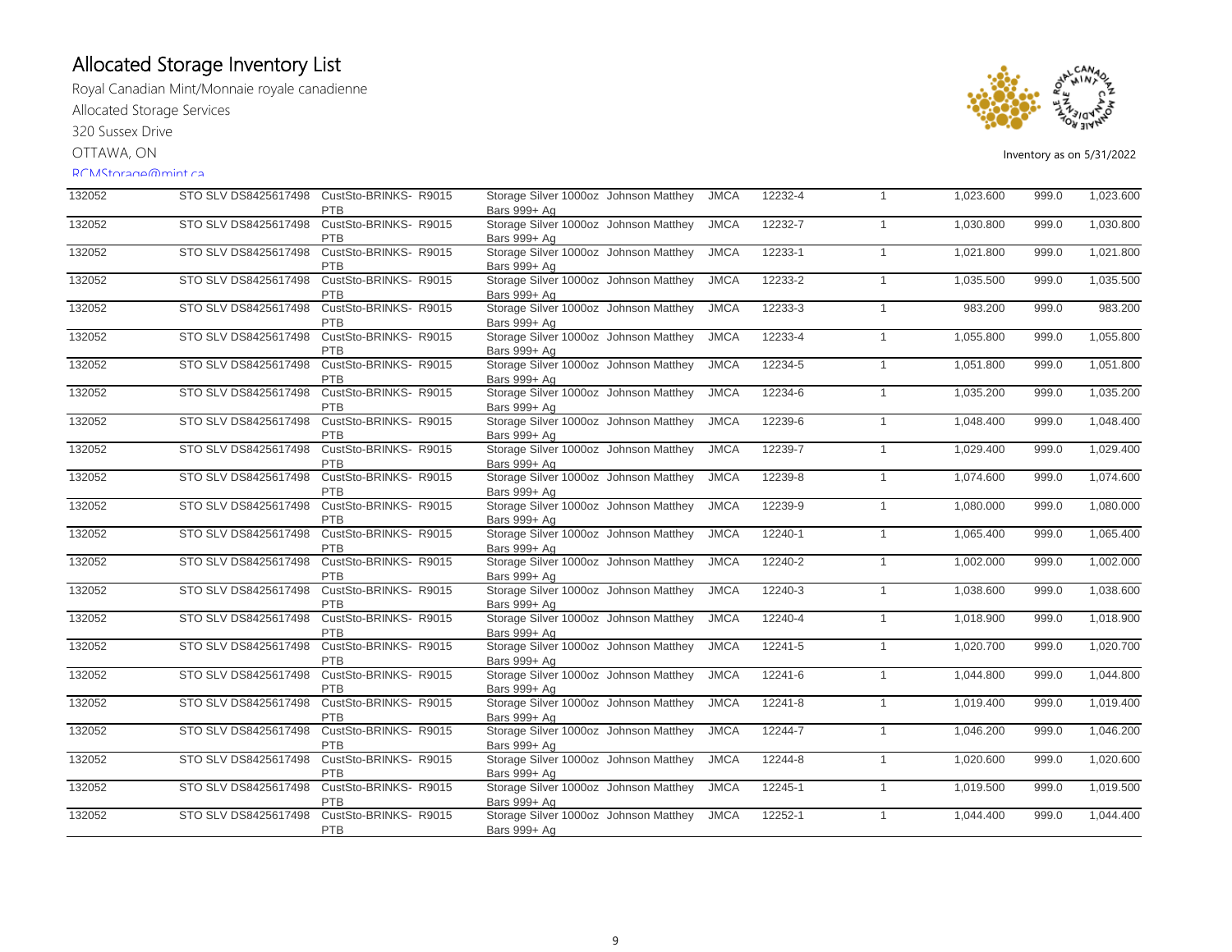# Allocated Storage Inventory List

Royal Canadian Mint/Monnaie royale canadienne

Allocated Storage Services

320 Sussex Drive

OTTAWA, ON

RCMStorage@mint.ca

Inventory as on 5/31/2022

| | | | | | | | | | | |
|---|---|---|---|---|---|---|---|---|---|---|
| 132052 | STO SLV DS8425617498 | CustSto-BRINKS- PTB | R9015 | Storage Silver 1000oz Bars 999+ Ag | Johnson Matthey | JMCA | 12232-4 | 1 | 1,023.600 | 999.0 | 1,023.600 |
| 132052 | STO SLV DS8425617498 | CustSto-BRINKS- PTB | R9015 | Storage Silver 1000oz Bars 999+ Ag | Johnson Matthey | JMCA | 12232-7 | 1 | 1,030.800 | 999.0 | 1,030.800 |
| 132052 | STO SLV DS8425617498 | CustSto-BRINKS- PTB | R9015 | Storage Silver 1000oz Bars 999+ Ag | Johnson Matthey | JMCA | 12233-1 | 1 | 1,021.800 | 999.0 | 1,021.800 |
| 132052 | STO SLV DS8425617498 | CustSto-BRINKS- PTB | R9015 | Storage Silver 1000oz Bars 999+ Ag | Johnson Matthey | JMCA | 12233-2 | 1 | 1,035.500 | 999.0 | 1,035.500 |
| 132052 | STO SLV DS8425617498 | CustSto-BRINKS- PTB | R9015 | Storage Silver 1000oz Bars 999+ Ag | Johnson Matthey | JMCA | 12233-3 | 1 | 983.200 | 999.0 | 983.200 |
| 132052 | STO SLV DS8425617498 | CustSto-BRINKS- PTB | R9015 | Storage Silver 1000oz Bars 999+ Ag | Johnson Matthey | JMCA | 12233-4 | 1 | 1,055.800 | 999.0 | 1,055.800 |
| 132052 | STO SLV DS8425617498 | CustSto-BRINKS- PTB | R9015 | Storage Silver 1000oz Bars 999+ Ag | Johnson Matthey | JMCA | 12234-5 | 1 | 1,051.800 | 999.0 | 1,051.800 |
| 132052 | STO SLV DS8425617498 | CustSto-BRINKS- PTB | R9015 | Storage Silver 1000oz Bars 999+ Ag | Johnson Matthey | JMCA | 12234-6 | 1 | 1,035.200 | 999.0 | 1,035.200 |
| 132052 | STO SLV DS8425617498 | CustSto-BRINKS- PTB | R9015 | Storage Silver 1000oz Bars 999+ Ag | Johnson Matthey | JMCA | 12239-6 | 1 | 1,048.400 | 999.0 | 1,048.400 |
| 132052 | STO SLV DS8425617498 | CustSto-BRINKS- PTB | R9015 | Storage Silver 1000oz Bars 999+ Ag | Johnson Matthey | JMCA | 12239-7 | 1 | 1,029.400 | 999.0 | 1,029.400 |
| 132052 | STO SLV DS8425617498 | CustSto-BRINKS- PTB | R9015 | Storage Silver 1000oz Bars 999+ Ag | Johnson Matthey | JMCA | 12239-8 | 1 | 1,074.600 | 999.0 | 1,074.600 |
| 132052 | STO SLV DS8425617498 | CustSto-BRINKS- PTB | R9015 | Storage Silver 1000oz Bars 999+ Ag | Johnson Matthey | JMCA | 12239-9 | 1 | 1,080.000 | 999.0 | 1,080.000 |
| 132052 | STO SLV DS8425617498 | CustSto-BRINKS- PTB | R9015 | Storage Silver 1000oz Bars 999+ Ag | Johnson Matthey | JMCA | 12240-1 | 1 | 1,065.400 | 999.0 | 1,065.400 |
| 132052 | STO SLV DS8425617498 | CustSto-BRINKS- PTB | R9015 | Storage Silver 1000oz Bars 999+ Ag | Johnson Matthey | JMCA | 12240-2 | 1 | 1,002.000 | 999.0 | 1,002.000 |
| 132052 | STO SLV DS8425617498 | CustSto-BRINKS- PTB | R9015 | Storage Silver 1000oz Bars 999+ Ag | Johnson Matthey | JMCA | 12240-3 | 1 | 1,038.600 | 999.0 | 1,038.600 |
| 132052 | STO SLV DS8425617498 | CustSto-BRINKS- PTB | R9015 | Storage Silver 1000oz Bars 999+ Ag | Johnson Matthey | JMCA | 12240-4 | 1 | 1,018.900 | 999.0 | 1,018.900 |
| 132052 | STO SLV DS8425617498 | CustSto-BRINKS- PTB | R9015 | Storage Silver 1000oz Bars 999+ Ag | Johnson Matthey | JMCA | 12241-5 | 1 | 1,020.700 | 999.0 | 1,020.700 |
| 132052 | STO SLV DS8425617498 | CustSto-BRINKS- PTB | R9015 | Storage Silver 1000oz Bars 999+ Ag | Johnson Matthey | JMCA | 12241-6 | 1 | 1,044.800 | 999.0 | 1,044.800 |
| 132052 | STO SLV DS8425617498 | CustSto-BRINKS- PTB | R9015 | Storage Silver 1000oz Bars 999+ Ag | Johnson Matthey | JMCA | 12241-8 | 1 | 1,019.400 | 999.0 | 1,019.400 |
| 132052 | STO SLV DS8425617498 | CustSto-BRINKS- PTB | R9015 | Storage Silver 1000oz Bars 999+ Ag | Johnson Matthey | JMCA | 12244-7 | 1 | 1,046.200 | 999.0 | 1,046.200 |
| 132052 | STO SLV DS8425617498 | CustSto-BRINKS- PTB | R9015 | Storage Silver 1000oz Bars 999+ Ag | Johnson Matthey | JMCA | 12244-8 | 1 | 1,020.600 | 999.0 | 1,020.600 |
| 132052 | STO SLV DS8425617498 | CustSto-BRINKS- PTB | R9015 | Storage Silver 1000oz Bars 999+ Ag | Johnson Matthey | JMCA | 12245-1 | 1 | 1,019.500 | 999.0 | 1,019.500 |
| 132052 | STO SLV DS8425617498 | CustSto-BRINKS- PTB | R9015 | Storage Silver 1000oz Bars 999+ Ag | Johnson Matthey | JMCA | 12252-1 | 1 | 1,044.400 | 999.0 | 1,044.400 |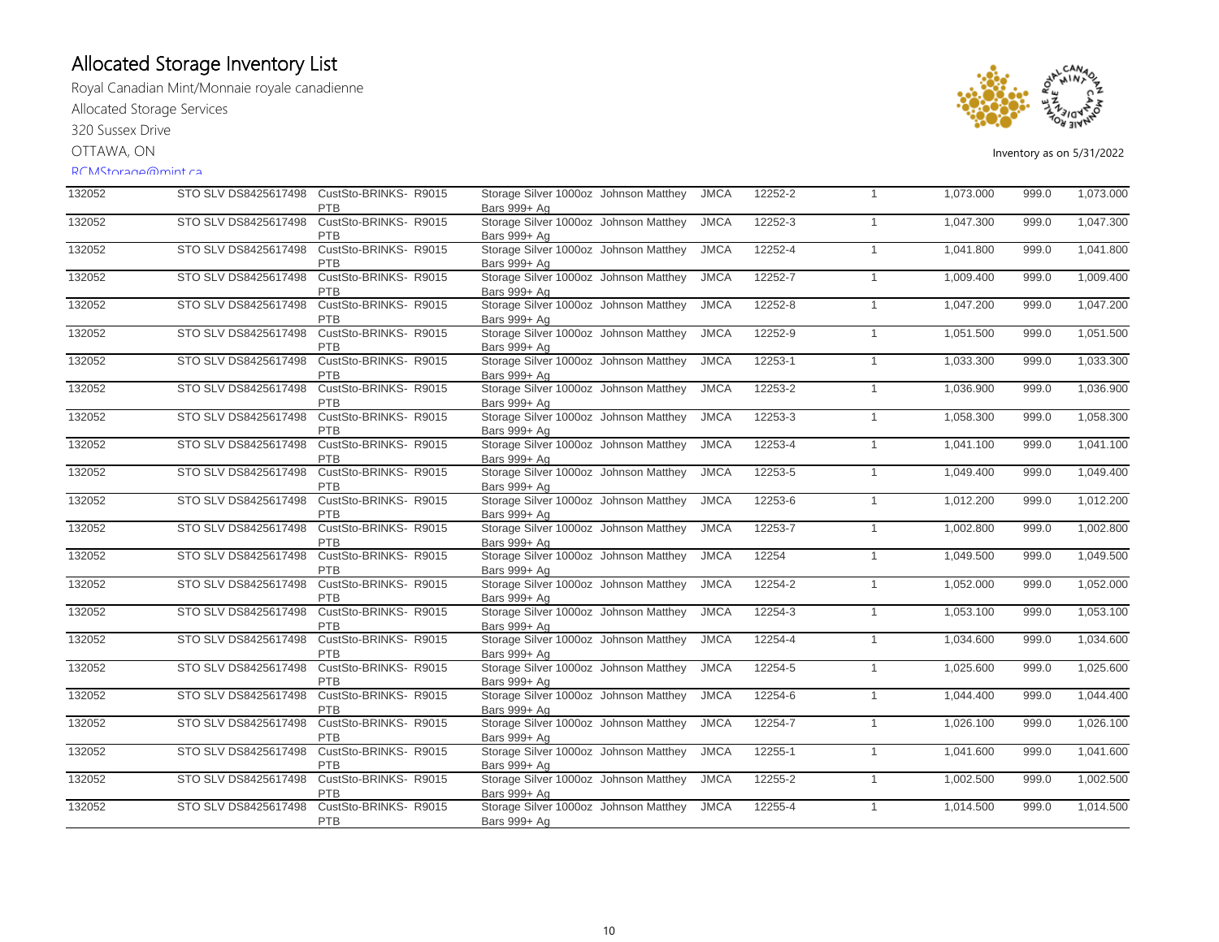# Allocated Storage Inventory List

Royal Canadian Mint/Monnaie royale canadienne

Allocated Storage Services

320 Sussex Drive

OTTAWA, ON

RCMStorage@mint.ca

Inventory as on 5/31/2022

| | | | | | | | | | | |
|---|---|---|---|---|---|---|---|---|---|---|
| 132052 | STO SLV DS8425617498 | CustSto-BRINKS- PTB | R9015 | Storage Silver 1000oz Bars 999+ Ag | Johnson Matthey | JMCA | 12252-2 | 1 | 1,073.000 | 999.0 | 1,073.000 |
| 132052 | STO SLV DS8425617498 | CustSto-BRINKS- PTB | R9015 | Storage Silver 1000oz Bars 999+ Ag | Johnson Matthey | JMCA | 12252-3 | 1 | 1,047.300 | 999.0 | 1,047.300 |
| 132052 | STO SLV DS8425617498 | CustSto-BRINKS- PTB | R9015 | Storage Silver 1000oz Bars 999+ Ag | Johnson Matthey | JMCA | 12252-4 | 1 | 1,041.800 | 999.0 | 1,041.800 |
| 132052 | STO SLV DS8425617498 | CustSto-BRINKS- PTB | R9015 | Storage Silver 1000oz Bars 999+ Ag | Johnson Matthey | JMCA | 12252-7 | 1 | 1,009.400 | 999.0 | 1,009.400 |
| 132052 | STO SLV DS8425617498 | CustSto-BRINKS- PTB | R9015 | Storage Silver 1000oz Bars 999+ Ag | Johnson Matthey | JMCA | 12252-8 | 1 | 1,047.200 | 999.0 | 1,047.200 |
| 132052 | STO SLV DS8425617498 | CustSto-BRINKS- PTB | R9015 | Storage Silver 1000oz Bars 999+ Ag | Johnson Matthey | JMCA | 12252-9 | 1 | 1,051.500 | 999.0 | 1,051.500 |
| 132052 | STO SLV DS8425617498 | CustSto-BRINKS- PTB | R9015 | Storage Silver 1000oz Bars 999+ Ag | Johnson Matthey | JMCA | 12253-1 | 1 | 1,033.300 | 999.0 | 1,033.300 |
| 132052 | STO SLV DS8425617498 | CustSto-BRINKS- PTB | R9015 | Storage Silver 1000oz Bars 999+ Ag | Johnson Matthey | JMCA | 12253-2 | 1 | 1,036.900 | 999.0 | 1,036.900 |
| 132052 | STO SLV DS8425617498 | CustSto-BRINKS- PTB | R9015 | Storage Silver 1000oz Bars 999+ Ag | Johnson Matthey | JMCA | 12253-3 | 1 | 1,058.300 | 999.0 | 1,058.300 |
| 132052 | STO SLV DS8425617498 | CustSto-BRINKS- PTB | R9015 | Storage Silver 1000oz Bars 999+ Ag | Johnson Matthey | JMCA | 12253-4 | 1 | 1,041.100 | 999.0 | 1,041.100 |
| 132052 | STO SLV DS8425617498 | CustSto-BRINKS- PTB | R9015 | Storage Silver 1000oz Bars 999+ Ag | Johnson Matthey | JMCA | 12253-5 | 1 | 1,049.400 | 999.0 | 1,049.400 |
| 132052 | STO SLV DS8425617498 | CustSto-BRINKS- PTB | R9015 | Storage Silver 1000oz Bars 999+ Ag | Johnson Matthey | JMCA | 12253-6 | 1 | 1,012.200 | 999.0 | 1,012.200 |
| 132052 | STO SLV DS8425617498 | CustSto-BRINKS- PTB | R9015 | Storage Silver 1000oz Bars 999+ Ag | Johnson Matthey | JMCA | 12253-7 | 1 | 1,002.800 | 999.0 | 1,002.800 |
| 132052 | STO SLV DS8425617498 | CustSto-BRINKS- PTB | R9015 | Storage Silver 1000oz Bars 999+ Ag | Johnson Matthey | JMCA | 12254 | 1 | 1,049.500 | 999.0 | 1,049.500 |
| 132052 | STO SLV DS8425617498 | CustSto-BRINKS- PTB | R9015 | Storage Silver 1000oz Bars 999+ Ag | Johnson Matthey | JMCA | 12254-2 | 1 | 1,052.000 | 999.0 | 1,052.000 |
| 132052 | STO SLV DS8425617498 | CustSto-BRINKS- PTB | R9015 | Storage Silver 1000oz Bars 999+ Ag | Johnson Matthey | JMCA | 12254-3 | 1 | 1,053.100 | 999.0 | 1,053.100 |
| 132052 | STO SLV DS8425617498 | CustSto-BRINKS- PTB | R9015 | Storage Silver 1000oz Bars 999+ Ag | Johnson Matthey | JMCA | 12254-4 | 1 | 1,034.600 | 999.0 | 1,034.600 |
| 132052 | STO SLV DS8425617498 | CustSto-BRINKS- PTB | R9015 | Storage Silver 1000oz Bars 999+ Ag | Johnson Matthey | JMCA | 12254-5 | 1 | 1,025.600 | 999.0 | 1,025.600 |
| 132052 | STO SLV DS8425617498 | CustSto-BRINKS- PTB | R9015 | Storage Silver 1000oz Bars 999+ Ag | Johnson Matthey | JMCA | 12254-6 | 1 | 1,044.400 | 999.0 | 1,044.400 |
| 132052 | STO SLV DS8425617498 | CustSto-BRINKS- PTB | R9015 | Storage Silver 1000oz Bars 999+ Ag | Johnson Matthey | JMCA | 12254-7 | 1 | 1,026.100 | 999.0 | 1,026.100 |
| 132052 | STO SLV DS8425617498 | CustSto-BRINKS- PTB | R9015 | Storage Silver 1000oz Bars 999+ Ag | Johnson Matthey | JMCA | 12255-1 | 1 | 1,041.600 | 999.0 | 1,041.600 |
| 132052 | STO SLV DS8425617498 | CustSto-BRINKS- PTB | R9015 | Storage Silver 1000oz Bars 999+ Ag | Johnson Matthey | JMCA | 12255-2 | 1 | 1,002.500 | 999.0 | 1,002.500 |
| 132052 | STO SLV DS8425617498 | CustSto-BRINKS- PTB | R9015 | Storage Silver 1000oz Bars 999+ Ag | Johnson Matthey | JMCA | 12255-4 | 1 | 1,014.500 | 999.0 | 1,014.500 |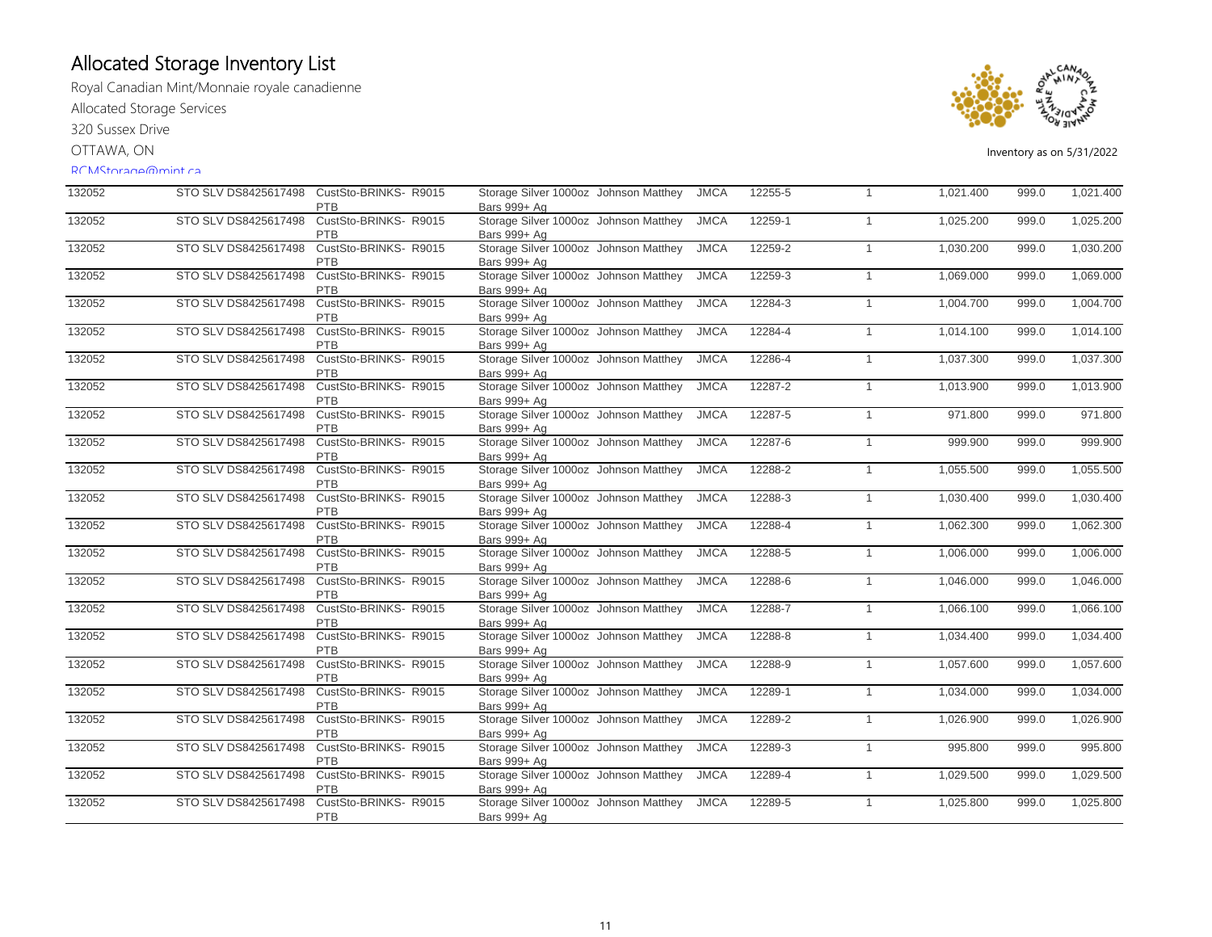# Allocated Storage Inventory List

Royal Canadian Mint/Monnaie royale canadienne

Allocated Storage Services

320 Sussex Drive

OTTAWA, ON

RCMStorage@mint.ca

Inventory as on 5/31/2022

| | | | | | | | | | | |
|---|---|---|---|---|---|---|---|---|---|---|
| 132052 | STO SLV DS8425617498 | CustSto-BRINKS- PTB | R9015 | Storage Silver 1000oz Bars 999+ Ag | Johnson Matthey | JMCA | 12255-5 | 1 | 1,021.400 | 999.0 | 1,021.400 |
| 132052 | STO SLV DS8425617498 | CustSto-BRINKS- PTB | R9015 | Storage Silver 1000oz Bars 999+ Ag | Johnson Matthey | JMCA | 12259-1 | 1 | 1,025.200 | 999.0 | 1,025.200 |
| 132052 | STO SLV DS8425617498 | CustSto-BRINKS- PTB | R9015 | Storage Silver 1000oz Bars 999+ Ag | Johnson Matthey | JMCA | 12259-2 | 1 | 1,030.200 | 999.0 | 1,030.200 |
| 132052 | STO SLV DS8425617498 | CustSto-BRINKS- PTB | R9015 | Storage Silver 1000oz Bars 999+ Ag | Johnson Matthey | JMCA | 12259-3 | 1 | 1,069.000 | 999.0 | 1,069.000 |
| 132052 | STO SLV DS8425617498 | CustSto-BRINKS- PTB | R9015 | Storage Silver 1000oz Bars 999+ Ag | Johnson Matthey | JMCA | 12284-3 | 1 | 1,004.700 | 999.0 | 1,004.700 |
| 132052 | STO SLV DS8425617498 | CustSto-BRINKS- PTB | R9015 | Storage Silver 1000oz Bars 999+ Ag | Johnson Matthey | JMCA | 12284-4 | 1 | 1,014.100 | 999.0 | 1,014.100 |
| 132052 | STO SLV DS8425617498 | CustSto-BRINKS- PTB | R9015 | Storage Silver 1000oz Bars 999+ Ag | Johnson Matthey | JMCA | 12286-4 | 1 | 1,037.300 | 999.0 | 1,037.300 |
| 132052 | STO SLV DS8425617498 | CustSto-BRINKS- PTB | R9015 | Storage Silver 1000oz Bars 999+ Ag | Johnson Matthey | JMCA | 12287-2 | 1 | 1,013.900 | 999.0 | 1,013.900 |
| 132052 | STO SLV DS8425617498 | CustSto-BRINKS- PTB | R9015 | Storage Silver 1000oz Bars 999+ Ag | Johnson Matthey | JMCA | 12287-5 | 1 | 971.800 | 999.0 | 971.800 |
| 132052 | STO SLV DS8425617498 | CustSto-BRINKS- PTB | R9015 | Storage Silver 1000oz Bars 999+ Ag | Johnson Matthey | JMCA | 12287-6 | 1 | 999.900 | 999.0 | 999.900 |
| 132052 | STO SLV DS8425617498 | CustSto-BRINKS- PTB | R9015 | Storage Silver 1000oz Bars 999+ Ag | Johnson Matthey | JMCA | 12288-2 | 1 | 1,055.500 | 999.0 | 1,055.500 |
| 132052 | STO SLV DS8425617498 | CustSto-BRINKS- PTB | R9015 | Storage Silver 1000oz Bars 999+ Ag | Johnson Matthey | JMCA | 12288-3 | 1 | 1,030.400 | 999.0 | 1,030.400 |
| 132052 | STO SLV DS8425617498 | CustSto-BRINKS- PTB | R9015 | Storage Silver 1000oz Bars 999+ Ag | Johnson Matthey | JMCA | 12288-4 | 1 | 1,062.300 | 999.0 | 1,062.300 |
| 132052 | STO SLV DS8425617498 | CustSto-BRINKS- PTB | R9015 | Storage Silver 1000oz Bars 999+ Ag | Johnson Matthey | JMCA | 12288-5 | 1 | 1,006.000 | 999.0 | 1,006.000 |
| 132052 | STO SLV DS8425617498 | CustSto-BRINKS- PTB | R9015 | Storage Silver 1000oz Bars 999+ Ag | Johnson Matthey | JMCA | 12288-6 | 1 | 1,046.000 | 999.0 | 1,046.000 |
| 132052 | STO SLV DS8425617498 | CustSto-BRINKS- PTB | R9015 | Storage Silver 1000oz Bars 999+ Ag | Johnson Matthey | JMCA | 12288-7 | 1 | 1,066.100 | 999.0 | 1,066.100 |
| 132052 | STO SLV DS8425617498 | CustSto-BRINKS- PTB | R9015 | Storage Silver 1000oz Bars 999+ Ag | Johnson Matthey | JMCA | 12288-8 | 1 | 1,034.400 | 999.0 | 1,034.400 |
| 132052 | STO SLV DS8425617498 | CustSto-BRINKS- PTB | R9015 | Storage Silver 1000oz Bars 999+ Ag | Johnson Matthey | JMCA | 12288-9 | 1 | 1,057.600 | 999.0 | 1,057.600 |
| 132052 | STO SLV DS8425617498 | CustSto-BRINKS- PTB | R9015 | Storage Silver 1000oz Bars 999+ Ag | Johnson Matthey | JMCA | 12289-1 | 1 | 1,034.000 | 999.0 | 1,034.000 |
| 132052 | STO SLV DS8425617498 | CustSto-BRINKS- PTB | R9015 | Storage Silver 1000oz Bars 999+ Ag | Johnson Matthey | JMCA | 12289-2 | 1 | 1,026.900 | 999.0 | 1,026.900 |
| 132052 | STO SLV DS8425617498 | CustSto-BRINKS- PTB | R9015 | Storage Silver 1000oz Bars 999+ Ag | Johnson Matthey | JMCA | 12289-3 | 1 | 995.800 | 999.0 | 995.800 |
| 132052 | STO SLV DS8425617498 | CustSto-BRINKS- PTB | R9015 | Storage Silver 1000oz Bars 999+ Ag | Johnson Matthey | JMCA | 12289-4 | 1 | 1,029.500 | 999.0 | 1,029.500 |
| 132052 | STO SLV DS8425617498 | CustSto-BRINKS- PTB | R9015 | Storage Silver 1000oz Bars 999+ Ag | Johnson Matthey | JMCA | 12289-5 | 1 | 1,025.800 | 999.0 | 1,025.800 |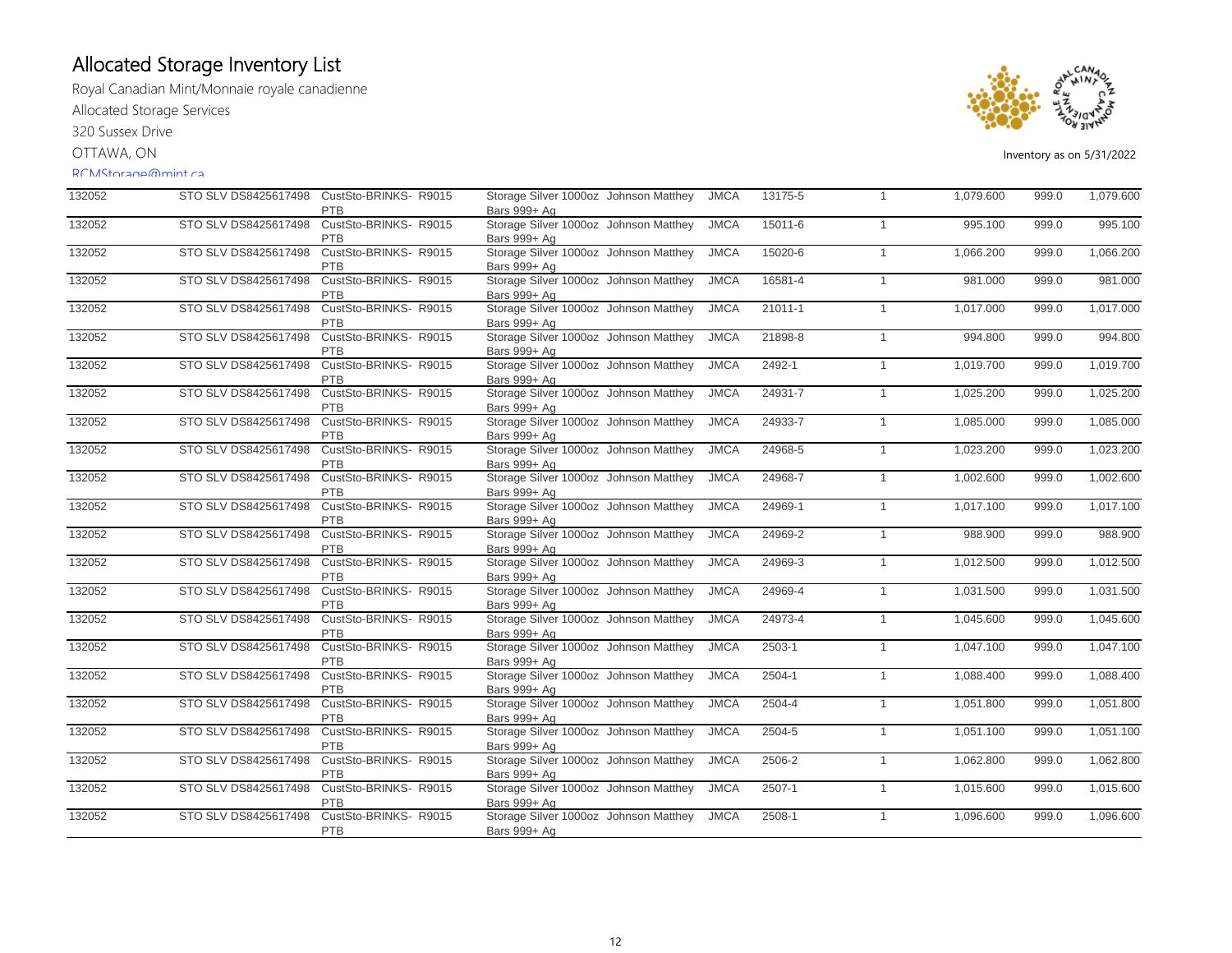# Allocated Storage Inventory List

Royal Canadian Mint/Monnaie royale canadienne

Allocated Storage Services

320 Sussex Drive

OTTAWA, ON

RCMStorage@mint.ca

Inventory as on 5/31/2022

| | | | | | | | | | | |
|---|---|---|---|---|---|---|---|---|---|---|
| 132052 | STO SLV DS8425617498 | CustSto-BRINKS-PTB | R9015 | Storage Silver 1000oz Bars 999+ Ag | Johnson Matthey | JMCA | 13175-5 | 1 | 1,079.600 | 999.0 | 1,079.600 |
| 132052 | STO SLV DS8425617498 | CustSto-BRINKS-PTB | R9015 | Storage Silver 1000oz Bars 999+ Ag | Johnson Matthey | JMCA | 15011-6 | 1 | 995.100 | 999.0 | 995.100 |
| 132052 | STO SLV DS8425617498 | CustSto-BRINKS-PTB | R9015 | Storage Silver 1000oz Bars 999+ Ag | Johnson Matthey | JMCA | 15020-6 | 1 | 1,066.200 | 999.0 | 1,066.200 |
| 132052 | STO SLV DS8425617498 | CustSto-BRINKS-PTB | R9015 | Storage Silver 1000oz Bars 999+ Ag | Johnson Matthey | JMCA | 16581-4 | 1 | 981.000 | 999.0 | 981.000 |
| 132052 | STO SLV DS8425617498 | CustSto-BRINKS-PTB | R9015 | Storage Silver 1000oz Bars 999+ Ag | Johnson Matthey | JMCA | 21011-1 | 1 | 1,017.000 | 999.0 | 1,017.000 |
| 132052 | STO SLV DS8425617498 | CustSto-BRINKS-PTB | R9015 | Storage Silver 1000oz Bars 999+ Ag | Johnson Matthey | JMCA | 21898-8 | 1 | 994.800 | 999.0 | 994.800 |
| 132052 | STO SLV DS8425617498 | CustSto-BRINKS-PTB | R9015 | Storage Silver 1000oz Bars 999+ Ag | Johnson Matthey | JMCA | 2492-1 | 1 | 1,019.700 | 999.0 | 1,019.700 |
| 132052 | STO SLV DS8425617498 | CustSto-BRINKS-PTB | R9015 | Storage Silver 1000oz Bars 999+ Ag | Johnson Matthey | JMCA | 24931-7 | 1 | 1,025.200 | 999.0 | 1,025.200 |
| 132052 | STO SLV DS8425617498 | CustSto-BRINKS-PTB | R9015 | Storage Silver 1000oz Bars 999+ Ag | Johnson Matthey | JMCA | 24933-7 | 1 | 1,085.000 | 999.0 | 1,085.000 |
| 132052 | STO SLV DS8425617498 | CustSto-BRINKS-PTB | R9015 | Storage Silver 1000oz Bars 999+ Ag | Johnson Matthey | JMCA | 24968-5 | 1 | 1,023.200 | 999.0 | 1,023.200 |
| 132052 | STO SLV DS8425617498 | CustSto-BRINKS-PTB | R9015 | Storage Silver 1000oz Bars 999+ Ag | Johnson Matthey | JMCA | 24968-7 | 1 | 1,002.600 | 999.0 | 1,002.600 |
| 132052 | STO SLV DS8425617498 | CustSto-BRINKS-PTB | R9015 | Storage Silver 1000oz Bars 999+ Ag | Johnson Matthey | JMCA | 24969-1 | 1 | 1,017.100 | 999.0 | 1,017.100 |
| 132052 | STO SLV DS8425617498 | CustSto-BRINKS-PTB | R9015 | Storage Silver 1000oz Bars 999+ Ag | Johnson Matthey | JMCA | 24969-2 | 1 | 988.900 | 999.0 | 988.900 |
| 132052 | STO SLV DS8425617498 | CustSto-BRINKS-PTB | R9015 | Storage Silver 1000oz Bars 999+ Ag | Johnson Matthey | JMCA | 24969-3 | 1 | 1,012.500 | 999.0 | 1,012.500 |
| 132052 | STO SLV DS8425617498 | CustSto-BRINKS-PTB | R9015 | Storage Silver 1000oz Bars 999+ Ag | Johnson Matthey | JMCA | 24969-4 | 1 | 1,031.500 | 999.0 | 1,031.500 |
| 132052 | STO SLV DS8425617498 | CustSto-BRINKS-PTB | R9015 | Storage Silver 1000oz Bars 999+ Ag | Johnson Matthey | JMCA | 24973-4 | 1 | 1,045.600 | 999.0 | 1,045.600 |
| 132052 | STO SLV DS8425617498 | CustSto-BRINKS-PTB | R9015 | Storage Silver 1000oz Bars 999+ Ag | Johnson Matthey | JMCA | 2503-1 | 1 | 1,047.100 | 999.0 | 1,047.100 |
| 132052 | STO SLV DS8425617498 | CustSto-BRINKS-PTB | R9015 | Storage Silver 1000oz Bars 999+ Ag | Johnson Matthey | JMCA | 2504-1 | 1 | 1,088.400 | 999.0 | 1,088.400 |
| 132052 | STO SLV DS8425617498 | CustSto-BRINKS-PTB | R9015 | Storage Silver 1000oz Bars 999+ Ag | Johnson Matthey | JMCA | 2504-4 | 1 | 1,051.800 | 999.0 | 1,051.800 |
| 132052 | STO SLV DS8425617498 | CustSto-BRINKS-PTB | R9015 | Storage Silver 1000oz Bars 999+ Ag | Johnson Matthey | JMCA | 2504-5 | 1 | 1,051.100 | 999.0 | 1,051.100 |
| 132052 | STO SLV DS8425617498 | CustSto-BRINKS-PTB | R9015 | Storage Silver 1000oz Bars 999+ Ag | Johnson Matthey | JMCA | 2506-2 | 1 | 1,062.800 | 999.0 | 1,062.800 |
| 132052 | STO SLV DS8425617498 | CustSto-BRINKS-PTB | R9015 | Storage Silver 1000oz Bars 999+ Ag | Johnson Matthey | JMCA | 2507-1 | 1 | 1,015.600 | 999.0 | 1,015.600 |
| 132052 | STO SLV DS8425617498 | CustSto-BRINKS-PTB | R9015 | Storage Silver 1000oz Bars 999+ Ag | Johnson Matthey | JMCA | 2508-1 | 1 | 1,096.600 | 999.0 | 1,096.600 |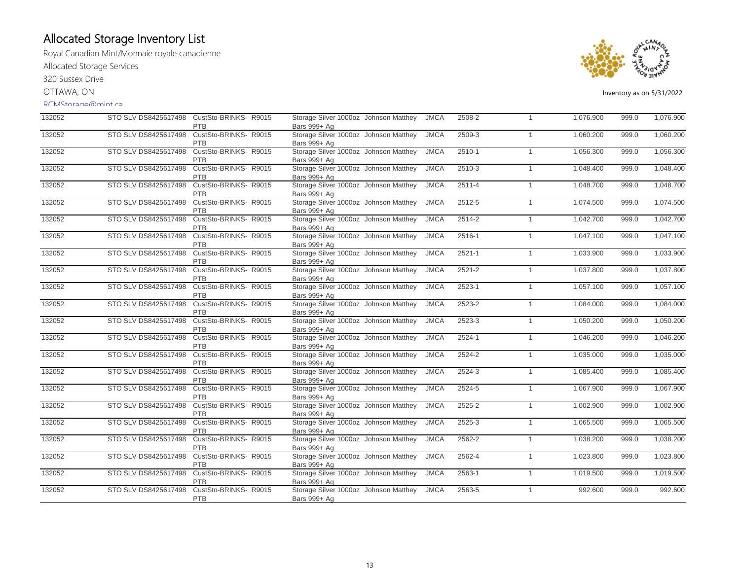# Allocated Storage Inventory List

Royal Canadian Mint/Monnaie royale canadienne

Allocated Storage Services

320 Sussex Drive

OTTAWA, ON

RCMStorage@mint.ca

Inventory as on 5/31/2022

| | | | | | | | | | |
|---|---|---|---|---|---|---|---|---|---|
| 132052 | STO SLV DS8425617498 | CustSto-BRINKS- R9015 PTB | Storage Silver 1000oz Bars 999+ Ag | Johnson Matthey | JMCA | 2508-2 | 1 | 1,076.900 | 999.0 | 1,076.900 |
| 132052 | STO SLV DS8425617498 | CustSto-BRINKS- R9015 PTB | Storage Silver 1000oz Bars 999+ Ag | Johnson Matthey | JMCA | 2509-3 | 1 | 1,060.200 | 999.0 | 1,060.200 |
| 132052 | STO SLV DS8425617498 | CustSto-BRINKS- R9015 PTB | Storage Silver 1000oz Bars 999+ Ag | Johnson Matthey | JMCA | 2510-1 | 1 | 1,056.300 | 999.0 | 1,056.300 |
| 132052 | STO SLV DS8425617498 | CustSto-BRINKS- R9015 PTB | Storage Silver 1000oz Bars 999+ Ag | Johnson Matthey | JMCA | 2510-3 | 1 | 1,048.400 | 999.0 | 1,048.400 |
| 132052 | STO SLV DS8425617498 | CustSto-BRINKS- R9015 PTB | Storage Silver 1000oz Bars 999+ Ag | Johnson Matthey | JMCA | 2511-4 | 1 | 1,048.700 | 999.0 | 1,048.700 |
| 132052 | STO SLV DS8425617498 | CustSto-BRINKS- R9015 PTB | Storage Silver 1000oz Bars 999+ Ag | Johnson Matthey | JMCA | 2512-5 | 1 | 1,074.500 | 999.0 | 1,074.500 |
| 132052 | STO SLV DS8425617498 | CustSto-BRINKS- R9015 PTB | Storage Silver 1000oz Bars 999+ Ag | Johnson Matthey | JMCA | 2514-2 | 1 | 1,042.700 | 999.0 | 1,042.700 |
| 132052 | STO SLV DS8425617498 | CustSto-BRINKS- R9015 PTB | Storage Silver 1000oz Bars 999+ Ag | Johnson Matthey | JMCA | 2516-1 | 1 | 1,047.100 | 999.0 | 1,047.100 |
| 132052 | STO SLV DS8425617498 | CustSto-BRINKS- R9015 PTB | Storage Silver 1000oz Bars 999+ Ag | Johnson Matthey | JMCA | 2521-1 | 1 | 1,033.900 | 999.0 | 1,033.900 |
| 132052 | STO SLV DS8425617498 | CustSto-BRINKS- R9015 PTB | Storage Silver 1000oz Bars 999+ Ag | Johnson Matthey | JMCA | 2521-2 | 1 | 1,037.800 | 999.0 | 1,037.800 |
| 132052 | STO SLV DS8425617498 | CustSto-BRINKS- R9015 PTB | Storage Silver 1000oz Bars 999+ Ag | Johnson Matthey | JMCA | 2523-1 | 1 | 1,057.100 | 999.0 | 1,057.100 |
| 132052 | STO SLV DS8425617498 | CustSto-BRINKS- R9015 PTB | Storage Silver 1000oz Bars 999+ Ag | Johnson Matthey | JMCA | 2523-2 | 1 | 1,084.000 | 999.0 | 1,084.000 |
| 132052 | STO SLV DS8425617498 | CustSto-BRINKS- R9015 PTB | Storage Silver 1000oz Bars 999+ Ag | Johnson Matthey | JMCA | 2523-3 | 1 | 1,050.200 | 999.0 | 1,050.200 |
| 132052 | STO SLV DS8425617498 | CustSto-BRINKS- R9015 PTB | Storage Silver 1000oz Bars 999+ Ag | Johnson Matthey | JMCA | 2524-1 | 1 | 1,046.200 | 999.0 | 1,046.200 |
| 132052 | STO SLV DS8425617498 | CustSto-BRINKS- R9015 PTB | Storage Silver 1000oz Bars 999+ Ag | Johnson Matthey | JMCA | 2524-2 | 1 | 1,035.000 | 999.0 | 1,035.000 |
| 132052 | STO SLV DS8425617498 | CustSto-BRINKS- R9015 PTB | Storage Silver 1000oz Bars 999+ Ag | Johnson Matthey | JMCA | 2524-3 | 1 | 1,085.400 | 999.0 | 1,085.400 |
| 132052 | STO SLV DS8425617498 | CustSto-BRINKS- R9015 PTB | Storage Silver 1000oz Bars 999+ Ag | Johnson Matthey | JMCA | 2524-5 | 1 | 1,067.900 | 999.0 | 1,067.900 |
| 132052 | STO SLV DS8425617498 | CustSto-BRINKS- R9015 PTB | Storage Silver 1000oz Bars 999+ Ag | Johnson Matthey | JMCA | 2525-2 | 1 | 1,002.900 | 999.0 | 1,002.900 |
| 132052 | STO SLV DS8425617498 | CustSto-BRINKS- R9015 PTB | Storage Silver 1000oz Bars 999+ Ag | Johnson Matthey | JMCA | 2525-3 | 1 | 1,065.500 | 999.0 | 1,065.500 |
| 132052 | STO SLV DS8425617498 | CustSto-BRINKS- R9015 PTB | Storage Silver 1000oz Bars 999+ Ag | Johnson Matthey | JMCA | 2562-2 | 1 | 1,038.200 | 999.0 | 1,038.200 |
| 132052 | STO SLV DS8425617498 | CustSto-BRINKS- R9015 PTB | Storage Silver 1000oz Bars 999+ Ag | Johnson Matthey | JMCA | 2562-4 | 1 | 1,023.800 | 999.0 | 1,023.800 |
| 132052 | STO SLV DS8425617498 | CustSto-BRINKS- R9015 PTB | Storage Silver 1000oz Bars 999+ Ag | Johnson Matthey | JMCA | 2563-1 | 1 | 1,019.500 | 999.0 | 1,019.500 |
| 132052 | STO SLV DS8425617498 | CustSto-BRINKS- R9015 PTB | Storage Silver 1000oz Bars 999+ Ag | Johnson Matthey | JMCA | 2563-5 | 1 | 992.600 | 999.0 | 992.600 |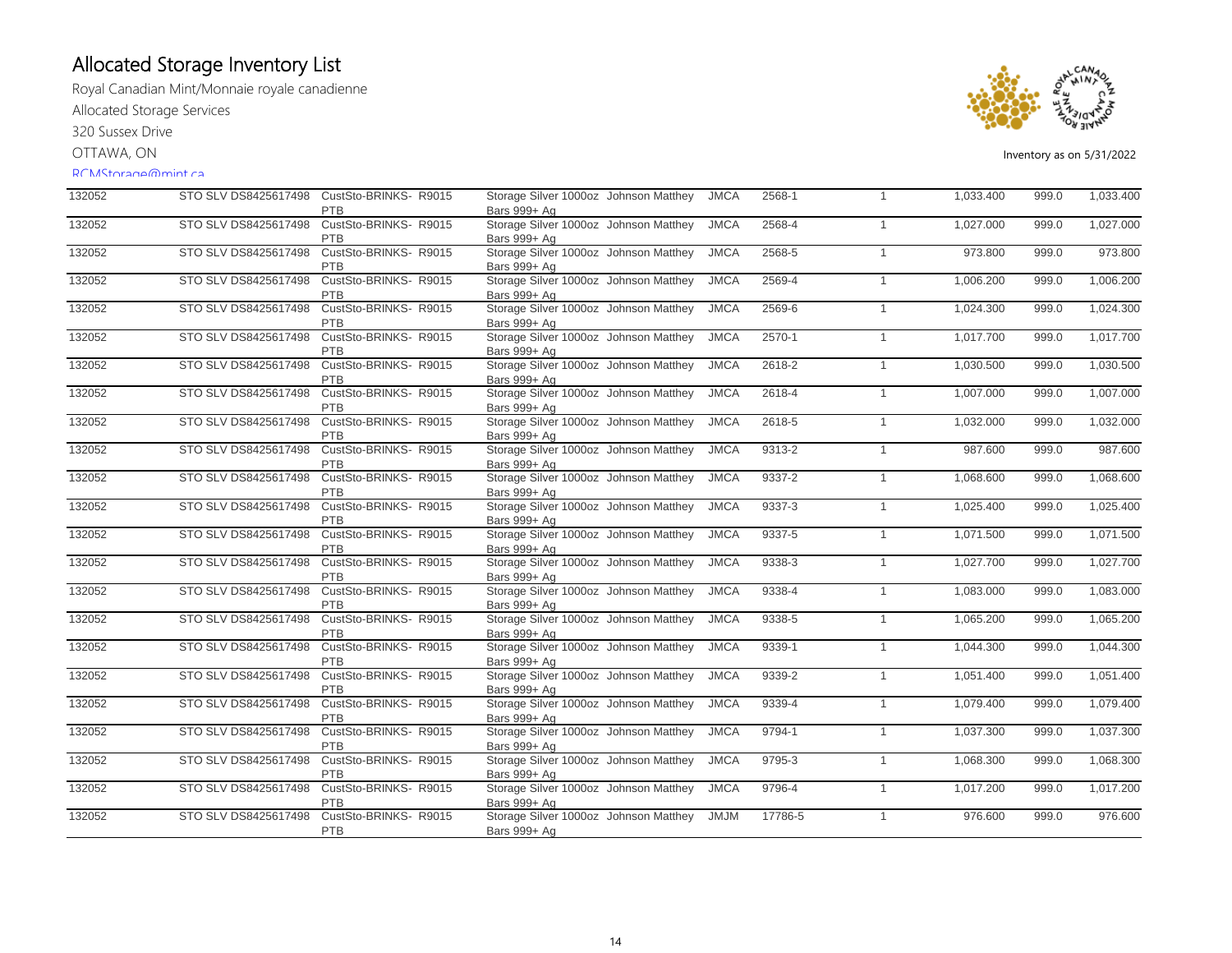# Allocated Storage Inventory List

Royal Canadian Mint/Monnaie royale canadienne

Allocated Storage Services

320 Sussex Drive

OTTAWA, ON

RCMStorage@mint.ca

Inventory as on 5/31/2022

| | | | | | | | | | | | |
|---|---|---|---|---|---|---|---|---|---|---|---|
| 132052 | STO SLV DS8425617498 | CustSto-BRINKS-PTB | R9015 | Storage Silver 1000oz Bars 999+ Ag | Johnson Matthey | JMCA | 2568-1 | 1 | 1,033.400 | 999.0 | 1,033.400 |
| 132052 | STO SLV DS8425617498 | CustSto-BRINKS-PTB | R9015 | Storage Silver 1000oz Bars 999+ Ag | Johnson Matthey | JMCA | 2568-4 | 1 | 1,027.000 | 999.0 | 1,027.000 |
| 132052 | STO SLV DS8425617498 | CustSto-BRINKS-PTB | R9015 | Storage Silver 1000oz Bars 999+ Ag | Johnson Matthey | JMCA | 2568-5 | 1 | 973.800 | 999.0 | 973.800 |
| 132052 | STO SLV DS8425617498 | CustSto-BRINKS-PTB | R9015 | Storage Silver 1000oz Bars 999+ Ag | Johnson Matthey | JMCA | 2569-4 | 1 | 1,006.200 | 999.0 | 1,006.200 |
| 132052 | STO SLV DS8425617498 | CustSto-BRINKS-PTB | R9015 | Storage Silver 1000oz Bars 999+ Ag | Johnson Matthey | JMCA | 2569-6 | 1 | 1,024.300 | 999.0 | 1,024.300 |
| 132052 | STO SLV DS8425617498 | CustSto-BRINKS-PTB | R9015 | Storage Silver 1000oz Bars 999+ Ag | Johnson Matthey | JMCA | 2570-1 | 1 | 1,017.700 | 999.0 | 1,017.700 |
| 132052 | STO SLV DS8425617498 | CustSto-BRINKS-PTB | R9015 | Storage Silver 1000oz Bars 999+ Ag | Johnson Matthey | JMCA | 2618-2 | 1 | 1,030.500 | 999.0 | 1,030.500 |
| 132052 | STO SLV DS8425617498 | CustSto-BRINKS-PTB | R9015 | Storage Silver 1000oz Bars 999+ Ag | Johnson Matthey | JMCA | 2618-4 | 1 | 1,007.000 | 999.0 | 1,007.000 |
| 132052 | STO SLV DS8425617498 | CustSto-BRINKS-PTB | R9015 | Storage Silver 1000oz Bars 999+ Ag | Johnson Matthey | JMCA | 2618-5 | 1 | 1,032.000 | 999.0 | 1,032.000 |
| 132052 | STO SLV DS8425617498 | CustSto-BRINKS-PTB | R9015 | Storage Silver 1000oz Bars 999+ Ag | Johnson Matthey | JMCA | 9313-2 | 1 | 987.600 | 999.0 | 987.600 |
| 132052 | STO SLV DS8425617498 | CustSto-BRINKS-PTB | R9015 | Storage Silver 1000oz Bars 999+ Ag | Johnson Matthey | JMCA | 9337-2 | 1 | 1,068.600 | 999.0 | 1,068.600 |
| 132052 | STO SLV DS8425617498 | CustSto-BRINKS-PTB | R9015 | Storage Silver 1000oz Bars 999+ Ag | Johnson Matthey | JMCA | 9337-3 | 1 | 1,025.400 | 999.0 | 1,025.400 |
| 132052 | STO SLV DS8425617498 | CustSto-BRINKS-PTB | R9015 | Storage Silver 1000oz Bars 999+ Ag | Johnson Matthey | JMCA | 9337-5 | 1 | 1,071.500 | 999.0 | 1,071.500 |
| 132052 | STO SLV DS8425617498 | CustSto-BRINKS-PTB | R9015 | Storage Silver 1000oz Bars 999+ Ag | Johnson Matthey | JMCA | 9338-3 | 1 | 1,027.700 | 999.0 | 1,027.700 |
| 132052 | STO SLV DS8425617498 | CustSto-BRINKS-PTB | R9015 | Storage Silver 1000oz Bars 999+ Ag | Johnson Matthey | JMCA | 9338-4 | 1 | 1,083.000 | 999.0 | 1,083.000 |
| 132052 | STO SLV DS8425617498 | CustSto-BRINKS-PTB | R9015 | Storage Silver 1000oz Bars 999+ Ag | Johnson Matthey | JMCA | 9338-5 | 1 | 1,065.200 | 999.0 | 1,065.200 |
| 132052 | STO SLV DS8425617498 | CustSto-BRINKS-PTB | R9015 | Storage Silver 1000oz Bars 999+ Ag | Johnson Matthey | JMCA | 9339-1 | 1 | 1,044.300 | 999.0 | 1,044.300 |
| 132052 | STO SLV DS8425617498 | CustSto-BRINKS-PTB | R9015 | Storage Silver 1000oz Bars 999+ Ag | Johnson Matthey | JMCA | 9339-2 | 1 | 1,051.400 | 999.0 | 1,051.400 |
| 132052 | STO SLV DS8425617498 | CustSto-BRINKS-PTB | R9015 | Storage Silver 1000oz Bars 999+ Ag | Johnson Matthey | JMCA | 9339-4 | 1 | 1,079.400 | 999.0 | 1,079.400 |
| 132052 | STO SLV DS8425617498 | CustSto-BRINKS-PTB | R9015 | Storage Silver 1000oz Bars 999+ Ag | Johnson Matthey | JMCA | 9794-1 | 1 | 1,037.300 | 999.0 | 1,037.300 |
| 132052 | STO SLV DS8425617498 | CustSto-BRINKS-PTB | R9015 | Storage Silver 1000oz Bars 999+ Ag | Johnson Matthey | JMCA | 9795-3 | 1 | 1,068.300 | 999.0 | 1,068.300 |
| 132052 | STO SLV DS8425617498 | CustSto-BRINKS-PTB | R9015 | Storage Silver 1000oz Bars 999+ Ag | Johnson Matthey | JMCA | 9796-4 | 1 | 1,017.200 | 999.0 | 1,017.200 |
| 132052 | STO SLV DS8425617498 | CustSto-BRINKS-PTB | R9015 | Storage Silver 1000oz Bars 999+ Ag | Johnson Matthey | JMJM | 17786-5 | 1 | 976.600 | 999.0 | 976.600 |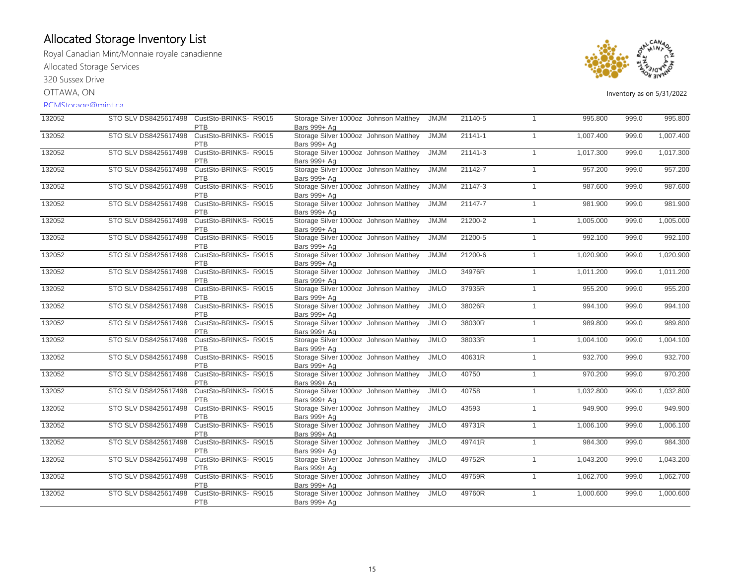# Allocated Storage Inventory List

Royal Canadian Mint/Monnaie royale canadienne

Allocated Storage Services

320 Sussex Drive

OTTAWA, ON

RCMStorage@mint.ca

Inventory as on 5/31/2022

| | | | | | | | | | | |
|---|---|---|---|---|---|---|---|---|---|---|
| 132052 | STO SLV DS8425617498 | CustSto-BRINKS-PTB | R9015 | Storage Silver 1000oz Bars 999+ Ag | Johnson Matthey | JMJM | 21140-5 | 1 | 995.800 | 999.0 | 995.800 |
| 132052 | STO SLV DS8425617498 | CustSto-BRINKS-PTB | R9015 | Storage Silver 1000oz Bars 999+ Ag | Johnson Matthey | JMJM | 21141-1 | 1 | 1,007.400 | 999.0 | 1,007.400 |
| 132052 | STO SLV DS8425617498 | CustSto-BRINKS-PTB | R9015 | Storage Silver 1000oz Bars 999+ Ag | Johnson Matthey | JMJM | 21141-3 | 1 | 1,017.300 | 999.0 | 1,017.300 |
| 132052 | STO SLV DS8425617498 | CustSto-BRINKS-PTB | R9015 | Storage Silver 1000oz Bars 999+ Ag | Johnson Matthey | JMJM | 21142-7 | 1 | 957.200 | 999.0 | 957.200 |
| 132052 | STO SLV DS8425617498 | CustSto-BRINKS-PTB | R9015 | Storage Silver 1000oz Bars 999+ Ag | Johnson Matthey | JMJM | 21147-3 | 1 | 987.600 | 999.0 | 987.600 |
| 132052 | STO SLV DS8425617498 | CustSto-BRINKS-PTB | R9015 | Storage Silver 1000oz Bars 999+ Ag | Johnson Matthey | JMJM | 21147-7 | 1 | 981.900 | 999.0 | 981.900 |
| 132052 | STO SLV DS8425617498 | CustSto-BRINKS-PTB | R9015 | Storage Silver 1000oz Bars 999+ Ag | Johnson Matthey | JMJM | 21200-2 | 1 | 1,005.000 | 999.0 | 1,005.000 |
| 132052 | STO SLV DS8425617498 | CustSto-BRINKS-PTB | R9015 | Storage Silver 1000oz Bars 999+ Ag | Johnson Matthey | JMJM | 21200-5 | 1 | 992.100 | 999.0 | 992.100 |
| 132052 | STO SLV DS8425617498 | CustSto-BRINKS-PTB | R9015 | Storage Silver 1000oz Bars 999+ Ag | Johnson Matthey | JMJM | 21200-6 | 1 | 1,020.900 | 999.0 | 1,020.900 |
| 132052 | STO SLV DS8425617498 | CustSto-BRINKS-PTB | R9015 | Storage Silver 1000oz Bars 999+ Ag | Johnson Matthey | JMLO | 34976R | 1 | 1,011.200 | 999.0 | 1,011.200 |
| 132052 | STO SLV DS8425617498 | CustSto-BRINKS-PTB | R9015 | Storage Silver 1000oz Bars 999+ Ag | Johnson Matthey | JMLO | 37935R | 1 | 955.200 | 999.0 | 955.200 |
| 132052 | STO SLV DS8425617498 | CustSto-BRINKS-PTB | R9015 | Storage Silver 1000oz Bars 999+ Ag | Johnson Matthey | JMLO | 38026R | 1 | 994.100 | 999.0 | 994.100 |
| 132052 | STO SLV DS8425617498 | CustSto-BRINKS-PTB | R9015 | Storage Silver 1000oz Bars 999+ Ag | Johnson Matthey | JMLO | 38030R | 1 | 989.800 | 999.0 | 989.800 |
| 132052 | STO SLV DS8425617498 | CustSto-BRINKS-PTB | R9015 | Storage Silver 1000oz Bars 999+ Ag | Johnson Matthey | JMLO | 38033R | 1 | 1,004.100 | 999.0 | 1,004.100 |
| 132052 | STO SLV DS8425617498 | CustSto-BRINKS-PTB | R9015 | Storage Silver 1000oz Bars 999+ Ag | Johnson Matthey | JMLO | 40631R | 1 | 932.700 | 999.0 | 932.700 |
| 132052 | STO SLV DS8425617498 | CustSto-BRINKS-PTB | R9015 | Storage Silver 1000oz Bars 999+ Ag | Johnson Matthey | JMLO | 40750 | 1 | 970.200 | 999.0 | 970.200 |
| 132052 | STO SLV DS8425617498 | CustSto-BRINKS-PTB | R9015 | Storage Silver 1000oz Bars 999+ Ag | Johnson Matthey | JMLO | 40758 | 1 | 1,032.800 | 999.0 | 1,032.800 |
| 132052 | STO SLV DS8425617498 | CustSto-BRINKS-PTB | R9015 | Storage Silver 1000oz Bars 999+ Ag | Johnson Matthey | JMLO | 43593 | 1 | 949.900 | 999.0 | 949.900 |
| 132052 | STO SLV DS8425617498 | CustSto-BRINKS-PTB | R9015 | Storage Silver 1000oz Bars 999+ Ag | Johnson Matthey | JMLO | 49731R | 1 | 1,006.100 | 999.0 | 1,006.100 |
| 132052 | STO SLV DS8425617498 | CustSto-BRINKS-PTB | R9015 | Storage Silver 1000oz Bars 999+ Ag | Johnson Matthey | JMLO | 49741R | 1 | 984.300 | 999.0 | 984.300 |
| 132052 | STO SLV DS8425617498 | CustSto-BRINKS-PTB | R9015 | Storage Silver 1000oz Bars 999+ Ag | Johnson Matthey | JMLO | 49752R | 1 | 1,043.200 | 999.0 | 1,043.200 |
| 132052 | STO SLV DS8425617498 | CustSto-BRINKS-PTB | R9015 | Storage Silver 1000oz Bars 999+ Ag | Johnson Matthey | JMLO | 49759R | 1 | 1,062.700 | 999.0 | 1,062.700 |
| 132052 | STO SLV DS8425617498 | CustSto-BRINKS-PTB | R9015 | Storage Silver 1000oz Bars 999+ Ag | Johnson Matthey | JMLO | 49760R | 1 | 1,000.600 | 999.0 | 1,000.600 |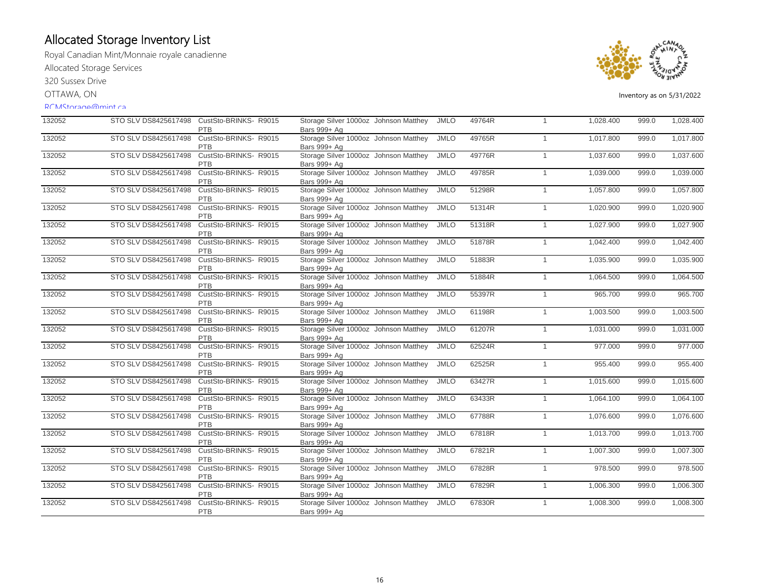# Allocated Storage Inventory List

Royal Canadian Mint/Monnaie royale canadienne

Allocated Storage Services

320 Sussex Drive

OTTAWA, ON

RCMStorage@mint.ca

Inventory as on 5/31/2022

| | | | | | | | | | | |
|---|---|---|---|---|---|---|---|---|---|---|
| 132052 | STO SLV DS8425617498 | CustSto-BRINKS-PTB | R9015 | Storage Silver 1000oz Bars 999+ Ag | Johnson Matthey | JMLO | 49764R | 1 | 1,028.400 | 999.0 | 1,028.400 |
| 132052 | STO SLV DS8425617498 | CustSto-BRINKS-PTB | R9015 | Storage Silver 1000oz Bars 999+ Ag | Johnson Matthey | JMLO | 49765R | 1 | 1,017.800 | 999.0 | 1,017.800 |
| 132052 | STO SLV DS8425617498 | CustSto-BRINKS-PTB | R9015 | Storage Silver 1000oz Bars 999+ Ag | Johnson Matthey | JMLO | 49776R | 1 | 1,037.600 | 999.0 | 1,037.600 |
| 132052 | STO SLV DS8425617498 | CustSto-BRINKS-PTB | R9015 | Storage Silver 1000oz Bars 999+ Ag | Johnson Matthey | JMLO | 49785R | 1 | 1,039.000 | 999.0 | 1,039.000 |
| 132052 | STO SLV DS8425617498 | CustSto-BRINKS-PTB | R9015 | Storage Silver 1000oz Bars 999+ Ag | Johnson Matthey | JMLO | 51298R | 1 | 1,057.800 | 999.0 | 1,057.800 |
| 132052 | STO SLV DS8425617498 | CustSto-BRINKS-PTB | R9015 | Storage Silver 1000oz Bars 999+ Ag | Johnson Matthey | JMLO | 51314R | 1 | 1,020.900 | 999.0 | 1,020.900 |
| 132052 | STO SLV DS8425617498 | CustSto-BRINKS-PTB | R9015 | Storage Silver 1000oz Bars 999+ Ag | Johnson Matthey | JMLO | 51318R | 1 | 1,027.900 | 999.0 | 1,027.900 |
| 132052 | STO SLV DS8425617498 | CustSto-BRINKS-PTB | R9015 | Storage Silver 1000oz Bars 999+ Ag | Johnson Matthey | JMLO | 51878R | 1 | 1,042.400 | 999.0 | 1,042.400 |
| 132052 | STO SLV DS8425617498 | CustSto-BRINKS-PTB | R9015 | Storage Silver 1000oz Bars 999+ Ag | Johnson Matthey | JMLO | 51883R | 1 | 1,035.900 | 999.0 | 1,035.900 |
| 132052 | STO SLV DS8425617498 | CustSto-BRINKS-PTB | R9015 | Storage Silver 1000oz Bars 999+ Ag | Johnson Matthey | JMLO | 51884R | 1 | 1,064.500 | 999.0 | 1,064.500 |
| 132052 | STO SLV DS8425617498 | CustSto-BRINKS-PTB | R9015 | Storage Silver 1000oz Bars 999+ Ag | Johnson Matthey | JMLO | 55397R | 1 | 965.700 | 999.0 | 965.700 |
| 132052 | STO SLV DS8425617498 | CustSto-BRINKS-PTB | R9015 | Storage Silver 1000oz Bars 999+ Ag | Johnson Matthey | JMLO | 61198R | 1 | 1,003.500 | 999.0 | 1,003.500 |
| 132052 | STO SLV DS8425617498 | CustSto-BRINKS-PTB | R9015 | Storage Silver 1000oz Bars 999+ Ag | Johnson Matthey | JMLO | 61207R | 1 | 1,031.000 | 999.0 | 1,031.000 |
| 132052 | STO SLV DS8425617498 | CustSto-BRINKS-PTB | R9015 | Storage Silver 1000oz Bars 999+ Ag | Johnson Matthey | JMLO | 62524R | 1 | 977.000 | 999.0 | 977.000 |
| 132052 | STO SLV DS8425617498 | CustSto-BRINKS-PTB | R9015 | Storage Silver 1000oz Bars 999+ Ag | Johnson Matthey | JMLO | 62525R | 1 | 955.400 | 999.0 | 955.400 |
| 132052 | STO SLV DS8425617498 | CustSto-BRINKS-PTB | R9015 | Storage Silver 1000oz Bars 999+ Ag | Johnson Matthey | JMLO | 63427R | 1 | 1,015.600 | 999.0 | 1,015.600 |
| 132052 | STO SLV DS8425617498 | CustSto-BRINKS-PTB | R9015 | Storage Silver 1000oz Bars 999+ Ag | Johnson Matthey | JMLO | 63433R | 1 | 1,064.100 | 999.0 | 1,064.100 |
| 132052 | STO SLV DS8425617498 | CustSto-BRINKS-PTB | R9015 | Storage Silver 1000oz Bars 999+ Ag | Johnson Matthey | JMLO | 67788R | 1 | 1,076.600 | 999.0 | 1,076.600 |
| 132052 | STO SLV DS8425617498 | CustSto-BRINKS-PTB | R9015 | Storage Silver 1000oz Bars 999+ Ag | Johnson Matthey | JMLO | 67818R | 1 | 1,013.700 | 999.0 | 1,013.700 |
| 132052 | STO SLV DS8425617498 | CustSto-BRINKS-PTB | R9015 | Storage Silver 1000oz Bars 999+ Ag | Johnson Matthey | JMLO | 67821R | 1 | 1,007.300 | 999.0 | 1,007.300 |
| 132052 | STO SLV DS8425617498 | CustSto-BRINKS-PTB | R9015 | Storage Silver 1000oz Bars 999+ Ag | Johnson Matthey | JMLO | 67828R | 1 | 978.500 | 999.0 | 978.500 |
| 132052 | STO SLV DS8425617498 | CustSto-BRINKS-PTB | R9015 | Storage Silver 1000oz Bars 999+ Ag | Johnson Matthey | JMLO | 67829R | 1 | 1,006.300 | 999.0 | 1,006.300 |
| 132052 | STO SLV DS8425617498 | CustSto-BRINKS-PTB | R9015 | Storage Silver 1000oz Bars 999+ Ag | Johnson Matthey | JMLO | 67830R | 1 | 1,008.300 | 999.0 | 1,008.300 |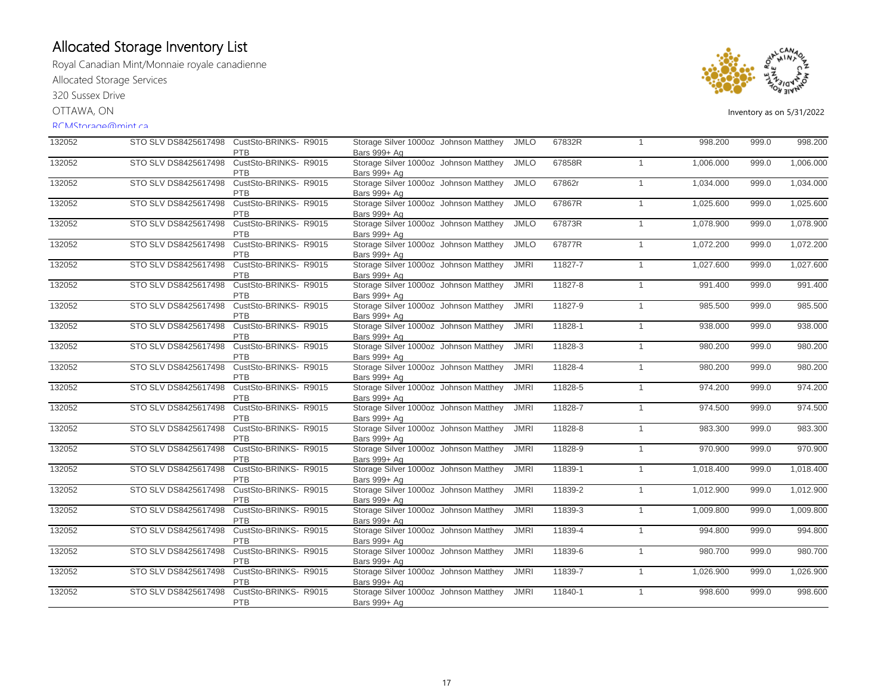# Allocated Storage Inventory List

Royal Canadian Mint/Monnaie royale canadienne

Allocated Storage Services

320 Sussex Drive

OTTAWA, ON

RCMStorage@mint.ca

Inventory as on 5/31/2022

| | | | | | | | | | | |
|---|---|---|---|---|---|---|---|---|---|---|
| 132052 | STO SLV DS8425617498 | CustSto-BRINKS-PTB | R9015 | Storage Silver 1000oz Bars 999+ Ag | Johnson Matthey | JMLO | 67832R | 1 | 998.200 | 999.0 | 998.200 |
| 132052 | STO SLV DS8425617498 | CustSto-BRINKS-PTB | R9015 | Storage Silver 1000oz Bars 999+ Ag | Johnson Matthey | JMLO | 67858R | 1 | 1,006.000 | 999.0 | 1,006.000 |
| 132052 | STO SLV DS8425617498 | CustSto-BRINKS-PTB | R9015 | Storage Silver 1000oz Bars 999+ Ag | Johnson Matthey | JMLO | 67862r | 1 | 1,034.000 | 999.0 | 1,034.000 |
| 132052 | STO SLV DS8425617498 | CustSto-BRINKS-PTB | R9015 | Storage Silver 1000oz Bars 999+ Ag | Johnson Matthey | JMLO | 67867R | 1 | 1,025.600 | 999.0 | 1,025.600 |
| 132052 | STO SLV DS8425617498 | CustSto-BRINKS-PTB | R9015 | Storage Silver 1000oz Bars 999+ Ag | Johnson Matthey | JMLO | 67873R | 1 | 1,078.900 | 999.0 | 1,078.900 |
| 132052 | STO SLV DS8425617498 | CustSto-BRINKS-PTB | R9015 | Storage Silver 1000oz Bars 999+ Ag | Johnson Matthey | JMLO | 67877R | 1 | 1,072.200 | 999.0 | 1,072.200 |
| 132052 | STO SLV DS8425617498 | CustSto-BRINKS-PTB | R9015 | Storage Silver 1000oz Bars 999+ Ag | Johnson Matthey | JMRI | 11827-7 | 1 | 1,027.600 | 999.0 | 1,027.600 |
| 132052 | STO SLV DS8425617498 | CustSto-BRINKS-PTB | R9015 | Storage Silver 1000oz Bars 999+ Ag | Johnson Matthey | JMRI | 11827-8 | 1 | 991.400 | 999.0 | 991.400 |
| 132052 | STO SLV DS8425617498 | CustSto-BRINKS-PTB | R9015 | Storage Silver 1000oz Bars 999+ Ag | Johnson Matthey | JMRI | 11827-9 | 1 | 985.500 | 999.0 | 985.500 |
| 132052 | STO SLV DS8425617498 | CustSto-BRINKS-PTB | R9015 | Storage Silver 1000oz Bars 999+ Ag | Johnson Matthey | JMRI | 11828-1 | 1 | 938.000 | 999.0 | 938.000 |
| 132052 | STO SLV DS8425617498 | CustSto-BRINKS-PTB | R9015 | Storage Silver 1000oz Bars 999+ Ag | Johnson Matthey | JMRI | 11828-3 | 1 | 980.200 | 999.0 | 980.200 |
| 132052 | STO SLV DS8425617498 | CustSto-BRINKS-PTB | R9015 | Storage Silver 1000oz Bars 999+ Ag | Johnson Matthey | JMRI | 11828-4 | 1 | 980.200 | 999.0 | 980.200 |
| 132052 | STO SLV DS8425617498 | CustSto-BRINKS-PTB | R9015 | Storage Silver 1000oz Bars 999+ Ag | Johnson Matthey | JMRI | 11828-5 | 1 | 974.200 | 999.0 | 974.200 |
| 132052 | STO SLV DS8425617498 | CustSto-BRINKS-PTB | R9015 | Storage Silver 1000oz Bars 999+ Ag | Johnson Matthey | JMRI | 11828-7 | 1 | 974.500 | 999.0 | 974.500 |
| 132052 | STO SLV DS8425617498 | CustSto-BRINKS-PTB | R9015 | Storage Silver 1000oz Bars 999+ Ag | Johnson Matthey | JMRI | 11828-8 | 1 | 983.300 | 999.0 | 983.300 |
| 132052 | STO SLV DS8425617498 | CustSto-BRINKS-PTB | R9015 | Storage Silver 1000oz Bars 999+ Ag | Johnson Matthey | JMRI | 11828-9 | 1 | 970.900 | 999.0 | 970.900 |
| 132052 | STO SLV DS8425617498 | CustSto-BRINKS-PTB | R9015 | Storage Silver 1000oz Bars 999+ Ag | Johnson Matthey | JMRI | 11839-1 | 1 | 1,018.400 | 999.0 | 1,018.400 |
| 132052 | STO SLV DS8425617498 | CustSto-BRINKS-PTB | R9015 | Storage Silver 1000oz Bars 999+ Ag | Johnson Matthey | JMRI | 11839-2 | 1 | 1,012.900 | 999.0 | 1,012.900 |
| 132052 | STO SLV DS8425617498 | CustSto-BRINKS-PTB | R9015 | Storage Silver 1000oz Bars 999+ Ag | Johnson Matthey | JMRI | 11839-3 | 1 | 1,009.800 | 999.0 | 1,009.800 |
| 132052 | STO SLV DS8425617498 | CustSto-BRINKS-PTB | R9015 | Storage Silver 1000oz Bars 999+ Ag | Johnson Matthey | JMRI | 11839-4 | 1 | 994.800 | 999.0 | 994.800 |
| 132052 | STO SLV DS8425617498 | CustSto-BRINKS-PTB | R9015 | Storage Silver 1000oz Bars 999+ Ag | Johnson Matthey | JMRI | 11839-6 | 1 | 980.700 | 999.0 | 980.700 |
| 132052 | STO SLV DS8425617498 | CustSto-BRINKS-PTB | R9015 | Storage Silver 1000oz Bars 999+ Ag | Johnson Matthey | JMRI | 11839-7 | 1 | 1,026.900 | 999.0 | 1,026.900 |
| 132052 | STO SLV DS8425617498 | CustSto-BRINKS-PTB | R9015 | Storage Silver 1000oz Bars 999+ Ag | Johnson Matthey | JMRI | 11840-1 | 1 | 998.600 | 999.0 | 998.600 |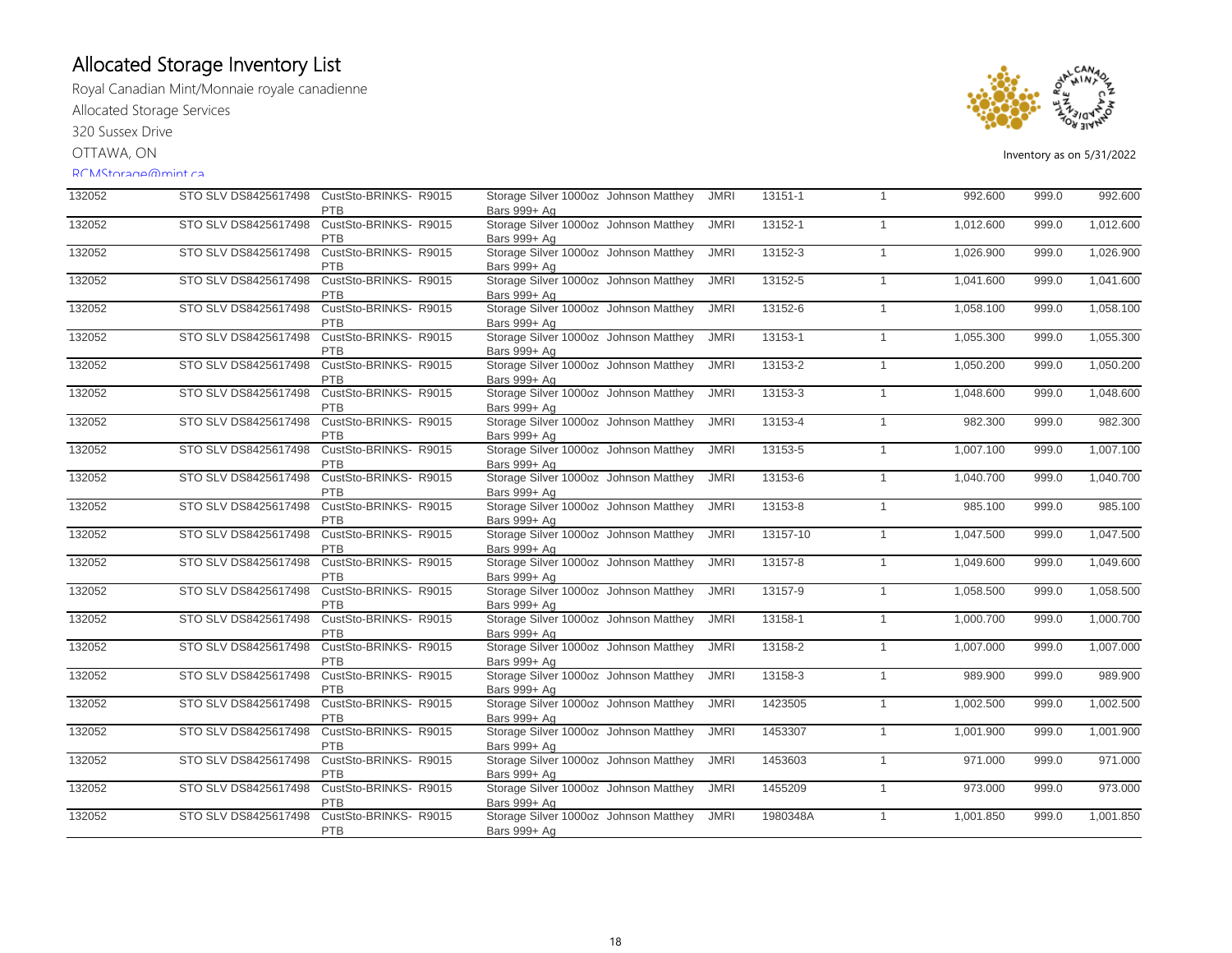# Allocated Storage Inventory List

Royal Canadian Mint/Monnaie royale canadienne

Allocated Storage Services

320 Sussex Drive

OTTAWA, ON

RCMStorage@mint.ca

Inventory as on 5/31/2022

| | | | | | | | | | | |
|---|---|---|---|---|---|---|---|---|---|---|
| 132052 | STO SLV DS8425617498 | CustSto-BRINKS-PTB | R9015 | Storage Silver 1000oz Bars 999+ Ag | Johnson Matthey | JMRI | 13151-1 | 1 | 992.600 | 999.0 | 992.600 |
| 132052 | STO SLV DS8425617498 | CustSto-BRINKS-PTB | R9015 | Storage Silver 1000oz Bars 999+ Ag | Johnson Matthey | JMRI | 13152-1 | 1 | 1,012.600 | 999.0 | 1,012.600 |
| 132052 | STO SLV DS8425617498 | CustSto-BRINKS-PTB | R9015 | Storage Silver 1000oz Bars 999+ Ag | Johnson Matthey | JMRI | 13152-3 | 1 | 1,026.900 | 999.0 | 1,026.900 |
| 132052 | STO SLV DS8425617498 | CustSto-BRINKS-PTB | R9015 | Storage Silver 1000oz Bars 999+ Ag | Johnson Matthey | JMRI | 13152-5 | 1 | 1,041.600 | 999.0 | 1,041.600 |
| 132052 | STO SLV DS8425617498 | CustSto-BRINKS-PTB | R9015 | Storage Silver 1000oz Bars 999+ Ag | Johnson Matthey | JMRI | 13152-6 | 1 | 1,058.100 | 999.0 | 1,058.100 |
| 132052 | STO SLV DS8425617498 | CustSto-BRINKS-PTB | R9015 | Storage Silver 1000oz Bars 999+ Ag | Johnson Matthey | JMRI | 13153-1 | 1 | 1,055.300 | 999.0 | 1,055.300 |
| 132052 | STO SLV DS8425617498 | CustSto-BRINKS-PTB | R9015 | Storage Silver 1000oz Bars 999+ Ag | Johnson Matthey | JMRI | 13153-2 | 1 | 1,050.200 | 999.0 | 1,050.200 |
| 132052 | STO SLV DS8425617498 | CustSto-BRINKS-PTB | R9015 | Storage Silver 1000oz Bars 999+ Ag | Johnson Matthey | JMRI | 13153-3 | 1 | 1,048.600 | 999.0 | 1,048.600 |
| 132052 | STO SLV DS8425617498 | CustSto-BRINKS-PTB | R9015 | Storage Silver 1000oz Bars 999+ Ag | Johnson Matthey | JMRI | 13153-4 | 1 | 982.300 | 999.0 | 982.300 |
| 132052 | STO SLV DS8425617498 | CustSto-BRINKS-PTB | R9015 | Storage Silver 1000oz Bars 999+ Ag | Johnson Matthey | JMRI | 13153-5 | 1 | 1,007.100 | 999.0 | 1,007.100 |
| 132052 | STO SLV DS8425617498 | CustSto-BRINKS-PTB | R9015 | Storage Silver 1000oz Bars 999+ Ag | Johnson Matthey | JMRI | 13153-6 | 1 | 1,040.700 | 999.0 | 1,040.700 |
| 132052 | STO SLV DS8425617498 | CustSto-BRINKS-PTB | R9015 | Storage Silver 1000oz Bars 999+ Ag | Johnson Matthey | JMRI | 13153-8 | 1 | 985.100 | 999.0 | 985.100 |
| 132052 | STO SLV DS8425617498 | CustSto-BRINKS-PTB | R9015 | Storage Silver 1000oz Bars 999+ Ag | Johnson Matthey | JMRI | 13157-10 | 1 | 1,047.500 | 999.0 | 1,047.500 |
| 132052 | STO SLV DS8425617498 | CustSto-BRINKS-PTB | R9015 | Storage Silver 1000oz Bars 999+ Ag | Johnson Matthey | JMRI | 13157-8 | 1 | 1,049.600 | 999.0 | 1,049.600 |
| 132052 | STO SLV DS8425617498 | CustSto-BRINKS-PTB | R9015 | Storage Silver 1000oz Bars 999+ Ag | Johnson Matthey | JMRI | 13157-9 | 1 | 1,058.500 | 999.0 | 1,058.500 |
| 132052 | STO SLV DS8425617498 | CustSto-BRINKS-PTB | R9015 | Storage Silver 1000oz Bars 999+ Ag | Johnson Matthey | JMRI | 13158-1 | 1 | 1,000.700 | 999.0 | 1,000.700 |
| 132052 | STO SLV DS8425617498 | CustSto-BRINKS-PTB | R9015 | Storage Silver 1000oz Bars 999+ Ag | Johnson Matthey | JMRI | 13158-2 | 1 | 1,007.000 | 999.0 | 1,007.000 |
| 132052 | STO SLV DS8425617498 | CustSto-BRINKS-PTB | R9015 | Storage Silver 1000oz Bars 999+ Ag | Johnson Matthey | JMRI | 13158-3 | 1 | 989.900 | 999.0 | 989.900 |
| 132052 | STO SLV DS8425617498 | CustSto-BRINKS-PTB | R9015 | Storage Silver 1000oz Bars 999+ Ag | Johnson Matthey | JMRI | 1423505 | 1 | 1,002.500 | 999.0 | 1,002.500 |
| 132052 | STO SLV DS8425617498 | CustSto-BRINKS-PTB | R9015 | Storage Silver 1000oz Bars 999+ Ag | Johnson Matthey | JMRI | 1453307 | 1 | 1,001.900 | 999.0 | 1,001.900 |
| 132052 | STO SLV DS8425617498 | CustSto-BRINKS-PTB | R9015 | Storage Silver 1000oz Bars 999+ Ag | Johnson Matthey | JMRI | 1453603 | 1 | 971.000 | 999.0 | 971.000 |
| 132052 | STO SLV DS8425617498 | CustSto-BRINKS-PTB | R9015 | Storage Silver 1000oz Bars 999+ Ag | Johnson Matthey | JMRI | 1455209 | 1 | 973.000 | 999.0 | 973.000 |
| 132052 | STO SLV DS8425617498 | CustSto-BRINKS-PTB | R9015 | Storage Silver 1000oz Bars 999+ Ag | Johnson Matthey | JMRI | 1980348A | 1 | 1,001.850 | 999.0 | 1,001.850 |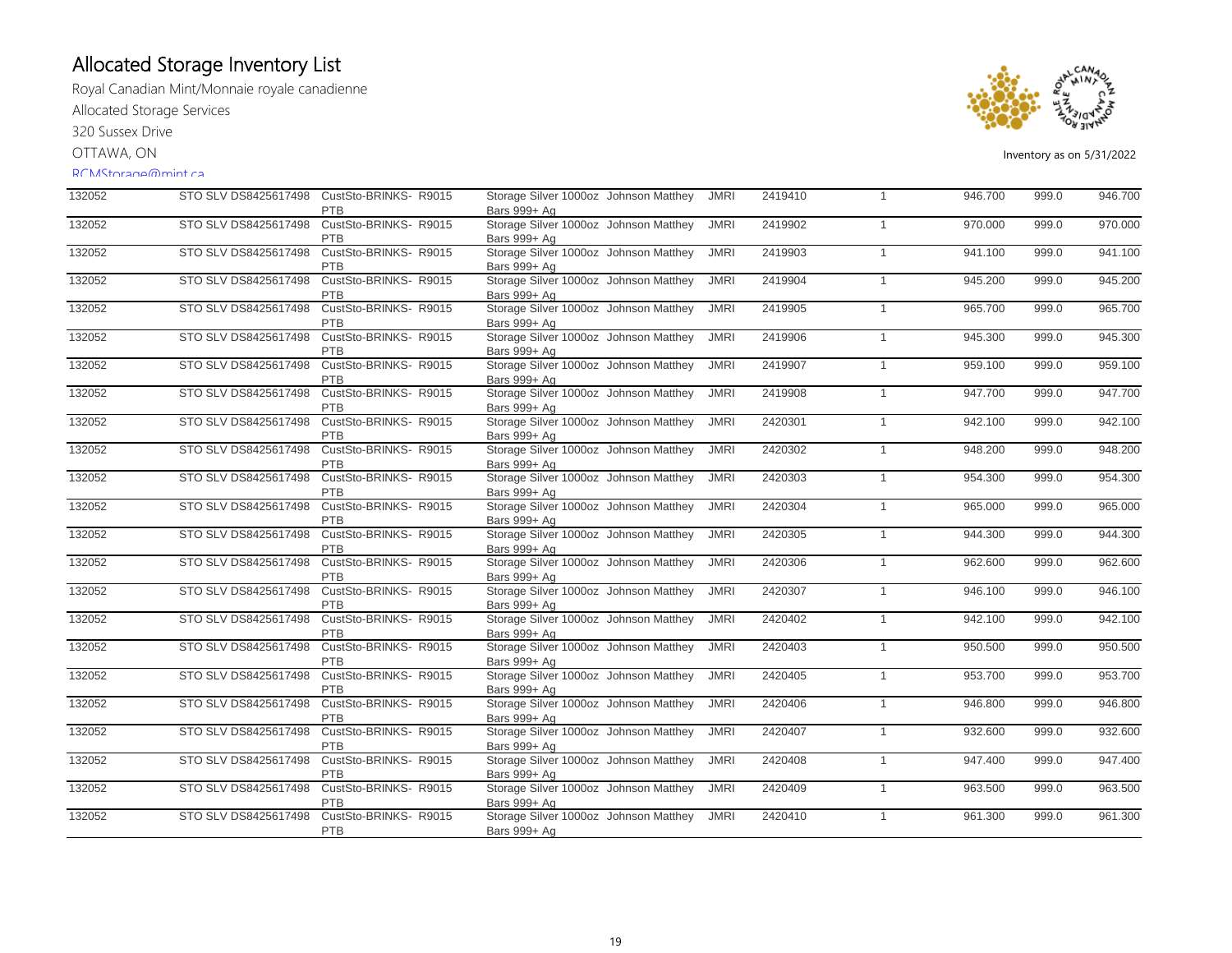# Allocated Storage Inventory List

Royal Canadian Mint/Monnaie royale canadienne

Allocated Storage Services

320 Sussex Drive

OTTAWA, ON

RCMStorage@mint.ca

Inventory as on 5/31/2022

| | | | | | | | | | | |
|---|---|---|---|---|---|---|---|---|---|---|
| 132052 | STO SLV DS8425617498 | CustSto-BRINKS- PTB | R9015 | Storage Silver 1000oz Bars 999+ Ag | Johnson Matthey | JMRI | 2419410 | 1 | 946.700 | 999.0 | 946.700 |
| 132052 | STO SLV DS8425617498 | CustSto-BRINKS- PTB | R9015 | Storage Silver 1000oz Bars 999+ Ag | Johnson Matthey | JMRI | 2419902 | 1 | 970.000 | 999.0 | 970.000 |
| 132052 | STO SLV DS8425617498 | CustSto-BRINKS- PTB | R9015 | Storage Silver 1000oz Bars 999+ Ag | Johnson Matthey | JMRI | 2419903 | 1 | 941.100 | 999.0 | 941.100 |
| 132052 | STO SLV DS8425617498 | CustSto-BRINKS- PTB | R9015 | Storage Silver 1000oz Bars 999+ Ag | Johnson Matthey | JMRI | 2419904 | 1 | 945.200 | 999.0 | 945.200 |
| 132052 | STO SLV DS8425617498 | CustSto-BRINKS- PTB | R9015 | Storage Silver 1000oz Bars 999+ Ag | Johnson Matthey | JMRI | 2419905 | 1 | 965.700 | 999.0 | 965.700 |
| 132052 | STO SLV DS8425617498 | CustSto-BRINKS- PTB | R9015 | Storage Silver 1000oz Bars 999+ Ag | Johnson Matthey | JMRI | 2419906 | 1 | 945.300 | 999.0 | 945.300 |
| 132052 | STO SLV DS8425617498 | CustSto-BRINKS- PTB | R9015 | Storage Silver 1000oz Bars 999+ Ag | Johnson Matthey | JMRI | 2419907 | 1 | 959.100 | 999.0 | 959.100 |
| 132052 | STO SLV DS8425617498 | CustSto-BRINKS- PTB | R9015 | Storage Silver 1000oz Bars 999+ Ag | Johnson Matthey | JMRI | 2419908 | 1 | 947.700 | 999.0 | 947.700 |
| 132052 | STO SLV DS8425617498 | CustSto-BRINKS- PTB | R9015 | Storage Silver 1000oz Bars 999+ Ag | Johnson Matthey | JMRI | 2420301 | 1 | 942.100 | 999.0 | 942.100 |
| 132052 | STO SLV DS8425617498 | CustSto-BRINKS- PTB | R9015 | Storage Silver 1000oz Bars 999+ Ag | Johnson Matthey | JMRI | 2420302 | 1 | 948.200 | 999.0 | 948.200 |
| 132052 | STO SLV DS8425617498 | CustSto-BRINKS- PTB | R9015 | Storage Silver 1000oz Bars 999+ Ag | Johnson Matthey | JMRI | 2420303 | 1 | 954.300 | 999.0 | 954.300 |
| 132052 | STO SLV DS8425617498 | CustSto-BRINKS- PTB | R9015 | Storage Silver 1000oz Bars 999+ Ag | Johnson Matthey | JMRI | 2420304 | 1 | 965.000 | 999.0 | 965.000 |
| 132052 | STO SLV DS8425617498 | CustSto-BRINKS- PTB | R9015 | Storage Silver 1000oz Bars 999+ Ag | Johnson Matthey | JMRI | 2420305 | 1 | 944.300 | 999.0 | 944.300 |
| 132052 | STO SLV DS8425617498 | CustSto-BRINKS- PTB | R9015 | Storage Silver 1000oz Bars 999+ Ag | Johnson Matthey | JMRI | 2420306 | 1 | 962.600 | 999.0 | 962.600 |
| 132052 | STO SLV DS8425617498 | CustSto-BRINKS- PTB | R9015 | Storage Silver 1000oz Bars 999+ Ag | Johnson Matthey | JMRI | 2420307 | 1 | 946.100 | 999.0 | 946.100 |
| 132052 | STO SLV DS8425617498 | CustSto-BRINKS- PTB | R9015 | Storage Silver 1000oz Bars 999+ Ag | Johnson Matthey | JMRI | 2420402 | 1 | 942.100 | 999.0 | 942.100 |
| 132052 | STO SLV DS8425617498 | CustSto-BRINKS- PTB | R9015 | Storage Silver 1000oz Bars 999+ Ag | Johnson Matthey | JMRI | 2420403 | 1 | 950.500 | 999.0 | 950.500 |
| 132052 | STO SLV DS8425617498 | CustSto-BRINKS- PTB | R9015 | Storage Silver 1000oz Bars 999+ Ag | Johnson Matthey | JMRI | 2420405 | 1 | 953.700 | 999.0 | 953.700 |
| 132052 | STO SLV DS8425617498 | CustSto-BRINKS- PTB | R9015 | Storage Silver 1000oz Bars 999+ Ag | Johnson Matthey | JMRI | 2420406 | 1 | 946.800 | 999.0 | 946.800 |
| 132052 | STO SLV DS8425617498 | CustSto-BRINKS- PTB | R9015 | Storage Silver 1000oz Bars 999+ Ag | Johnson Matthey | JMRI | 2420407 | 1 | 932.600 | 999.0 | 932.600 |
| 132052 | STO SLV DS8425617498 | CustSto-BRINKS- PTB | R9015 | Storage Silver 1000oz Bars 999+ Ag | Johnson Matthey | JMRI | 2420408 | 1 | 947.400 | 999.0 | 947.400 |
| 132052 | STO SLV DS8425617498 | CustSto-BRINKS- PTB | R9015 | Storage Silver 1000oz Bars 999+ Ag | Johnson Matthey | JMRI | 2420409 | 1 | 963.500 | 999.0 | 963.500 |
| 132052 | STO SLV DS8425617498 | CustSto-BRINKS- PTB | R9015 | Storage Silver 1000oz Bars 999+ Ag | Johnson Matthey | JMRI | 2420410 | 1 | 961.300 | 999.0 | 961.300 |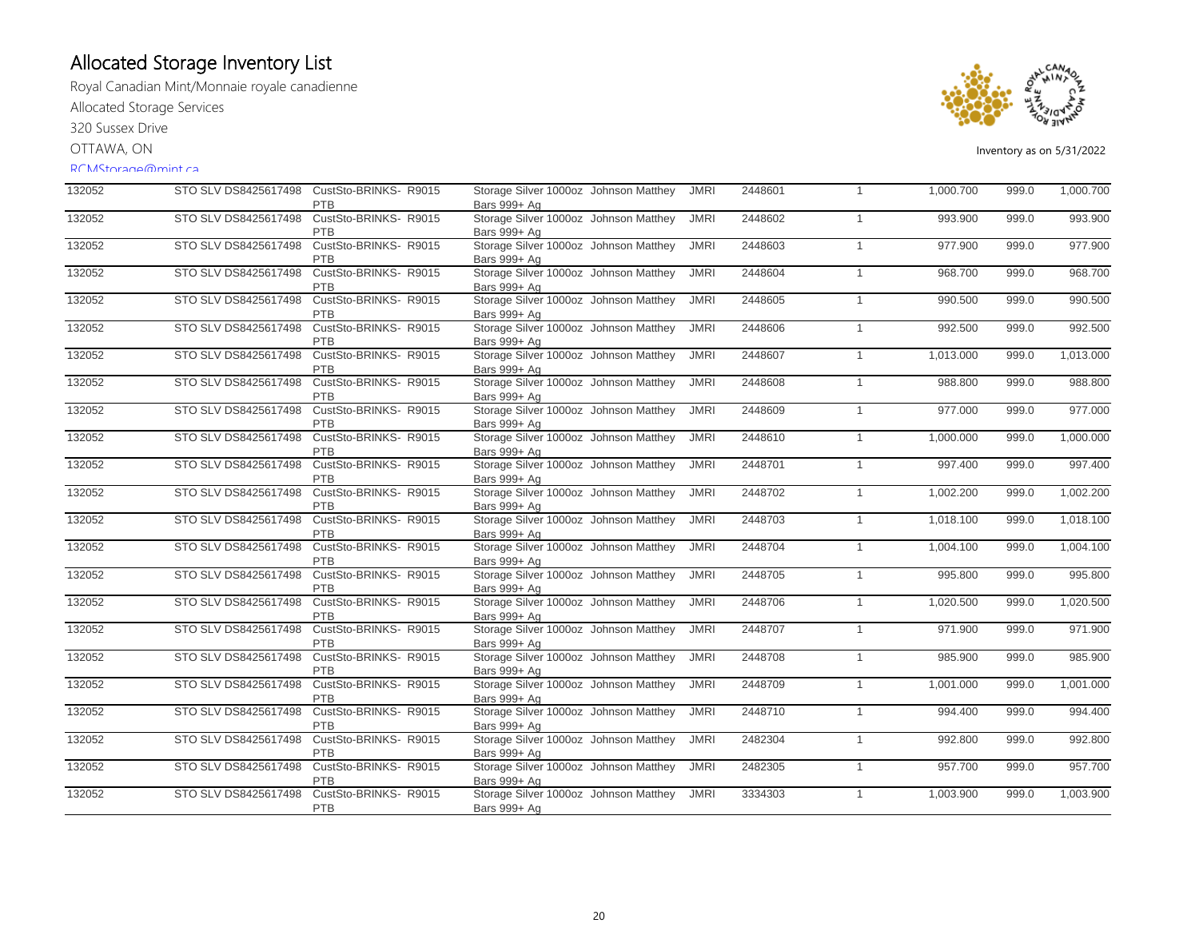# Allocated Storage Inventory List

Royal Canadian Mint/Monnaie royale canadienne

Allocated Storage Services

320 Sussex Drive

OTTAWA, ON

RCMStorage@mint.ca

Inventory as on 5/31/2022

| | | | | | | | | | | |
|---|---|---|---|---|---|---|---|---|---|---|
| 132052 | STO SLV DS8425617498 | CustSto-BRINKS- PTB | R9015 | Storage Silver 1000oz Bars 999+ Ag | Johnson Matthey | JMRI | 2448601 | 1 | 1,000.700 | 999.0 | 1,000.700 |
| 132052 | STO SLV DS8425617498 | CustSto-BRINKS- PTB | R9015 | Storage Silver 1000oz Bars 999+ Ag | Johnson Matthey | JMRI | 2448602 | 1 | 993.900 | 999.0 | 993.900 |
| 132052 | STO SLV DS8425617498 | CustSto-BRINKS- PTB | R9015 | Storage Silver 1000oz Bars 999+ Ag | Johnson Matthey | JMRI | 2448603 | 1 | 977.900 | 999.0 | 977.900 |
| 132052 | STO SLV DS8425617498 | CustSto-BRINKS- PTB | R9015 | Storage Silver 1000oz Bars 999+ Ag | Johnson Matthey | JMRI | 2448604 | 1 | 968.700 | 999.0 | 968.700 |
| 132052 | STO SLV DS8425617498 | CustSto-BRINKS- PTB | R9015 | Storage Silver 1000oz Bars 999+ Ag | Johnson Matthey | JMRI | 2448605 | 1 | 990.500 | 999.0 | 990.500 |
| 132052 | STO SLV DS8425617498 | CustSto-BRINKS- PTB | R9015 | Storage Silver 1000oz Bars 999+ Ag | Johnson Matthey | JMRI | 2448606 | 1 | 992.500 | 999.0 | 992.500 |
| 132052 | STO SLV DS8425617498 | CustSto-BRINKS- PTB | R9015 | Storage Silver 1000oz Bars 999+ Ag | Johnson Matthey | JMRI | 2448607 | 1 | 1,013.000 | 999.0 | 1,013.000 |
| 132052 | STO SLV DS8425617498 | CustSto-BRINKS- PTB | R9015 | Storage Silver 1000oz Bars 999+ Ag | Johnson Matthey | JMRI | 2448608 | 1 | 988.800 | 999.0 | 988.800 |
| 132052 | STO SLV DS8425617498 | CustSto-BRINKS- PTB | R9015 | Storage Silver 1000oz Bars 999+ Ag | Johnson Matthey | JMRI | 2448609 | 1 | 977.000 | 999.0 | 977.000 |
| 132052 | STO SLV DS8425617498 | CustSto-BRINKS- PTB | R9015 | Storage Silver 1000oz Bars 999+ Ag | Johnson Matthey | JMRI | 2448610 | 1 | 1,000.000 | 999.0 | 1,000.000 |
| 132052 | STO SLV DS8425617498 | CustSto-BRINKS- PTB | R9015 | Storage Silver 1000oz Bars 999+ Ag | Johnson Matthey | JMRI | 2448701 | 1 | 997.400 | 999.0 | 997.400 |
| 132052 | STO SLV DS8425617498 | CustSto-BRINKS- PTB | R9015 | Storage Silver 1000oz Bars 999+ Ag | Johnson Matthey | JMRI | 2448702 | 1 | 1,002.200 | 999.0 | 1,002.200 |
| 132052 | STO SLV DS8425617498 | CustSto-BRINKS- PTB | R9015 | Storage Silver 1000oz Bars 999+ Ag | Johnson Matthey | JMRI | 2448703 | 1 | 1,018.100 | 999.0 | 1,018.100 |
| 132052 | STO SLV DS8425617498 | CustSto-BRINKS- PTB | R9015 | Storage Silver 1000oz Bars 999+ Ag | Johnson Matthey | JMRI | 2448704 | 1 | 1,004.100 | 999.0 | 1,004.100 |
| 132052 | STO SLV DS8425617498 | CustSto-BRINKS- PTB | R9015 | Storage Silver 1000oz Bars 999+ Ag | Johnson Matthey | JMRI | 2448705 | 1 | 995.800 | 999.0 | 995.800 |
| 132052 | STO SLV DS8425617498 | CustSto-BRINKS- PTB | R9015 | Storage Silver 1000oz Bars 999+ Ag | Johnson Matthey | JMRI | 2448706 | 1 | 1,020.500 | 999.0 | 1,020.500 |
| 132052 | STO SLV DS8425617498 | CustSto-BRINKS- PTB | R9015 | Storage Silver 1000oz Bars 999+ Ag | Johnson Matthey | JMRI | 2448707 | 1 | 971.900 | 999.0 | 971.900 |
| 132052 | STO SLV DS8425617498 | CustSto-BRINKS- PTB | R9015 | Storage Silver 1000oz Bars 999+ Ag | Johnson Matthey | JMRI | 2448708 | 1 | 985.900 | 999.0 | 985.900 |
| 132052 | STO SLV DS8425617498 | CustSto-BRINKS- PTB | R9015 | Storage Silver 1000oz Bars 999+ Ag | Johnson Matthey | JMRI | 2448709 | 1 | 1,001.000 | 999.0 | 1,001.000 |
| 132052 | STO SLV DS8425617498 | CustSto-BRINKS- PTB | R9015 | Storage Silver 1000oz Bars 999+ Ag | Johnson Matthey | JMRI | 2448710 | 1 | 994.400 | 999.0 | 994.400 |
| 132052 | STO SLV DS8425617498 | CustSto-BRINKS- PTB | R9015 | Storage Silver 1000oz Bars 999+ Ag | Johnson Matthey | JMRI | 2482304 | 1 | 992.800 | 999.0 | 992.800 |
| 132052 | STO SLV DS8425617498 | CustSto-BRINKS- PTB | R9015 | Storage Silver 1000oz Bars 999+ Ag | Johnson Matthey | JMRI | 2482305 | 1 | 957.700 | 999.0 | 957.700 |
| 132052 | STO SLV DS8425617498 | CustSto-BRINKS- PTB | R9015 | Storage Silver 1000oz Bars 999+ Ag | Johnson Matthey | JMRI | 3334303 | 1 | 1,003.900 | 999.0 | 1,003.900 |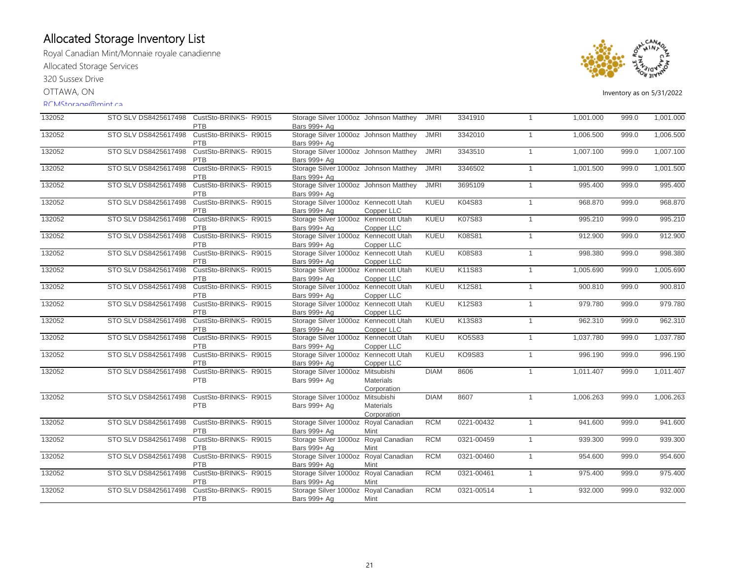# Allocated Storage Inventory List

Royal Canadian Mint/Monnaie royale canadienne

Allocated Storage Services

320 Sussex Drive

OTTAWA, ON

RCMStorage@mint.ca

Inventory as on 5/31/2022

| | | | | | | | | | | |
|---|---|---|---|---|---|---|---|---|---|---|
| 132052 | STO SLV DS8425617498 | CustSto-BRINKS- PTB | R9015 | Storage Silver 1000oz Bars 999+ Ag | Johnson Matthey | JMRI | 3341910 | 1 | 1,001.000 | 999.0 | 1,001.000 |
| 132052 | STO SLV DS8425617498 | CustSto-BRINKS- PTB | R9015 | Storage Silver 1000oz Bars 999+ Ag | Johnson Matthey | JMRI | 3342010 | 1 | 1,006.500 | 999.0 | 1,006.500 |
| 132052 | STO SLV DS8425617498 | CustSto-BRINKS- PTB | R9015 | Storage Silver 1000oz Bars 999+ Ag | Johnson Matthey | JMRI | 3343510 | 1 | 1,007.100 | 999.0 | 1,007.100 |
| 132052 | STO SLV DS8425617498 | CustSto-BRINKS- PTB | R9015 | Storage Silver 1000oz Bars 999+ Ag | Johnson Matthey | JMRI | 3346502 | 1 | 1,001.500 | 999.0 | 1,001.500 |
| 132052 | STO SLV DS8425617498 | CustSto-BRINKS- PTB | R9015 | Storage Silver 1000oz Bars 999+ Ag | Johnson Matthey | JMRI | 3695109 | 1 | 995.400 | 999.0 | 995.400 |
| 132052 | STO SLV DS8425617498 | CustSto-BRINKS- PTB | R9015 | Storage Silver 1000oz Bars 999+ Ag | Kennecott Utah Copper LLC | KUEU | K04S83 | 1 | 968.870 | 999.0 | 968.870 |
| 132052 | STO SLV DS8425617498 | CustSto-BRINKS- PTB | R9015 | Storage Silver 1000oz Bars 999+ Ag | Kennecott Utah Copper LLC | KUEU | K07S83 | 1 | 995.210 | 999.0 | 995.210 |
| 132052 | STO SLV DS8425617498 | CustSto-BRINKS- PTB | R9015 | Storage Silver 1000oz Bars 999+ Ag | Kennecott Utah Copper LLC | KUEU | K08S81 | 1 | 912.900 | 999.0 | 912.900 |
| 132052 | STO SLV DS8425617498 | CustSto-BRINKS- PTB | R9015 | Storage Silver 1000oz Bars 999+ Ag | Kennecott Utah Copper LLC | KUEU | K08S83 | 1 | 998.380 | 999.0 | 998.380 |
| 132052 | STO SLV DS8425617498 | CustSto-BRINKS- PTB | R9015 | Storage Silver 1000oz Bars 999+ Ag | Kennecott Utah Copper LLC | KUEU | K11S83 | 1 | 1,005.690 | 999.0 | 1,005.690 |
| 132052 | STO SLV DS8425617498 | CustSto-BRINKS- PTB | R9015 | Storage Silver 1000oz Bars 999+ Ag | Kennecott Utah Copper LLC | KUEU | K12S81 | 1 | 900.810 | 999.0 | 900.810 |
| 132052 | STO SLV DS8425617498 | CustSto-BRINKS- PTB | R9015 | Storage Silver 1000oz Bars 999+ Ag | Kennecott Utah Copper LLC | KUEU | K12S83 | 1 | 979.780 | 999.0 | 979.780 |
| 132052 | STO SLV DS8425617498 | CustSto-BRINKS- PTB | R9015 | Storage Silver 1000oz Bars 999+ Ag | Kennecott Utah Copper LLC | KUEU | K13S83 | 1 | 962.310 | 999.0 | 962.310 |
| 132052 | STO SLV DS8425617498 | CustSto-BRINKS- PTB | R9015 | Storage Silver 1000oz Bars 999+ Ag | Kennecott Utah Copper LLC | KUEU | KO5S83 | 1 | 1,037.780 | 999.0 | 1,037.780 |
| 132052 | STO SLV DS8425617498 | CustSto-BRINKS- PTB | R9015 | Storage Silver 1000oz Bars 999+ Ag | Kennecott Utah Copper LLC | KUEU | KO9S83 | 1 | 996.190 | 999.0 | 996.190 |
| 132052 | STO SLV DS8425617498 | CustSto-BRINKS- PTB | R9015 | Storage Silver 1000oz Bars 999+ Ag | Mitsubishi Materials Corporation | DIAM | 8606 | 1 | 1,011.407 | 999.0 | 1,011.407 |
| 132052 | STO SLV DS8425617498 | CustSto-BRINKS- PTB | R9015 | Storage Silver 1000oz Bars 999+ Ag | Mitsubishi Materials Corporation | DIAM | 8607 | 1 | 1,006.263 | 999.0 | 1,006.263 |
| 132052 | STO SLV DS8425617498 | CustSto-BRINKS- PTB | R9015 | Storage Silver 1000oz Bars 999+ Ag | Royal Canadian Mint | RCM | 0221-00432 | 1 | 941.600 | 999.0 | 941.600 |
| 132052 | STO SLV DS8425617498 | CustSto-BRINKS- PTB | R9015 | Storage Silver 1000oz Bars 999+ Ag | Royal Canadian Mint | RCM | 0321-00459 | 1 | 939.300 | 999.0 | 939.300 |
| 132052 | STO SLV DS8425617498 | CustSto-BRINKS- PTB | R9015 | Storage Silver 1000oz Bars 999+ Ag | Royal Canadian Mint | RCM | 0321-00460 | 1 | 954.600 | 999.0 | 954.600 |
| 132052 | STO SLV DS8425617498 | CustSto-BRINKS- PTB | R9015 | Storage Silver 1000oz Bars 999+ Ag | Royal Canadian Mint | RCM | 0321-00461 | 1 | 975.400 | 999.0 | 975.400 |
| 132052 | STO SLV DS8425617498 | CustSto-BRINKS- PTB | R9015 | Storage Silver 1000oz Bars 999+ Ag | Royal Canadian Mint | RCM | 0321-00514 | 1 | 932.000 | 999.0 | 932.000 |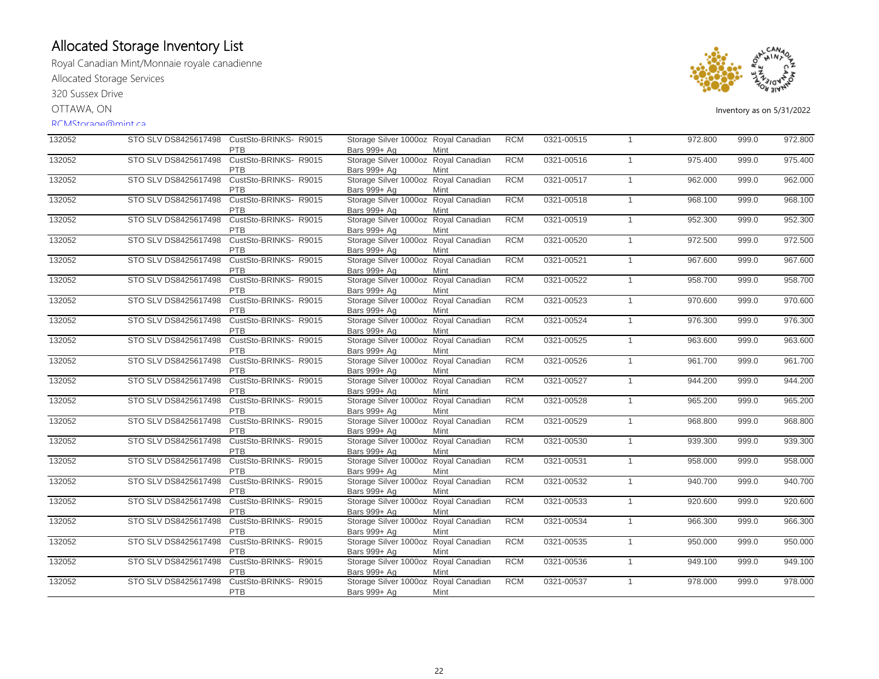# Allocated Storage Inventory List

Royal Canadian Mint/Monnaie royale canadienne

Allocated Storage Services

320 Sussex Drive

OTTAWA, ON

RCMStorage@mint.ca

Inventory as on 5/31/2022

| | | | | | | | | | | |
|---|---|---|---|---|---|---|---|---|---|---|
| 132052 | STO SLV DS8425617498 | CustSto-BRINKS- R9015 PTB | Storage Silver 1000oz Bars 999+ Ag | Royal Canadian Mint | RCM | 0321-00515 | 1 | 972.800 | 999.0 | 972.800 |
| 132052 | STO SLV DS8425617498 | CustSto-BRINKS- R9015 PTB | Storage Silver 1000oz Bars 999+ Ag | Royal Canadian Mint | RCM | 0321-00516 | 1 | 975.400 | 999.0 | 975.400 |
| 132052 | STO SLV DS8425617498 | CustSto-BRINKS- R9015 PTB | Storage Silver 1000oz Bars 999+ Ag | Royal Canadian Mint | RCM | 0321-00517 | 1 | 962.000 | 999.0 | 962.000 |
| 132052 | STO SLV DS8425617498 | CustSto-BRINKS- R9015 PTB | Storage Silver 1000oz Bars 999+ Ag | Royal Canadian Mint | RCM | 0321-00518 | 1 | 968.100 | 999.0 | 968.100 |
| 132052 | STO SLV DS8425617498 | CustSto-BRINKS- R9015 PTB | Storage Silver 1000oz Bars 999+ Ag | Royal Canadian Mint | RCM | 0321-00519 | 1 | 952.300 | 999.0 | 952.300 |
| 132052 | STO SLV DS8425617498 | CustSto-BRINKS- R9015 PTB | Storage Silver 1000oz Bars 999+ Ag | Royal Canadian Mint | RCM | 0321-00520 | 1 | 972.500 | 999.0 | 972.500 |
| 132052 | STO SLV DS8425617498 | CustSto-BRINKS- R9015 PTB | Storage Silver 1000oz Bars 999+ Ag | Royal Canadian Mint | RCM | 0321-00521 | 1 | 967.600 | 999.0 | 967.600 |
| 132052 | STO SLV DS8425617498 | CustSto-BRINKS- R9015 PTB | Storage Silver 1000oz Bars 999+ Ag | Royal Canadian Mint | RCM | 0321-00522 | 1 | 958.700 | 999.0 | 958.700 |
| 132052 | STO SLV DS8425617498 | CustSto-BRINKS- R9015 PTB | Storage Silver 1000oz Bars 999+ Ag | Royal Canadian Mint | RCM | 0321-00523 | 1 | 970.600 | 999.0 | 970.600 |
| 132052 | STO SLV DS8425617498 | CustSto-BRINKS- R9015 PTB | Storage Silver 1000oz Bars 999+ Ag | Royal Canadian Mint | RCM | 0321-00524 | 1 | 976.300 | 999.0 | 976.300 |
| 132052 | STO SLV DS8425617498 | CustSto-BRINKS- R9015 PTB | Storage Silver 1000oz Bars 999+ Ag | Royal Canadian Mint | RCM | 0321-00525 | 1 | 963.600 | 999.0 | 963.600 |
| 132052 | STO SLV DS8425617498 | CustSto-BRINKS- R9015 PTB | Storage Silver 1000oz Bars 999+ Ag | Royal Canadian Mint | RCM | 0321-00526 | 1 | 961.700 | 999.0 | 961.700 |
| 132052 | STO SLV DS8425617498 | CustSto-BRINKS- R9015 PTB | Storage Silver 1000oz Bars 999+ Ag | Royal Canadian Mint | RCM | 0321-00527 | 1 | 944.200 | 999.0 | 944.200 |
| 132052 | STO SLV DS8425617498 | CustSto-BRINKS- R9015 PTB | Storage Silver 1000oz Bars 999+ Ag | Royal Canadian Mint | RCM | 0321-00528 | 1 | 965.200 | 999.0 | 965.200 |
| 132052 | STO SLV DS8425617498 | CustSto-BRINKS- R9015 PTB | Storage Silver 1000oz Bars 999+ Ag | Royal Canadian Mint | RCM | 0321-00529 | 1 | 968.800 | 999.0 | 968.800 |
| 132052 | STO SLV DS8425617498 | CustSto-BRINKS- R9015 PTB | Storage Silver 1000oz Bars 999+ Ag | Royal Canadian Mint | RCM | 0321-00530 | 1 | 939.300 | 999.0 | 939.300 |
| 132052 | STO SLV DS8425617498 | CustSto-BRINKS- R9015 PTB | Storage Silver 1000oz Bars 999+ Ag | Royal Canadian Mint | RCM | 0321-00531 | 1 | 958.000 | 999.0 | 958.000 |
| 132052 | STO SLV DS8425617498 | CustSto-BRINKS- R9015 PTB | Storage Silver 1000oz Bars 999+ Ag | Royal Canadian Mint | RCM | 0321-00532 | 1 | 940.700 | 999.0 | 940.700 |
| 132052 | STO SLV DS8425617498 | CustSto-BRINKS- R9015 PTB | Storage Silver 1000oz Bars 999+ Ag | Royal Canadian Mint | RCM | 0321-00533 | 1 | 920.600 | 999.0 | 920.600 |
| 132052 | STO SLV DS8425617498 | CustSto-BRINKS- R9015 PTB | Storage Silver 1000oz Bars 999+ Ag | Royal Canadian Mint | RCM | 0321-00534 | 1 | 966.300 | 999.0 | 966.300 |
| 132052 | STO SLV DS8425617498 | CustSto-BRINKS- R9015 PTB | Storage Silver 1000oz Bars 999+ Ag | Royal Canadian Mint | RCM | 0321-00535 | 1 | 950.000 | 999.0 | 950.000 |
| 132052 | STO SLV DS8425617498 | CustSto-BRINKS- R9015 PTB | Storage Silver 1000oz Bars 999+ Ag | Royal Canadian Mint | RCM | 0321-00536 | 1 | 949.100 | 999.0 | 949.100 |
| 132052 | STO SLV DS8425617498 | CustSto-BRINKS- R9015 PTB | Storage Silver 1000oz Bars 999+ Ag | Royal Canadian Mint | RCM | 0321-00537 | 1 | 978.000 | 999.0 | 978.000 |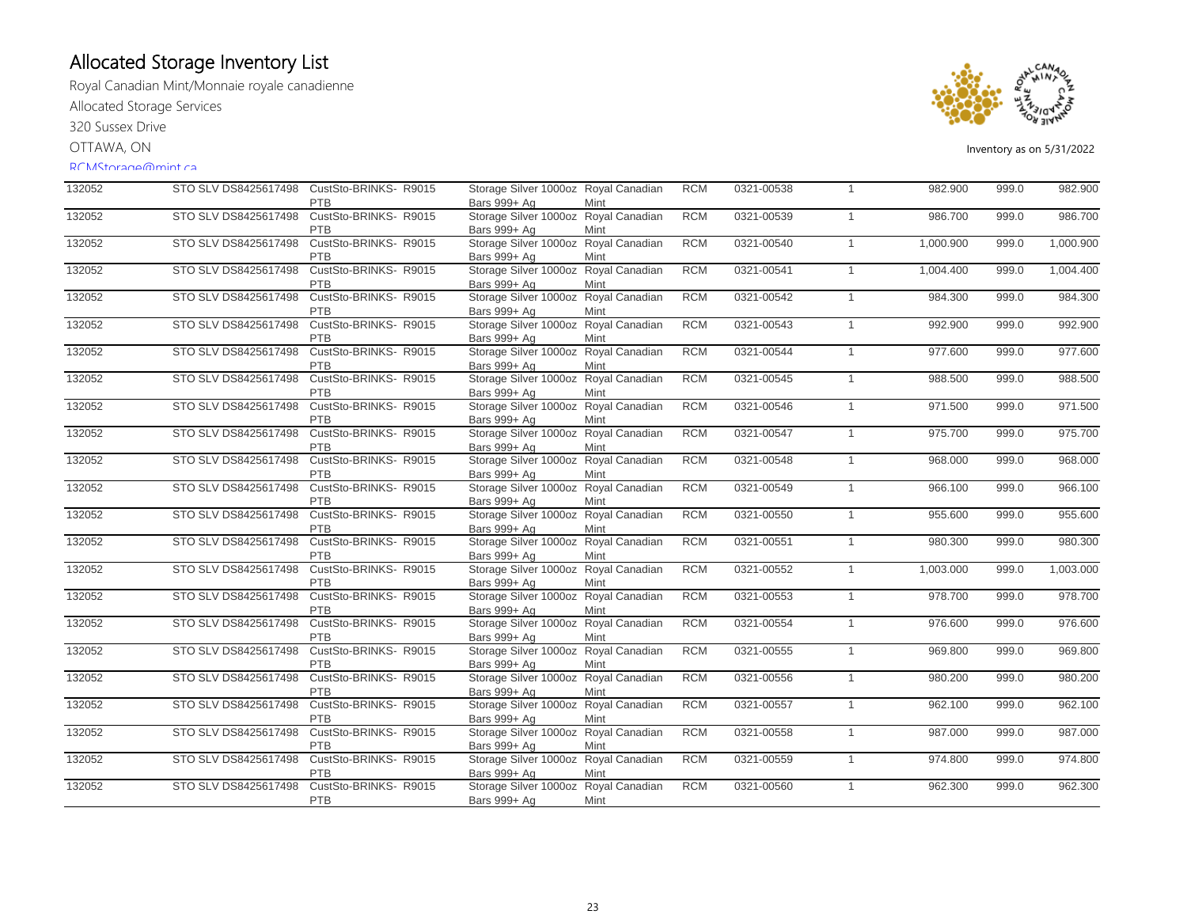# Allocated Storage Inventory List

Royal Canadian Mint/Monnaie royale canadienne

Allocated Storage Services

320 Sussex Drive

OTTAWA, ON

RCMStorage@mint.ca

Inventory as on 5/31/2022

| | | | | | | | | | | |
|---|---|---|---|---|---|---|---|---|---|---|
| 132052 | STO SLV DS8425617498 | CustSto-BRINKS- PTB | R9015 | Storage Silver 1000oz Bars 999+ Ag | Royal Canadian Mint | RCM | 0321-00538 | 1 | 982.900 | 999.0 | 982.900 |
| 132052 | STO SLV DS8425617498 | CustSto-BRINKS- PTB | R9015 | Storage Silver 1000oz Bars 999+ Ag | Royal Canadian Mint | RCM | 0321-00539 | 1 | 986.700 | 999.0 | 986.700 |
| 132052 | STO SLV DS8425617498 | CustSto-BRINKS- PTB | R9015 | Storage Silver 1000oz Bars 999+ Ag | Royal Canadian Mint | RCM | 0321-00540 | 1 | 1,000.900 | 999.0 | 1,000.900 |
| 132052 | STO SLV DS8425617498 | CustSto-BRINKS- PTB | R9015 | Storage Silver 1000oz Bars 999+ Ag | Royal Canadian Mint | RCM | 0321-00541 | 1 | 1,004.400 | 999.0 | 1,004.400 |
| 132052 | STO SLV DS8425617498 | CustSto-BRINKS- PTB | R9015 | Storage Silver 1000oz Bars 999+ Ag | Royal Canadian Mint | RCM | 0321-00542 | 1 | 984.300 | 999.0 | 984.300 |
| 132052 | STO SLV DS8425617498 | CustSto-BRINKS- PTB | R9015 | Storage Silver 1000oz Bars 999+ Ag | Royal Canadian Mint | RCM | 0321-00543 | 1 | 992.900 | 999.0 | 992.900 |
| 132052 | STO SLV DS8425617498 | CustSto-BRINKS- PTB | R9015 | Storage Silver 1000oz Bars 999+ Ag | Royal Canadian Mint | RCM | 0321-00544 | 1 | 977.600 | 999.0 | 977.600 |
| 132052 | STO SLV DS8425617498 | CustSto-BRINKS- PTB | R9015 | Storage Silver 1000oz Bars 999+ Ag | Royal Canadian Mint | RCM | 0321-00545 | 1 | 988.500 | 999.0 | 988.500 |
| 132052 | STO SLV DS8425617498 | CustSto-BRINKS- PTB | R9015 | Storage Silver 1000oz Bars 999+ Ag | Royal Canadian Mint | RCM | 0321-00546 | 1 | 971.500 | 999.0 | 971.500 |
| 132052 | STO SLV DS8425617498 | CustSto-BRINKS- PTB | R9015 | Storage Silver 1000oz Bars 999+ Ag | Royal Canadian Mint | RCM | 0321-00547 | 1 | 975.700 | 999.0 | 975.700 |
| 132052 | STO SLV DS8425617498 | CustSto-BRINKS- PTB | R9015 | Storage Silver 1000oz Bars 999+ Ag | Royal Canadian Mint | RCM | 0321-00548 | 1 | 968.000 | 999.0 | 968.000 |
| 132052 | STO SLV DS8425617498 | CustSto-BRINKS- PTB | R9015 | Storage Silver 1000oz Bars 999+ Ag | Royal Canadian Mint | RCM | 0321-00549 | 1 | 966.100 | 999.0 | 966.100 |
| 132052 | STO SLV DS8425617498 | CustSto-BRINKS- PTB | R9015 | Storage Silver 1000oz Bars 999+ Ag | Royal Canadian Mint | RCM | 0321-00550 | 1 | 955.600 | 999.0 | 955.600 |
| 132052 | STO SLV DS8425617498 | CustSto-BRINKS- PTB | R9015 | Storage Silver 1000oz Bars 999+ Ag | Royal Canadian Mint | RCM | 0321-00551 | 1 | 980.300 | 999.0 | 980.300 |
| 132052 | STO SLV DS8425617498 | CustSto-BRINKS- PTB | R9015 | Storage Silver 1000oz Bars 999+ Ag | Royal Canadian Mint | RCM | 0321-00552 | 1 | 1,003.000 | 999.0 | 1,003.000 |
| 132052 | STO SLV DS8425617498 | CustSto-BRINKS- PTB | R9015 | Storage Silver 1000oz Bars 999+ Ag | Royal Canadian Mint | RCM | 0321-00553 | 1 | 978.700 | 999.0 | 978.700 |
| 132052 | STO SLV DS8425617498 | CustSto-BRINKS- PTB | R9015 | Storage Silver 1000oz Bars 999+ Ag | Royal Canadian Mint | RCM | 0321-00554 | 1 | 976.600 | 999.0 | 976.600 |
| 132052 | STO SLV DS8425617498 | CustSto-BRINKS- PTB | R9015 | Storage Silver 1000oz Bars 999+ Ag | Royal Canadian Mint | RCM | 0321-00555 | 1 | 969.800 | 999.0 | 969.800 |
| 132052 | STO SLV DS8425617498 | CustSto-BRINKS- PTB | R9015 | Storage Silver 1000oz Bars 999+ Ag | Royal Canadian Mint | RCM | 0321-00556 | 1 | 980.200 | 999.0 | 980.200 |
| 132052 | STO SLV DS8425617498 | CustSto-BRINKS- PTB | R9015 | Storage Silver 1000oz Bars 999+ Ag | Royal Canadian Mint | RCM | 0321-00557 | 1 | 962.100 | 999.0 | 962.100 |
| 132052 | STO SLV DS8425617498 | CustSto-BRINKS- PTB | R9015 | Storage Silver 1000oz Bars 999+ Ag | Royal Canadian Mint | RCM | 0321-00558 | 1 | 987.000 | 999.0 | 987.000 |
| 132052 | STO SLV DS8425617498 | CustSto-BRINKS- PTB | R9015 | Storage Silver 1000oz Bars 999+ Ag | Royal Canadian Mint | RCM | 0321-00559 | 1 | 974.800 | 999.0 | 974.800 |
| 132052 | STO SLV DS8425617498 | CustSto-BRINKS- PTB | R9015 | Storage Silver 1000oz Bars 999+ Ag | Royal Canadian Mint | RCM | 0321-00560 | 1 | 962.300 | 999.0 | 962.300 |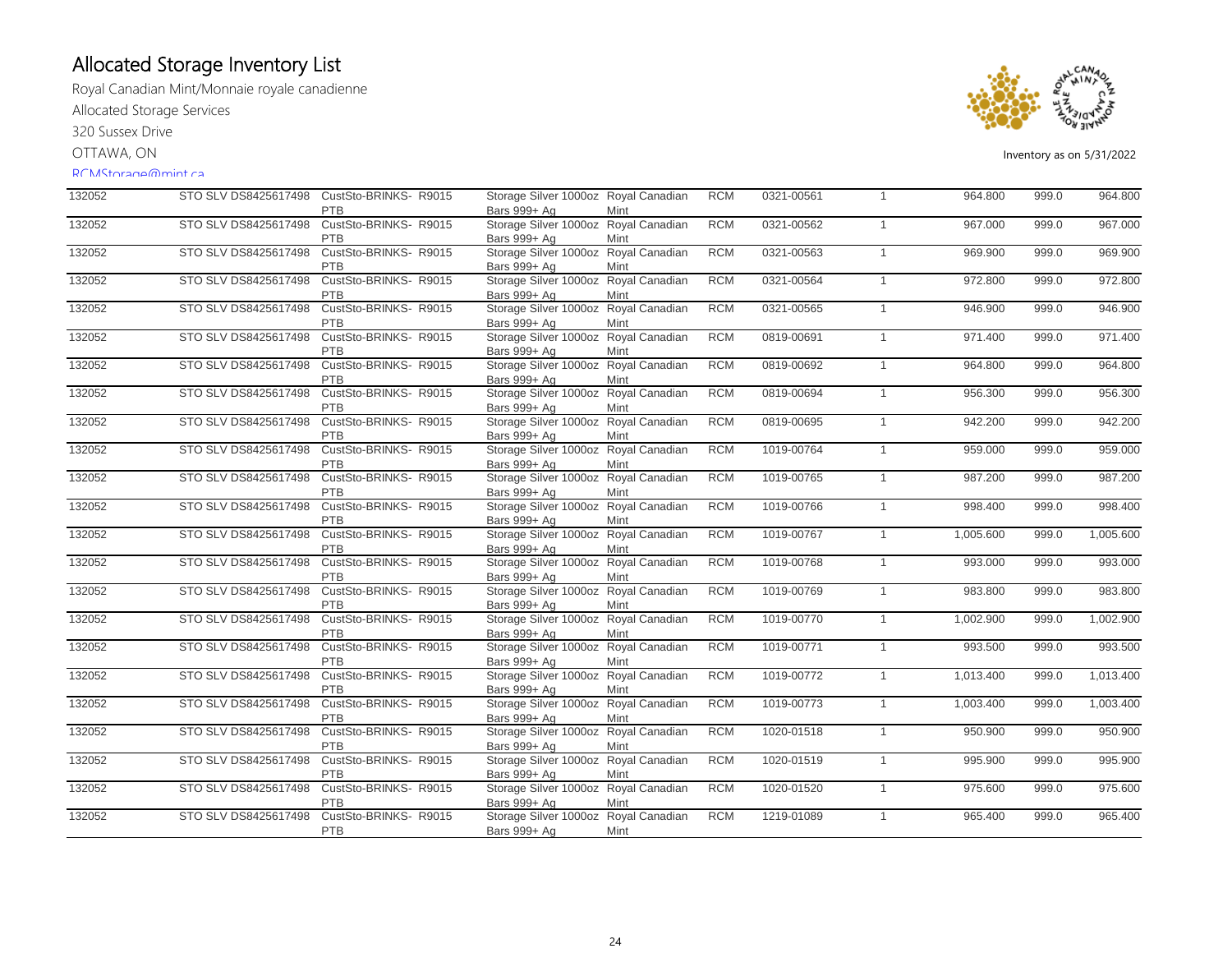# Allocated Storage Inventory List

Royal Canadian Mint/Monnaie royale canadienne

Allocated Storage Services

320 Sussex Drive

OTTAWA, ON

RCMStorage@mint.ca

Inventory as on 5/31/2022

| | | | | | | | | | | |
|---|---|---|---|---|---|---|---|---|---|---|
| 132052 | STO SLV DS8425617498 | CustSto-BRINKS- PTB | R9015 | Storage Silver 1000oz Bars 999+ Ag | Royal Canadian Mint | RCM | 0321-00561 | 1 | 964.800 | 999.0 | 964.800 |
| 132052 | STO SLV DS8425617498 | CustSto-BRINKS- PTB | R9015 | Storage Silver 1000oz Bars 999+ Ag | Royal Canadian Mint | RCM | 0321-00562 | 1 | 967.000 | 999.0 | 967.000 |
| 132052 | STO SLV DS8425617498 | CustSto-BRINKS- PTB | R9015 | Storage Silver 1000oz Bars 999+ Ag | Royal Canadian Mint | RCM | 0321-00563 | 1 | 969.900 | 999.0 | 969.900 |
| 132052 | STO SLV DS8425617498 | CustSto-BRINKS- PTB | R9015 | Storage Silver 1000oz Bars 999+ Ag | Royal Canadian Mint | RCM | 0321-00564 | 1 | 972.800 | 999.0 | 972.800 |
| 132052 | STO SLV DS8425617498 | CustSto-BRINKS- PTB | R9015 | Storage Silver 1000oz Bars 999+ Ag | Royal Canadian Mint | RCM | 0321-00565 | 1 | 946.900 | 999.0 | 946.900 |
| 132052 | STO SLV DS8425617498 | CustSto-BRINKS- PTB | R9015 | Storage Silver 1000oz Bars 999+ Ag | Royal Canadian Mint | RCM | 0819-00691 | 1 | 971.400 | 999.0 | 971.400 |
| 132052 | STO SLV DS8425617498 | CustSto-BRINKS- PTB | R9015 | Storage Silver 1000oz Bars 999+ Ag | Royal Canadian Mint | RCM | 0819-00692 | 1 | 964.800 | 999.0 | 964.800 |
| 132052 | STO SLV DS8425617498 | CustSto-BRINKS- PTB | R9015 | Storage Silver 1000oz Bars 999+ Ag | Royal Canadian Mint | RCM | 0819-00694 | 1 | 956.300 | 999.0 | 956.300 |
| 132052 | STO SLV DS8425617498 | CustSto-BRINKS- PTB | R9015 | Storage Silver 1000oz Bars 999+ Ag | Royal Canadian Mint | RCM | 0819-00695 | 1 | 942.200 | 999.0 | 942.200 |
| 132052 | STO SLV DS8425617498 | CustSto-BRINKS- PTB | R9015 | Storage Silver 1000oz Bars 999+ Ag | Royal Canadian Mint | RCM | 1019-00764 | 1 | 959.000 | 999.0 | 959.000 |
| 132052 | STO SLV DS8425617498 | CustSto-BRINKS- PTB | R9015 | Storage Silver 1000oz Bars 999+ Ag | Royal Canadian Mint | RCM | 1019-00765 | 1 | 987.200 | 999.0 | 987.200 |
| 132052 | STO SLV DS8425617498 | CustSto-BRINKS- PTB | R9015 | Storage Silver 1000oz Bars 999+ Ag | Royal Canadian Mint | RCM | 1019-00766 | 1 | 998.400 | 999.0 | 998.400 |
| 132052 | STO SLV DS8425617498 | CustSto-BRINKS- PTB | R9015 | Storage Silver 1000oz Bars 999+ Ag | Royal Canadian Mint | RCM | 1019-00767 | 1 | 1,005.600 | 999.0 | 1,005.600 |
| 132052 | STO SLV DS8425617498 | CustSto-BRINKS- PTB | R9015 | Storage Silver 1000oz Bars 999+ Ag | Royal Canadian Mint | RCM | 1019-00768 | 1 | 993.000 | 999.0 | 993.000 |
| 132052 | STO SLV DS8425617498 | CustSto-BRINKS- PTB | R9015 | Storage Silver 1000oz Bars 999+ Ag | Royal Canadian Mint | RCM | 1019-00769 | 1 | 983.800 | 999.0 | 983.800 |
| 132052 | STO SLV DS8425617498 | CustSto-BRINKS- PTB | R9015 | Storage Silver 1000oz Bars 999+ Ag | Royal Canadian Mint | RCM | 1019-00770 | 1 | 1,002.900 | 999.0 | 1,002.900 |
| 132052 | STO SLV DS8425617498 | CustSto-BRINKS- PTB | R9015 | Storage Silver 1000oz Bars 999+ Ag | Royal Canadian Mint | RCM | 1019-00771 | 1 | 993.500 | 999.0 | 993.500 |
| 132052 | STO SLV DS8425617498 | CustSto-BRINKS- PTB | R9015 | Storage Silver 1000oz Bars 999+ Ag | Royal Canadian Mint | RCM | 1019-00772 | 1 | 1,013.400 | 999.0 | 1,013.400 |
| 132052 | STO SLV DS8425617498 | CustSto-BRINKS- PTB | R9015 | Storage Silver 1000oz Bars 999+ Ag | Royal Canadian Mint | RCM | 1019-00773 | 1 | 1,003.400 | 999.0 | 1,003.400 |
| 132052 | STO SLV DS8425617498 | CustSto-BRINKS- PTB | R9015 | Storage Silver 1000oz Bars 999+ Ag | Royal Canadian Mint | RCM | 1020-01518 | 1 | 950.900 | 999.0 | 950.900 |
| 132052 | STO SLV DS8425617498 | CustSto-BRINKS- PTB | R9015 | Storage Silver 1000oz Bars 999+ Ag | Royal Canadian Mint | RCM | 1020-01519 | 1 | 995.900 | 999.0 | 995.900 |
| 132052 | STO SLV DS8425617498 | CustSto-BRINKS- PTB | R9015 | Storage Silver 1000oz Bars 999+ Ag | Royal Canadian Mint | RCM | 1020-01520 | 1 | 975.600 | 999.0 | 975.600 |
| 132052 | STO SLV DS8425617498 | CustSto-BRINKS- PTB | R9015 | Storage Silver 1000oz Bars 999+ Ag | Royal Canadian Mint | RCM | 1219-01089 | 1 | 965.400 | 999.0 | 965.400 |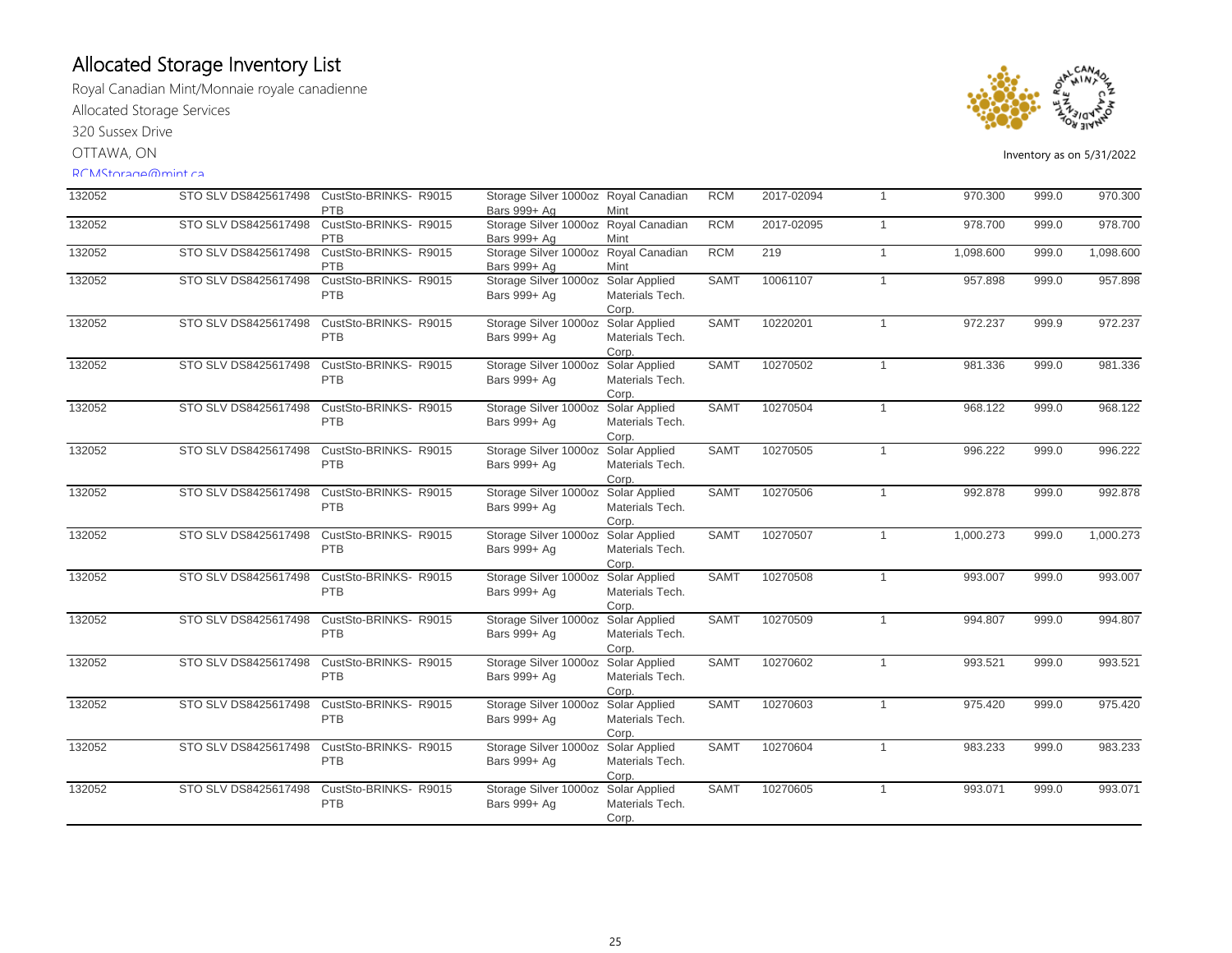# Allocated Storage Inventory List

Royal Canadian Mint/Monnaie royale canadienne

Allocated Storage Services

320 Sussex Drive

OTTAWA, ON

RCMStorage@mint.ca

Inventory as on 5/31/2022

| | | | | | | | | | | |
|---|---|---|---|---|---|---|---|---|---|---|
| 132052 | STO SLV DS8425617498 | CustSto-BRINKS- R9015 PTB | Storage Silver 1000oz Bars 999+ Ag | Royal Canadian Mint | RCM | 2017-02094 | 1 | 970.300 | 999.0 | 970.300 |
| 132052 | STO SLV DS8425617498 | CustSto-BRINKS- R9015 PTB | Storage Silver 1000oz Bars 999+ Ag | Royal Canadian Mint | RCM | 2017-02095 | 1 | 978.700 | 999.0 | 978.700 |
| 132052 | STO SLV DS8425617498 | CustSto-BRINKS- R9015 PTB | Storage Silver 1000oz Bars 999+ Ag | Royal Canadian Mint | RCM | 219 | 1 | 1,098.600 | 999.0 | 1,098.600 |
| 132052 | STO SLV DS8425617498 | CustSto-BRINKS- R9015 PTB | Storage Silver 1000oz Bars 999+ Ag | Solar Applied Materials Tech. Corp. | SAMT | 10061107 | 1 | 957.898 | 999.0 | 957.898 |
| 132052 | STO SLV DS8425617498 | CustSto-BRINKS- R9015 PTB | Storage Silver 1000oz Bars 999+ Ag | Solar Applied Materials Tech. Corp. | SAMT | 10220201 | 1 | 972.237 | 999.9 | 972.237 |
| 132052 | STO SLV DS8425617498 | CustSto-BRINKS- R9015 PTB | Storage Silver 1000oz Bars 999+ Ag | Solar Applied Materials Tech. Corp. | SAMT | 10270502 | 1 | 981.336 | 999.0 | 981.336 |
| 132052 | STO SLV DS8425617498 | CustSto-BRINKS- R9015 PTB | Storage Silver 1000oz Bars 999+ Ag | Solar Applied Materials Tech. Corp. | SAMT | 10270504 | 1 | 968.122 | 999.0 | 968.122 |
| 132052 | STO SLV DS8425617498 | CustSto-BRINKS- R9015 PTB | Storage Silver 1000oz Bars 999+ Ag | Solar Applied Materials Tech. Corp. | SAMT | 10270505 | 1 | 996.222 | 999.0 | 996.222 |
| 132052 | STO SLV DS8425617498 | CustSto-BRINKS- R9015 PTB | Storage Silver 1000oz Bars 999+ Ag | Solar Applied Materials Tech. Corp. | SAMT | 10270506 | 1 | 992.878 | 999.0 | 992.878 |
| 132052 | STO SLV DS8425617498 | CustSto-BRINKS- R9015 PTB | Storage Silver 1000oz Bars 999+ Ag | Solar Applied Materials Tech. Corp. | SAMT | 10270507 | 1 | 1,000.273 | 999.0 | 1,000.273 |
| 132052 | STO SLV DS8425617498 | CustSto-BRINKS- R9015 PTB | Storage Silver 1000oz Bars 999+ Ag | Solar Applied Materials Tech. Corp. | SAMT | 10270508 | 1 | 993.007 | 999.0 | 993.007 |
| 132052 | STO SLV DS8425617498 | CustSto-BRINKS- R9015 PTB | Storage Silver 1000oz Bars 999+ Ag | Solar Applied Materials Tech. Corp. | SAMT | 10270509 | 1 | 994.807 | 999.0 | 994.807 |
| 132052 | STO SLV DS8425617498 | CustSto-BRINKS- R9015 PTB | Storage Silver 1000oz Bars 999+ Ag | Solar Applied Materials Tech. Corp. | SAMT | 10270602 | 1 | 993.521 | 999.0 | 993.521 |
| 132052 | STO SLV DS8425617498 | CustSto-BRINKS- R9015 PTB | Storage Silver 1000oz Bars 999+ Ag | Solar Applied Materials Tech. Corp. | SAMT | 10270603 | 1 | 975.420 | 999.0 | 975.420 |
| 132052 | STO SLV DS8425617498 | CustSto-BRINKS- R9015 PTB | Storage Silver 1000oz Bars 999+ Ag | Solar Applied Materials Tech. Corp. | SAMT | 10270604 | 1 | 983.233 | 999.0 | 983.233 |
| 132052 | STO SLV DS8425617498 | CustSto-BRINKS- R9015 PTB | Storage Silver 1000oz Bars 999+ Ag | Solar Applied Materials Tech. Corp. | SAMT | 10270605 | 1 | 993.071 | 999.0 | 993.071 |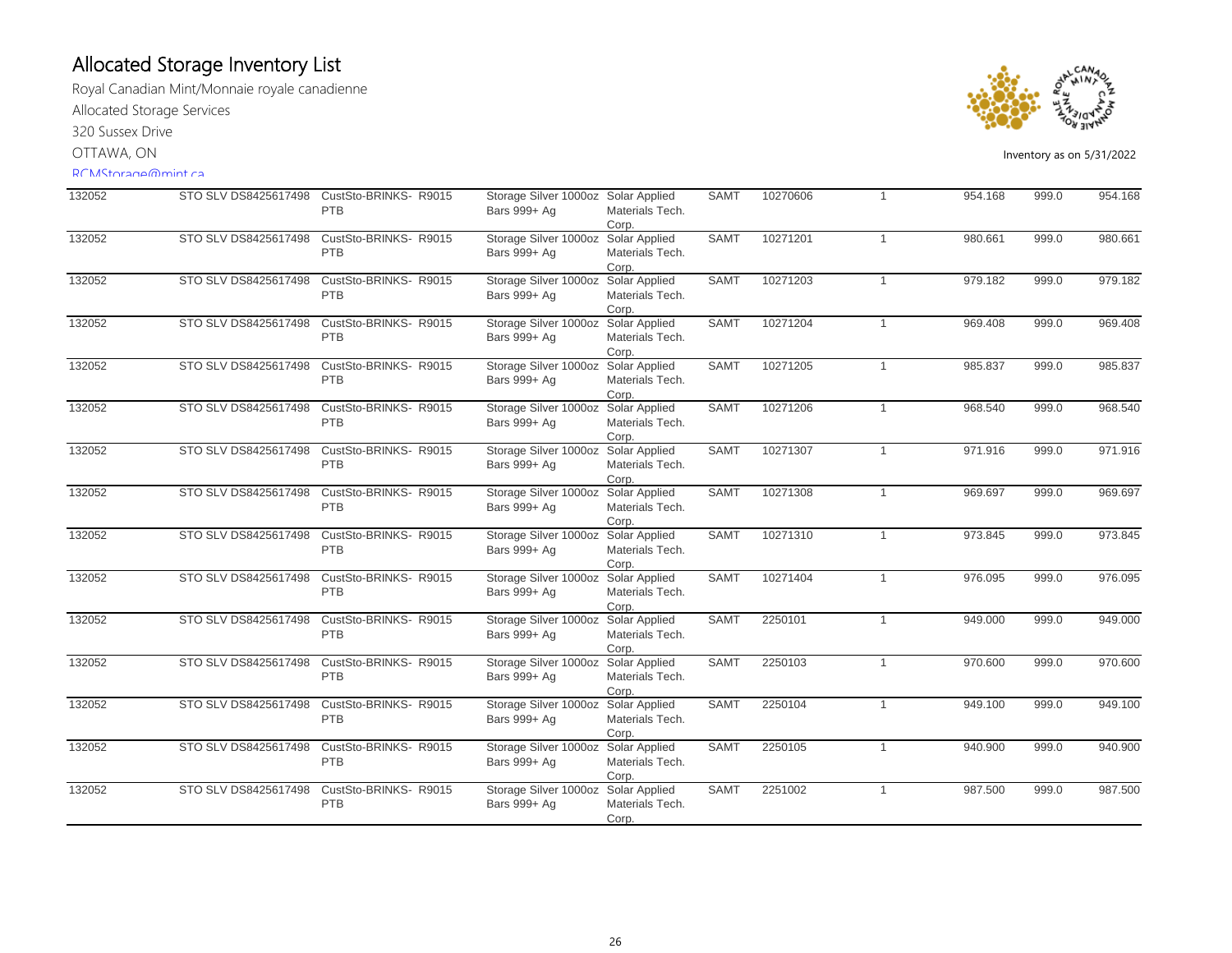# Allocated Storage Inventory List

Royal Canadian Mint/Monnaie royale canadienne

Allocated Storage Services

320 Sussex Drive

OTTAWA, ON

RCMStorage@mint.ca

Inventory as on 5/31/2022

| | | | | | | | | | | | |
|---|---|---|---|---|---|---|---|---|---|---|---|
| 132052 | STO SLV DS8425617498 | CustSto-BRINKS-PTB | R9015 | Storage Silver 1000oz Bars 999+ Ag | Solar Applied Materials Tech. Corp. | SAMT | 10270606 | 1 | 954.168 | 999.0 | 954.168 |
| 132052 | STO SLV DS8425617498 | CustSto-BRINKS-PTB | R9015 | Storage Silver 1000oz Bars 999+ Ag | Solar Applied Materials Tech. Corp. | SAMT | 10271201 | 1 | 980.661 | 999.0 | 980.661 |
| 132052 | STO SLV DS8425617498 | CustSto-BRINKS-PTB | R9015 | Storage Silver 1000oz Bars 999+ Ag | Solar Applied Materials Tech. Corp. | SAMT | 10271203 | 1 | 979.182 | 999.0 | 979.182 |
| 132052 | STO SLV DS8425617498 | CustSto-BRINKS-PTB | R9015 | Storage Silver 1000oz Bars 999+ Ag | Solar Applied Materials Tech. Corp. | SAMT | 10271204 | 1 | 969.408 | 999.0 | 969.408 |
| 132052 | STO SLV DS8425617498 | CustSto-BRINKS-PTB | R9015 | Storage Silver 1000oz Bars 999+ Ag | Solar Applied Materials Tech. Corp. | SAMT | 10271205 | 1 | 985.837 | 999.0 | 985.837 |
| 132052 | STO SLV DS8425617498 | CustSto-BRINKS-PTB | R9015 | Storage Silver 1000oz Bars 999+ Ag | Solar Applied Materials Tech. Corp. | SAMT | 10271206 | 1 | 968.540 | 999.0 | 968.540 |
| 132052 | STO SLV DS8425617498 | CustSto-BRINKS-PTB | R9015 | Storage Silver 1000oz Bars 999+ Ag | Solar Applied Materials Tech. Corp. | SAMT | 10271307 | 1 | 971.916 | 999.0 | 971.916 |
| 132052 | STO SLV DS8425617498 | CustSto-BRINKS-PTB | R9015 | Storage Silver 1000oz Bars 999+ Ag | Solar Applied Materials Tech. Corp. | SAMT | 10271308 | 1 | 969.697 | 999.0 | 969.697 |
| 132052 | STO SLV DS8425617498 | CustSto-BRINKS-PTB | R9015 | Storage Silver 1000oz Bars 999+ Ag | Solar Applied Materials Tech. Corp. | SAMT | 10271310 | 1 | 973.845 | 999.0 | 973.845 |
| 132052 | STO SLV DS8425617498 | CustSto-BRINKS-PTB | R9015 | Storage Silver 1000oz Bars 999+ Ag | Solar Applied Materials Tech. Corp. | SAMT | 10271404 | 1 | 976.095 | 999.0 | 976.095 |
| 132052 | STO SLV DS8425617498 | CustSto-BRINKS-PTB | R9015 | Storage Silver 1000oz Bars 999+ Ag | Solar Applied Materials Tech. Corp. | SAMT | 2250101 | 1 | 949.000 | 999.0 | 949.000 |
| 132052 | STO SLV DS8425617498 | CustSto-BRINKS-PTB | R9015 | Storage Silver 1000oz Bars 999+ Ag | Solar Applied Materials Tech. Corp. | SAMT | 2250103 | 1 | 970.600 | 999.0 | 970.600 |
| 132052 | STO SLV DS8425617498 | CustSto-BRINKS-PTB | R9015 | Storage Silver 1000oz Bars 999+ Ag | Solar Applied Materials Tech. Corp. | SAMT | 2250104 | 1 | 949.100 | 999.0 | 949.100 |
| 132052 | STO SLV DS8425617498 | CustSto-BRINKS-PTB | R9015 | Storage Silver 1000oz Bars 999+ Ag | Solar Applied Materials Tech. Corp. | SAMT | 2250105 | 1 | 940.900 | 999.0 | 940.900 |
| 132052 | STO SLV DS8425617498 | CustSto-BRINKS-PTB | R9015 | Storage Silver 1000oz Bars 999+ Ag | Solar Applied Materials Tech. Corp. | SAMT | 2251002 | 1 | 987.500 | 999.0 | 987.500 |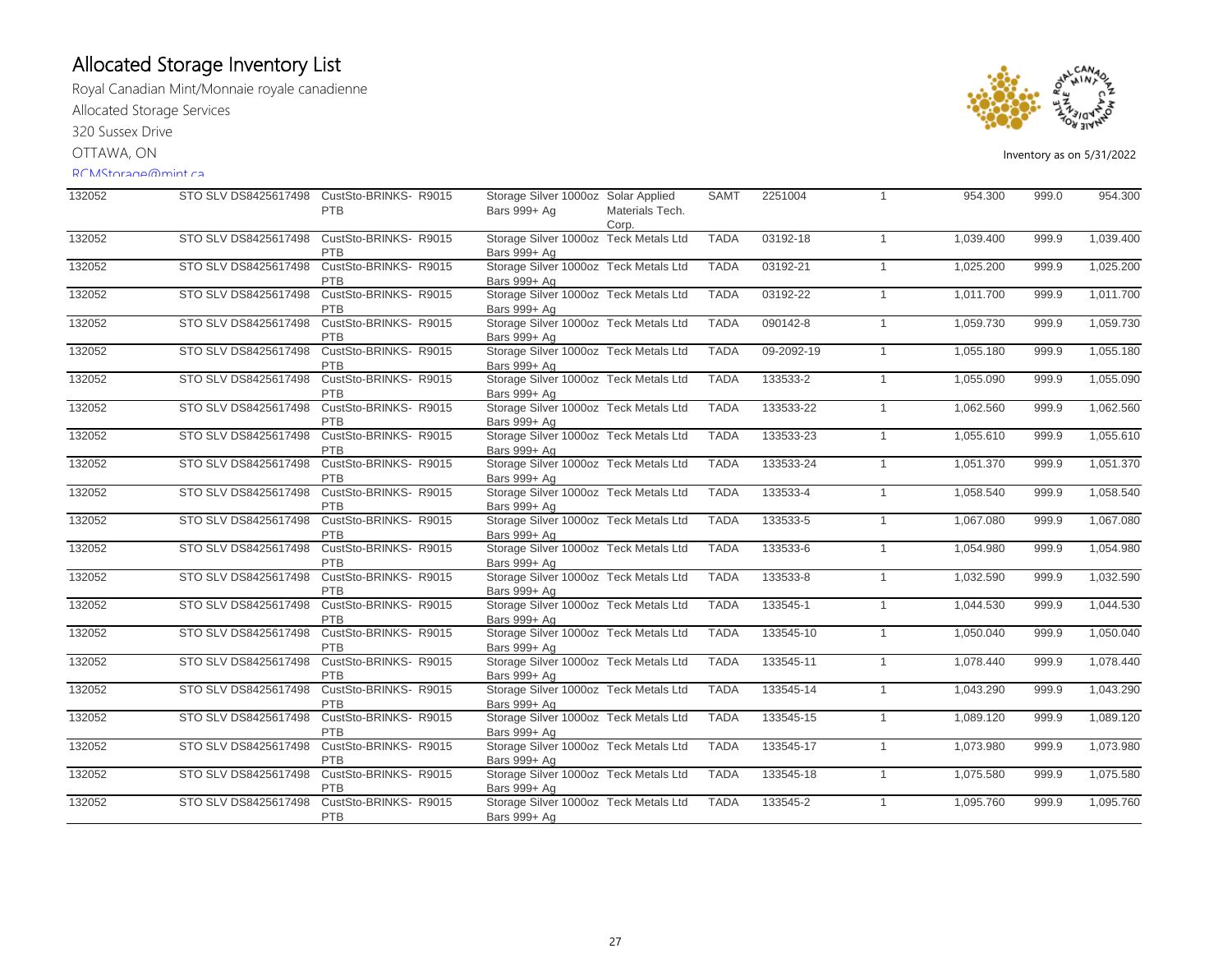# Allocated Storage Inventory List

Royal Canadian Mint/Monnaie royale canadienne

Allocated Storage Services

320 Sussex Drive

OTTAWA, ON

RCMStorage@mint.ca

Inventory as on 5/31/2022

| | | | | | | | | | | | |
|---|---|---|---|---|---|---|---|---|---|---|---|
| 132052 | STO SLV DS8425617498 | CustSto-BRINKS- PTB | R9015 | Storage Silver 1000oz Bars 999+ Ag | Solar Applied Materials Tech. Corp. | SAMT | 2251004 | 1 | 954.300 | 999.0 | 954.300 |
| 132052 | STO SLV DS8425617498 | CustSto-BRINKS- PTB | R9015 | Storage Silver 1000oz Bars 999+ Ag | Teck Metals Ltd | TADA | 03192-18 | 1 | 1,039.400 | 999.9 | 1,039.400 |
| 132052 | STO SLV DS8425617498 | CustSto-BRINKS- PTB | R9015 | Storage Silver 1000oz Bars 999+ Ag | Teck Metals Ltd | TADA | 03192-21 | 1 | 1,025.200 | 999.9 | 1,025.200 |
| 132052 | STO SLV DS8425617498 | CustSto-BRINKS- PTB | R9015 | Storage Silver 1000oz Bars 999+ Ag | Teck Metals Ltd | TADA | 03192-22 | 1 | 1,011.700 | 999.9 | 1,011.700 |
| 132052 | STO SLV DS8425617498 | CustSto-BRINKS- PTB | R9015 | Storage Silver 1000oz Bars 999+ Ag | Teck Metals Ltd | TADA | 090142-8 | 1 | 1,059.730 | 999.9 | 1,059.730 |
| 132052 | STO SLV DS8425617498 | CustSto-BRINKS- PTB | R9015 | Storage Silver 1000oz Bars 999+ Ag | Teck Metals Ltd | TADA | 09-2092-19 | 1 | 1,055.180 | 999.9 | 1,055.180 |
| 132052 | STO SLV DS8425617498 | CustSto-BRINKS- PTB | R9015 | Storage Silver 1000oz Bars 999+ Ag | Teck Metals Ltd | TADA | 133533-2 | 1 | 1,055.090 | 999.9 | 1,055.090 |
| 132052 | STO SLV DS8425617498 | CustSto-BRINKS- PTB | R9015 | Storage Silver 1000oz Bars 999+ Ag | Teck Metals Ltd | TADA | 133533-22 | 1 | 1,062.560 | 999.9 | 1,062.560 |
| 132052 | STO SLV DS8425617498 | CustSto-BRINKS- PTB | R9015 | Storage Silver 1000oz Bars 999+ Ag | Teck Metals Ltd | TADA | 133533-23 | 1 | 1,055.610 | 999.9 | 1,055.610 |
| 132052 | STO SLV DS8425617498 | CustSto-BRINKS- PTB | R9015 | Storage Silver 1000oz Bars 999+ Ag | Teck Metals Ltd | TADA | 133533-24 | 1 | 1,051.370 | 999.9 | 1,051.370 |
| 132052 | STO SLV DS8425617498 | CustSto-BRINKS- PTB | R9015 | Storage Silver 1000oz Bars 999+ Ag | Teck Metals Ltd | TADA | 133533-4 | 1 | 1,058.540 | 999.9 | 1,058.540 |
| 132052 | STO SLV DS8425617498 | CustSto-BRINKS- PTB | R9015 | Storage Silver 1000oz Bars 999+ Ag | Teck Metals Ltd | TADA | 133533-5 | 1 | 1,067.080 | 999.9 | 1,067.080 |
| 132052 | STO SLV DS8425617498 | CustSto-BRINKS- PTB | R9015 | Storage Silver 1000oz Bars 999+ Ag | Teck Metals Ltd | TADA | 133533-6 | 1 | 1,054.980 | 999.9 | 1,054.980 |
| 132052 | STO SLV DS8425617498 | CustSto-BRINKS- PTB | R9015 | Storage Silver 1000oz Bars 999+ Ag | Teck Metals Ltd | TADA | 133533-8 | 1 | 1,032.590 | 999.9 | 1,032.590 |
| 132052 | STO SLV DS8425617498 | CustSto-BRINKS- PTB | R9015 | Storage Silver 1000oz Bars 999+ Ag | Teck Metals Ltd | TADA | 133545-1 | 1 | 1,044.530 | 999.9 | 1,044.530 |
| 132052 | STO SLV DS8425617498 | CustSto-BRINKS- PTB | R9015 | Storage Silver 1000oz Bars 999+ Ag | Teck Metals Ltd | TADA | 133545-10 | 1 | 1,050.040 | 999.9 | 1,050.040 |
| 132052 | STO SLV DS8425617498 | CustSto-BRINKS- PTB | R9015 | Storage Silver 1000oz Bars 999+ Ag | Teck Metals Ltd | TADA | 133545-11 | 1 | 1,078.440 | 999.9 | 1,078.440 |
| 132052 | STO SLV DS8425617498 | CustSto-BRINKS- PTB | R9015 | Storage Silver 1000oz Bars 999+ Ag | Teck Metals Ltd | TADA | 133545-14 | 1 | 1,043.290 | 999.9 | 1,043.290 |
| 132052 | STO SLV DS8425617498 | CustSto-BRINKS- PTB | R9015 | Storage Silver 1000oz Bars 999+ Ag | Teck Metals Ltd | TADA | 133545-15 | 1 | 1,089.120 | 999.9 | 1,089.120 |
| 132052 | STO SLV DS8425617498 | CustSto-BRINKS- PTB | R9015 | Storage Silver 1000oz Bars 999+ Ag | Teck Metals Ltd | TADA | 133545-17 | 1 | 1,073.980 | 999.9 | 1,073.980 |
| 132052 | STO SLV DS8425617498 | CustSto-BRINKS- PTB | R9015 | Storage Silver 1000oz Bars 999+ Ag | Teck Metals Ltd | TADA | 133545-18 | 1 | 1,075.580 | 999.9 | 1,075.580 |
| 132052 | STO SLV DS8425617498 | CustSto-BRINKS- PTB | R9015 | Storage Silver 1000oz Bars 999+ Ag | Teck Metals Ltd | TADA | 133545-2 | 1 | 1,095.760 | 999.9 | 1,095.760 |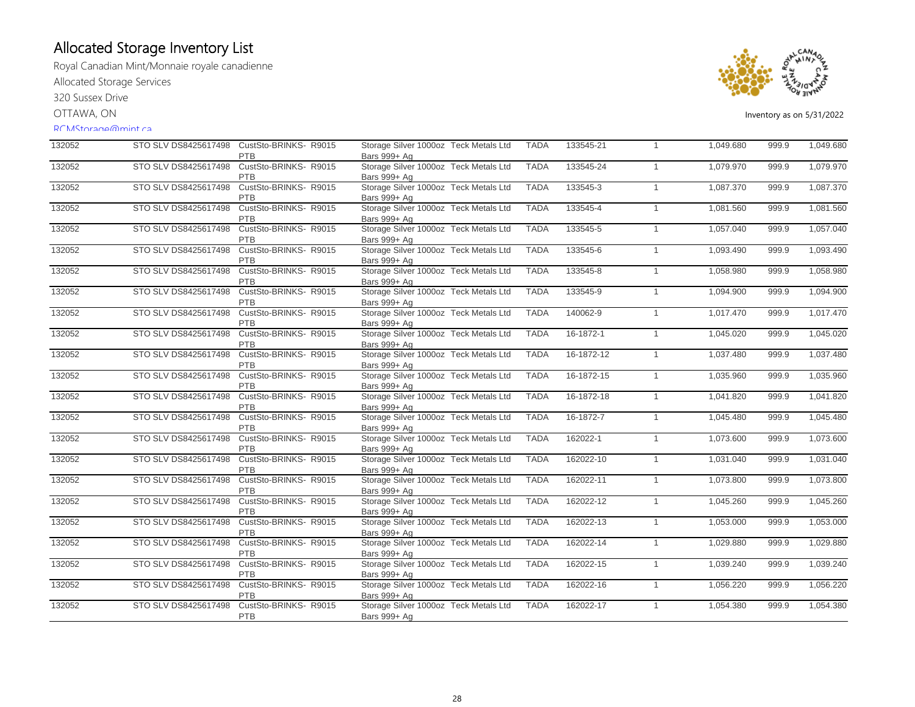# Allocated Storage Inventory List

Royal Canadian Mint/Monnaie royale canadienne

Allocated Storage Services

320 Sussex Drive

OTTAWA, ON

RCMStorage@mint.ca

Inventory as on 5/31/2022

| | | | | | | | | | | |
|---|---|---|---|---|---|---|---|---|---|---|
| 132052 | STO SLV DS8425617498 | CustSto-BRINKS-PTB | R9015 | Storage Silver 1000oz Bars 999+ Ag | Teck Metals Ltd | TADA | 133545-21 | 1 | 1,049.680 | 999.9 | 1,049.680 |
| 132052 | STO SLV DS8425617498 | CustSto-BRINKS-PTB | R9015 | Storage Silver 1000oz Bars 999+ Ag | Teck Metals Ltd | TADA | 133545-24 | 1 | 1,079.970 | 999.9 | 1,079.970 |
| 132052 | STO SLV DS8425617498 | CustSto-BRINKS-PTB | R9015 | Storage Silver 1000oz Bars 999+ Ag | Teck Metals Ltd | TADA | 133545-3 | 1 | 1,087.370 | 999.9 | 1,087.370 |
| 132052 | STO SLV DS8425617498 | CustSto-BRINKS-PTB | R9015 | Storage Silver 1000oz Bars 999+ Ag | Teck Metals Ltd | TADA | 133545-4 | 1 | 1,081.560 | 999.9 | 1,081.560 |
| 132052 | STO SLV DS8425617498 | CustSto-BRINKS-PTB | R9015 | Storage Silver 1000oz Bars 999+ Ag | Teck Metals Ltd | TADA | 133545-5 | 1 | 1,057.040 | 999.9 | 1,057.040 |
| 132052 | STO SLV DS8425617498 | CustSto-BRINKS-PTB | R9015 | Storage Silver 1000oz Bars 999+ Ag | Teck Metals Ltd | TADA | 133545-6 | 1 | 1,093.490 | 999.9 | 1,093.490 |
| 132052 | STO SLV DS8425617498 | CustSto-BRINKS-PTB | R9015 | Storage Silver 1000oz Bars 999+ Ag | Teck Metals Ltd | TADA | 133545-8 | 1 | 1,058.980 | 999.9 | 1,058.980 |
| 132052 | STO SLV DS8425617498 | CustSto-BRINKS-PTB | R9015 | Storage Silver 1000oz Bars 999+ Ag | Teck Metals Ltd | TADA | 133545-9 | 1 | 1,094.900 | 999.9 | 1,094.900 |
| 132052 | STO SLV DS8425617498 | CustSto-BRINKS-PTB | R9015 | Storage Silver 1000oz Bars 999+ Ag | Teck Metals Ltd | TADA | 140062-9 | 1 | 1,017.470 | 999.9 | 1,017.470 |
| 132052 | STO SLV DS8425617498 | CustSto-BRINKS-PTB | R9015 | Storage Silver 1000oz Bars 999+ Ag | Teck Metals Ltd | TADA | 16-1872-1 | 1 | 1,045.020 | 999.9 | 1,045.020 |
| 132052 | STO SLV DS8425617498 | CustSto-BRINKS-PTB | R9015 | Storage Silver 1000oz Bars 999+ Ag | Teck Metals Ltd | TADA | 16-1872-12 | 1 | 1,037.480 | 999.9 | 1,037.480 |
| 132052 | STO SLV DS8425617498 | CustSto-BRINKS-PTB | R9015 | Storage Silver 1000oz Bars 999+ Ag | Teck Metals Ltd | TADA | 16-1872-15 | 1 | 1,035.960 | 999.9 | 1,035.960 |
| 132052 | STO SLV DS8425617498 | CustSto-BRINKS-PTB | R9015 | Storage Silver 1000oz Bars 999+ Ag | Teck Metals Ltd | TADA | 16-1872-18 | 1 | 1,041.820 | 999.9 | 1,041.820 |
| 132052 | STO SLV DS8425617498 | CustSto-BRINKS-PTB | R9015 | Storage Silver 1000oz Bars 999+ Ag | Teck Metals Ltd | TADA | 16-1872-7 | 1 | 1,045.480 | 999.9 | 1,045.480 |
| 132052 | STO SLV DS8425617498 | CustSto-BRINKS-PTB | R9015 | Storage Silver 1000oz Bars 999+ Ag | Teck Metals Ltd | TADA | 162022-1 | 1 | 1,073.600 | 999.9 | 1,073.600 |
| 132052 | STO SLV DS8425617498 | CustSto-BRINKS-PTB | R9015 | Storage Silver 1000oz Bars 999+ Ag | Teck Metals Ltd | TADA | 162022-10 | 1 | 1,031.040 | 999.9 | 1,031.040 |
| 132052 | STO SLV DS8425617498 | CustSto-BRINKS-PTB | R9015 | Storage Silver 1000oz Bars 999+ Ag | Teck Metals Ltd | TADA | 162022-11 | 1 | 1,073.800 | 999.9 | 1,073.800 |
| 132052 | STO SLV DS8425617498 | CustSto-BRINKS-PTB | R9015 | Storage Silver 1000oz Bars 999+ Ag | Teck Metals Ltd | TADA | 162022-12 | 1 | 1,045.260 | 999.9 | 1,045.260 |
| 132052 | STO SLV DS8425617498 | CustSto-BRINKS-PTB | R9015 | Storage Silver 1000oz Bars 999+ Ag | Teck Metals Ltd | TADA | 162022-13 | 1 | 1,053.000 | 999.9 | 1,053.000 |
| 132052 | STO SLV DS8425617498 | CustSto-BRINKS-PTB | R9015 | Storage Silver 1000oz Bars 999+ Ag | Teck Metals Ltd | TADA | 162022-14 | 1 | 1,029.880 | 999.9 | 1,029.880 |
| 132052 | STO SLV DS8425617498 | CustSto-BRINKS-PTB | R9015 | Storage Silver 1000oz Bars 999+ Ag | Teck Metals Ltd | TADA | 162022-15 | 1 | 1,039.240 | 999.9 | 1,039.240 |
| 132052 | STO SLV DS8425617498 | CustSto-BRINKS-PTB | R9015 | Storage Silver 1000oz Bars 999+ Ag | Teck Metals Ltd | TADA | 162022-16 | 1 | 1,056.220 | 999.9 | 1,056.220 |
| 132052 | STO SLV DS8425617498 | CustSto-BRINKS-PTB | R9015 | Storage Silver 1000oz Bars 999+ Ag | Teck Metals Ltd | TADA | 162022-17 | 1 | 1,054.380 | 999.9 | 1,054.380 |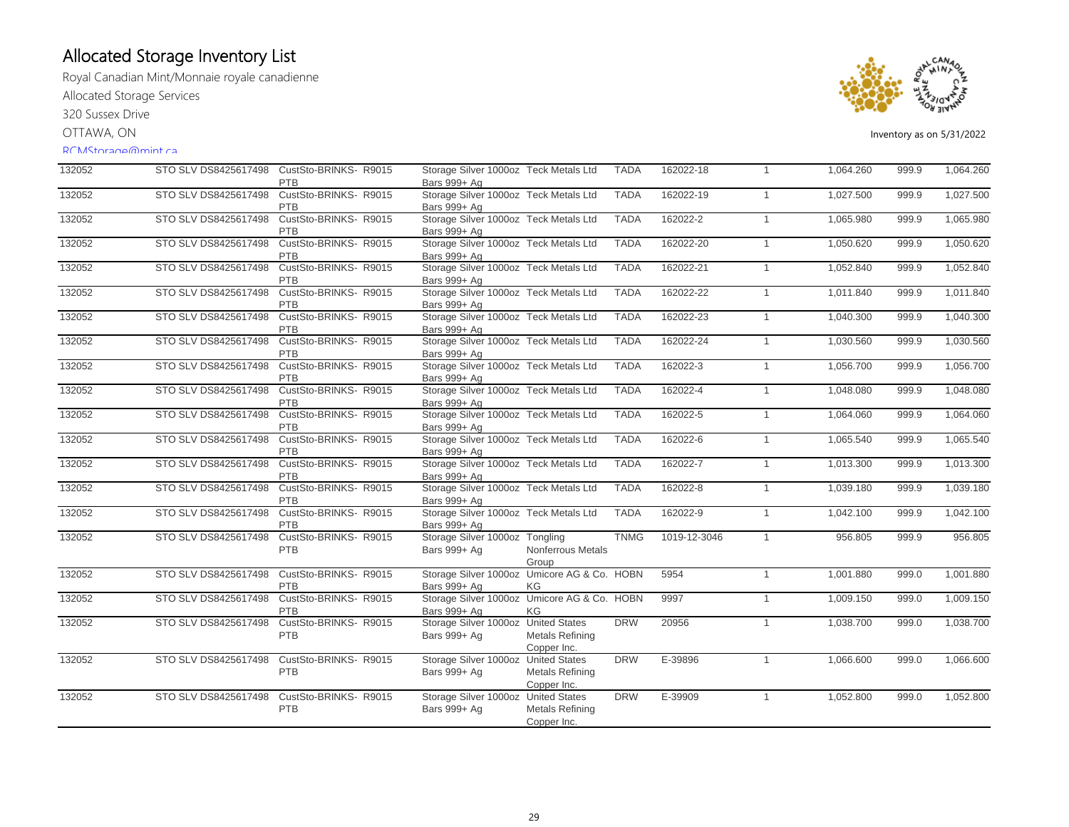# Allocated Storage Inventory List

Royal Canadian Mint/Monnaie royale canadienne

Allocated Storage Services

320 Sussex Drive

OTTAWA, ON

RCMStorage@mint.ca

Inventory as on 5/31/2022

| | | | | | | | | | | |
|---|---|---|---|---|---|---|---|---|---|---|
| 132052 | STO SLV DS8425617498 | CustSto-BRINKS-PTB | R9015 | Storage Silver 1000oz Bars 999+ Ag | Teck Metals Ltd | TADA | 162022-18 | 1 | 1,064.260 | 999.9 | 1,064.260 |
| 132052 | STO SLV DS8425617498 | CustSto-BRINKS-PTB | R9015 | Storage Silver 1000oz Bars 999+ Ag | Teck Metals Ltd | TADA | 162022-19 | 1 | 1,027.500 | 999.9 | 1,027.500 |
| 132052 | STO SLV DS8425617498 | CustSto-BRINKS-PTB | R9015 | Storage Silver 1000oz Bars 999+ Ag | Teck Metals Ltd | TADA | 162022-2 | 1 | 1,065.980 | 999.9 | 1,065.980 |
| 132052 | STO SLV DS8425617498 | CustSto-BRINKS-PTB | R9015 | Storage Silver 1000oz Bars 999+ Ag | Teck Metals Ltd | TADA | 162022-20 | 1 | 1,050.620 | 999.9 | 1,050.620 |
| 132052 | STO SLV DS8425617498 | CustSto-BRINKS-PTB | R9015 | Storage Silver 1000oz Bars 999+ Ag | Teck Metals Ltd | TADA | 162022-21 | 1 | 1,052.840 | 999.9 | 1,052.840 |
| 132052 | STO SLV DS8425617498 | CustSto-BRINKS-PTB | R9015 | Storage Silver 1000oz Bars 999+ Ag | Teck Metals Ltd | TADA | 162022-22 | 1 | 1,011.840 | 999.9 | 1,011.840 |
| 132052 | STO SLV DS8425617498 | CustSto-BRINKS-PTB | R9015 | Storage Silver 1000oz Bars 999+ Ag | Teck Metals Ltd | TADA | 162022-23 | 1 | 1,040.300 | 999.9 | 1,040.300 |
| 132052 | STO SLV DS8425617498 | CustSto-BRINKS-PTB | R9015 | Storage Silver 1000oz Bars 999+ Ag | Teck Metals Ltd | TADA | 162022-24 | 1 | 1,030.560 | 999.9 | 1,030.560 |
| 132052 | STO SLV DS8425617498 | CustSto-BRINKS-PTB | R9015 | Storage Silver 1000oz Bars 999+ Ag | Teck Metals Ltd | TADA | 162022-3 | 1 | 1,056.700 | 999.9 | 1,056.700 |
| 132052 | STO SLV DS8425617498 | CustSto-BRINKS-PTB | R9015 | Storage Silver 1000oz Bars 999+ Ag | Teck Metals Ltd | TADA | 162022-4 | 1 | 1,048.080 | 999.9 | 1,048.080 |
| 132052 | STO SLV DS8425617498 | CustSto-BRINKS-PTB | R9015 | Storage Silver 1000oz Bars 999+ Ag | Teck Metals Ltd | TADA | 162022-5 | 1 | 1,064.060 | 999.9 | 1,064.060 |
| 132052 | STO SLV DS8425617498 | CustSto-BRINKS-PTB | R9015 | Storage Silver 1000oz Bars 999+ Ag | Teck Metals Ltd | TADA | 162022-6 | 1 | 1,065.540 | 999.9 | 1,065.540 |
| 132052 | STO SLV DS8425617498 | CustSto-BRINKS-PTB | R9015 | Storage Silver 1000oz Bars 999+ Ag | Teck Metals Ltd | TADA | 162022-7 | 1 | 1,013.300 | 999.9 | 1,013.300 |
| 132052 | STO SLV DS8425617498 | CustSto-BRINKS-PTB | R9015 | Storage Silver 1000oz Bars 999+ Ag | Teck Metals Ltd | TADA | 162022-8 | 1 | 1,039.180 | 999.9 | 1,039.180 |
| 132052 | STO SLV DS8425617498 | CustSto-BRINKS-PTB | R9015 | Storage Silver 1000oz Bars 999+ Ag | Teck Metals Ltd | TADA | 162022-9 | 1 | 1,042.100 | 999.9 | 1,042.100 |
| 132052 | STO SLV DS8425617498 | CustSto-BRINKS-PTB | R9015 | Storage Silver 1000oz Bars 999+ Ag | Tongling Nonferrous Metals Group | TNMG | 1019-12-3046 | 1 | 956.805 | 999.9 | 956.805 |
| 132052 | STO SLV DS8425617498 | CustSto-BRINKS-PTB | R9015 | Storage Silver 1000oz Bars 999+ Ag | Umicore AG & Co. KG | HOBN | 5954 | 1 | 1,001.880 | 999.0 | 1,001.880 |
| 132052 | STO SLV DS8425617498 | CustSto-BRINKS-PTB | R9015 | Storage Silver 1000oz Bars 999+ Ag | Umicore AG & Co. KG | HOBN | 9997 | 1 | 1,009.150 | 999.0 | 1,009.150 |
| 132052 | STO SLV DS8425617498 | CustSto-BRINKS-PTB | R9015 | Storage Silver 1000oz Bars 999+ Ag | United States Metals Refining Copper Inc. | DRW | 20956 | 1 | 1,038.700 | 999.0 | 1,038.700 |
| 132052 | STO SLV DS8425617498 | CustSto-BRINKS-PTB | R9015 | Storage Silver 1000oz Bars 999+ Ag | United States Metals Refining Copper Inc. | DRW | E-39896 | 1 | 1,066.600 | 999.0 | 1,066.600 |
| 132052 | STO SLV DS8425617498 | CustSto-BRINKS-PTB | R9015 | Storage Silver 1000oz Bars 999+ Ag | United States Metals Refining Copper Inc. | DRW | E-39909 | 1 | 1,052.800 | 999.0 | 1,052.800 |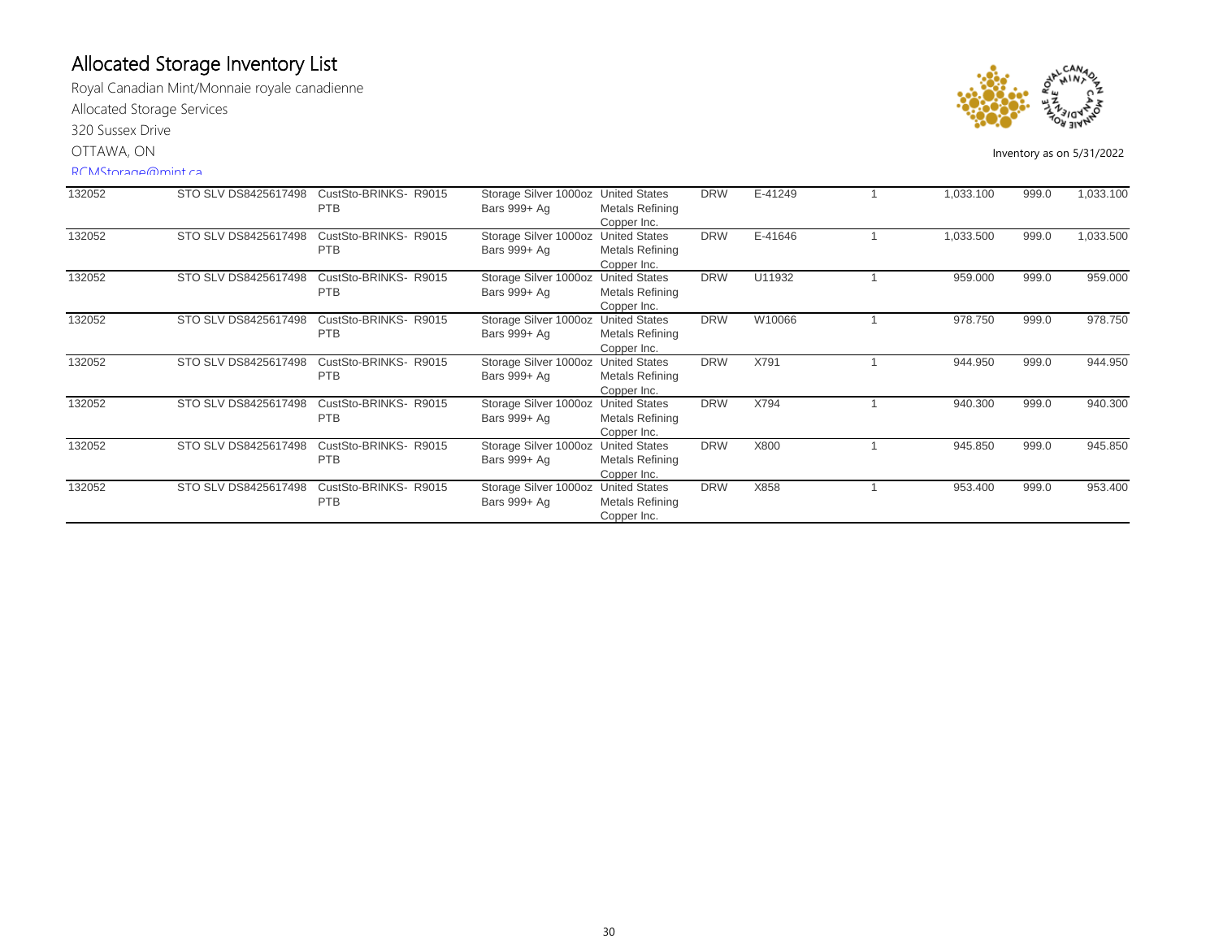# Allocated Storage Inventory List

Royal Canadian Mint/Monnaie royale canadienne

Allocated Storage Services

320 Sussex Drive

OTTAWA, ON

RCMStorage@mint.ca

Inventory as on 5/31/2022

| | | | | | | | | | | | |
|---|---|---|---|---|---|---|---|---|---|---|---|
| 132052 | STO SLV DS8425617498 | CustSto-BRINKS-PTB | R9015 | Storage Silver 1000oz Bars 999+ Ag | United States Metals Refining Copper Inc. | DRW | E-41249 | 1 | 1,033.100 | 999.0 | 1,033.100 |
| 132052 | STO SLV DS8425617498 | CustSto-BRINKS-PTB | R9015 | Storage Silver 1000oz Bars 999+ Ag | United States Metals Refining Copper Inc. | DRW | E-41646 | 1 | 1,033.500 | 999.0 | 1,033.500 |
| 132052 | STO SLV DS8425617498 | CustSto-BRINKS-PTB | R9015 | Storage Silver 1000oz Bars 999+ Ag | United States Metals Refining Copper Inc. | DRW | U11932 | 1 | 959.000 | 999.0 | 959.000 |
| 132052 | STO SLV DS8425617498 | CustSto-BRINKS-PTB | R9015 | Storage Silver 1000oz Bars 999+ Ag | United States Metals Refining Copper Inc. | DRW | W10066 | 1 | 978.750 | 999.0 | 978.750 |
| 132052 | STO SLV DS8425617498 | CustSto-BRINKS-PTB | R9015 | Storage Silver 1000oz Bars 999+ Ag | United States Metals Refining Copper Inc. | DRW | X791 | 1 | 944.950 | 999.0 | 944.950 |
| 132052 | STO SLV DS8425617498 | CustSto-BRINKS-PTB | R9015 | Storage Silver 1000oz Bars 999+ Ag | United States Metals Refining Copper Inc. | DRW | X794 | 1 | 940.300 | 999.0 | 940.300 |
| 132052 | STO SLV DS8425617498 | CustSto-BRINKS-PTB | R9015 | Storage Silver 1000oz Bars 999+ Ag | United States Metals Refining Copper Inc. | DRW | X800 | 1 | 945.850 | 999.0 | 945.850 |
| 132052 | STO SLV DS8425617498 | CustSto-BRINKS-PTB | R9015 | Storage Silver 1000oz Bars 999+ Ag | United States Metals Refining Copper Inc. | DRW | X858 | 1 | 953.400 | 999.0 | 953.400 |